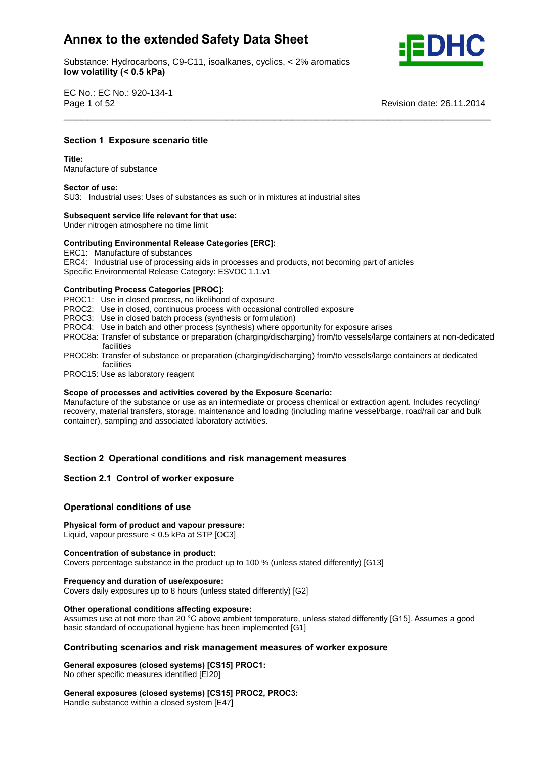# Annex to the extended Safety Data Sheet

Substance: Hydrocarbons, C9-C11, isoalkanes, cyclics, < 2% aromatics
**low volatility (< 0.5 kPa)**

EC No.: EC No.: 920-134-1

Revision date: 26.11.2014

## Section 1 Exposure scenario title

**Title:**
Manufacture of substance

**Sector of use:**
SU3: Industrial uses: Uses of substances as such or in mixtures at industrial sites

**Subsequent service life relevant for that use:**
Under nitrogen atmosphere no time limit

**Contributing Environmental Release Categories [ERC]:**
ERC1: Manufacture of substances
ERC4: Industrial use of processing aids in processes and products, not becoming part of articles
Specific Environmental Release Category: ESVOC 1.1.v1

**Contributing Process Categories [PROC]:**
PROC1: Use in closed process, no likelihood of exposure
PROC2: Use in closed, continuous process with occasional controlled exposure
PROC3: Use in closed batch process (synthesis or formulation)
PROC4: Use in batch and other process (synthesis) where opportunity for exposure arises
PROC8a: Transfer of substance or preparation (charging/discharging) from/to vessels/large containers at non-dedicated facilities
PROC8b: Transfer of substance or preparation (charging/discharging) from/to vessels/large containers at dedicated facilities
PROC15: Use as laboratory reagent

**Scope of processes and activities covered by the Exposure Scenario:**
Manufacture of the substance or use as an intermediate or process chemical or extraction agent. Includes recycling/recovery, material transfers, storage, maintenance and loading (including marine vessel/barge, road/rail car and bulk container), sampling and associated laboratory activities.

## Section 2 Operational conditions and risk management measures

### Section 2.1 Control of worker exposure

### Operational conditions of use

**Physical form of product and vapour pressure:**
Liquid, vapour pressure < 0.5 kPa at STP [OC3]

**Concentration of substance in product:**
Covers percentage substance in the product up to 100 % (unless stated differently) [G13]

**Frequency and duration of use/exposure:**
Covers daily exposures up to 8 hours (unless stated differently) [G2]

**Other operational conditions affecting exposure:**
Assumes use at not more than 20 °C above ambient temperature, unless stated differently [G15]. Assumes a good basic standard of occupational hygiene has been implemented [G1]

### Contributing scenarios and risk management measures of worker exposure

**General exposures (closed systems) [CS15] PROC1:**
No other specific measures identified [EI20]

**General exposures (closed systems) [CS15] PROC2, PROC3:**
Handle substance within a closed system [E47]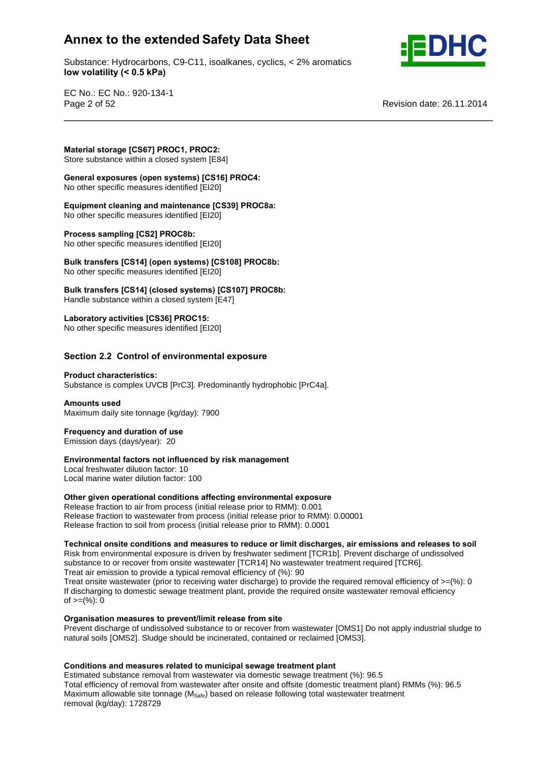**Material storage [CS67] PROC1, PROC2:**
Store substance within a closed system [E84]

**General exposures (open systems) [CS16] PROC4:**
No other specific measures identified [EI20]

**Equipment cleaning and maintenance [CS39] PROC8a:**
No other specific measures identified [EI20]

**Process sampling [CS2] PROC8b:**
No other specific measures identified [EI20]

**Bulk transfers [CS14] (open systems) [CS108] PROC8b:**
No other specific measures identified [EI20]

**Bulk transfers [CS14] (closed systems) [CS107] PROC8b:**
Handle substance within a closed system [E47]

**Laboratory activities [CS36] PROC15:**
No other specific measures identified [EI20]

## Section 2.2 Control of environmental exposure

**Product characteristics:**
Substance is complex UVCB [PrC3]. Predominantly hydrophobic [PrC4a].

**Amounts used**
Maximum daily site tonnage (kg/day): 7900

**Frequency and duration of use**
Emission days (days/year): 20

**Environmental factors not influenced by risk management**
Local freshwater dilution factor: 10
Local marine water dilution factor: 100

**Other given operational conditions affecting environmental exposure**
Release fraction to air from process (initial release prior to RMM): 0.001
Release fraction to wastewater from process (initial release prior to RMM): 0.00001
Release fraction to soil from process (initial release prior to RMM): 0.0001

**Technical onsite conditions and measures to reduce or limit discharges, air emissions and releases to soil**
Risk from environmental exposure is driven by freshwater sediment [TCR1b]. Prevent discharge of undissolved substance to or recover from onsite wastewater [TCR14] No wastewater treatment required [TCR6].
Treat air emission to provide a typical removal efficiency of (%): 90
Treat onsite wastewater (prior to receiving water discharge) to provide the required removal efficiency of >=(%): 0
If discharging to domestic sewage treatment plant, provide the required onsite wastewater removal efficiency of >=(%): 0

**Organisation measures to prevent/limit release from site**
Prevent discharge of undissolved substance to or recover from wastewater [OMS1] Do not apply industrial sludge to natural soils [OMS2]. Sludge should be incinerated, contained or reclaimed [OMS3].

**Conditions and measures related to municipal sewage treatment plant**
Estimated substance removal from wastewater via domestic sewage treatment (%): 96.5
Total efficiency of removal from wastewater after onsite and offsite (domestic treatment plant) RMMs (%): 96.5
Maximum allowable site tonnage ($M_{Safe}$) based on release following total wastewater treatment removal (kg/day): 1728729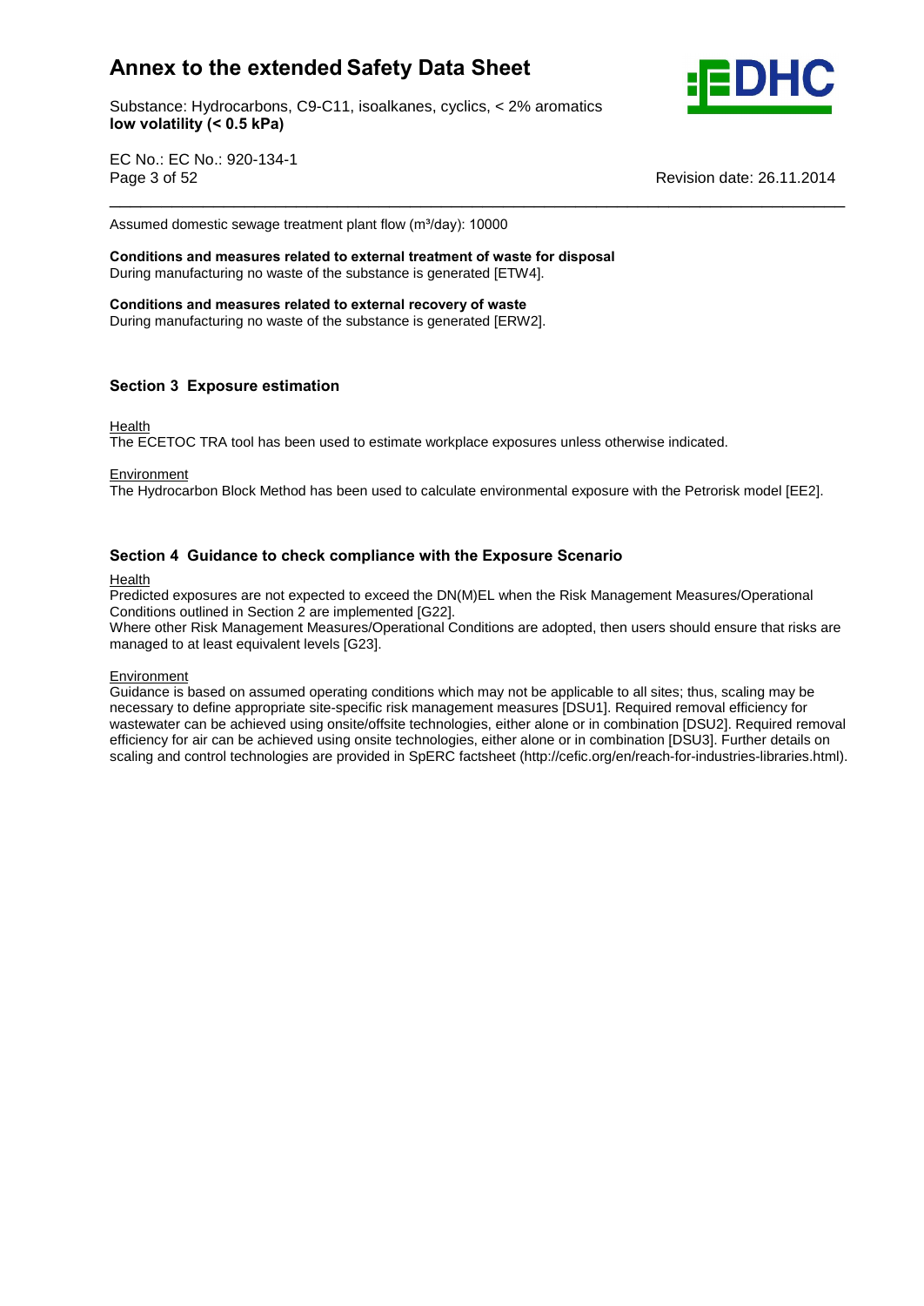Assumed domestic sewage treatment plant flow ($m^3$/day): 10000

**Conditions and measures related to external treatment of waste for disposal**
During manufacturing no waste of the substance is generated [ETW4].

**Conditions and measures related to external recovery of waste**
During manufacturing no waste of the substance is generated [ERW2].

## Section 3 Exposure estimation

Health
The ECETOC TRA tool has been used to estimate workplace exposures unless otherwise indicated.

Environment
The Hydrocarbon Block Method has been used to calculate environmental exposure with the Petrorisk model [EE2].

## Section 4 Guidance to check compliance with the Exposure Scenario

Health
Predicted exposures are not expected to exceed the DN(M)EL when the Risk Management Measures/Operational Conditions outlined in Section 2 are implemented [G22].
Where other Risk Management Measures/Operational Conditions are adopted, then users should ensure that risks are managed to at least equivalent levels [G23].

Environment
Guidance is based on assumed operating conditions which may not be applicable to all sites; thus, scaling may be necessary to define appropriate site-specific risk management measures [DSU1]. Required removal efficiency for wastewater can be achieved using onsite/offsite technologies, either alone or in combination [DSU2]. Required removal efficiency for air can be achieved using onsite technologies, either alone or in combination [DSU3]. Further details on scaling and control technologies are provided in SpERC factsheet (http://cefic.org/en/reach-for-industries-libraries.html).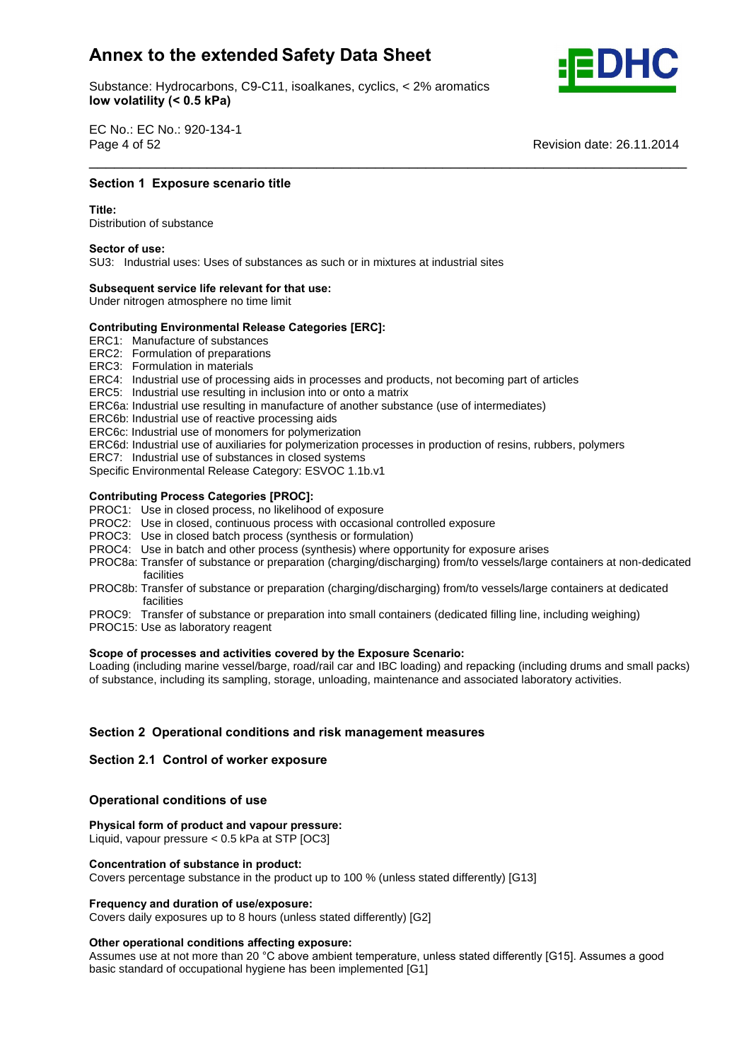## Section 1 Exposure scenario title

**Title:**
Distribution of substance

**Sector of use:**
SU3: Industrial uses: Uses of substances as such or in mixtures at industrial sites

**Subsequent service life relevant for that use:**
Under nitrogen atmosphere no time limit

**Contributing Environmental Release Categories [ERC]:**
ERC1: Manufacture of substances
ERC2: Formulation of preparations
ERC3: Formulation in materials
ERC4: Industrial use of processing aids in processes and products, not becoming part of articles
ERC5: Industrial use resulting in inclusion into or onto a matrix
ERC6a: Industrial use resulting in manufacture of another substance (use of intermediates)
ERC6b: Industrial use of reactive processing aids
ERC6c: Industrial use of monomers for polymerization
ERC6d: Industrial use of auxiliaries for polymerization processes in production of resins, rubbers, polymers
ERC7: Industrial use of substances in closed systems
Specific Environmental Release Category: ESVOC 1.1b.v1

**Contributing Process Categories [PROC]:**
PROC1: Use in closed process, no likelihood of exposure
PROC2: Use in closed, continuous process with occasional controlled exposure
PROC3: Use in closed batch process (synthesis or formulation)
PROC4: Use in batch and other process (synthesis) where opportunity for exposure arises
PROC8a: Transfer of substance or preparation (charging/discharging) from/to vessels/large containers at non-dedicated facilities
PROC8b: Transfer of substance or preparation (charging/discharging) from/to vessels/large containers at dedicated facilities
PROC9: Transfer of substance or preparation into small containers (dedicated filling line, including weighing)
PROC15: Use as laboratory reagent

**Scope of processes and activities covered by the Exposure Scenario:**
Loading (including marine vessel/barge, road/rail car and IBC loading) and repacking (including drums and small packs) of substance, including its sampling, storage, unloading, maintenance and associated laboratory activities.

## Section 2 Operational conditions and risk management measures

### Section 2.1 Control of worker exposure

### Operational conditions of use

**Physical form of product and vapour pressure:**
Liquid, vapour pressure < 0.5 kPa at STP [OC3]

**Concentration of substance in product:**
Covers percentage substance in the product up to 100 % (unless stated differently) [G13]

**Frequency and duration of use/exposure:**
Covers daily exposures up to 8 hours (unless stated differently) [G2]

**Other operational conditions affecting exposure:**
Assumes use at not more than 20 °C above ambient temperature, unless stated differently [G15]. Assumes a good basic standard of occupational hygiene has been implemented [G1]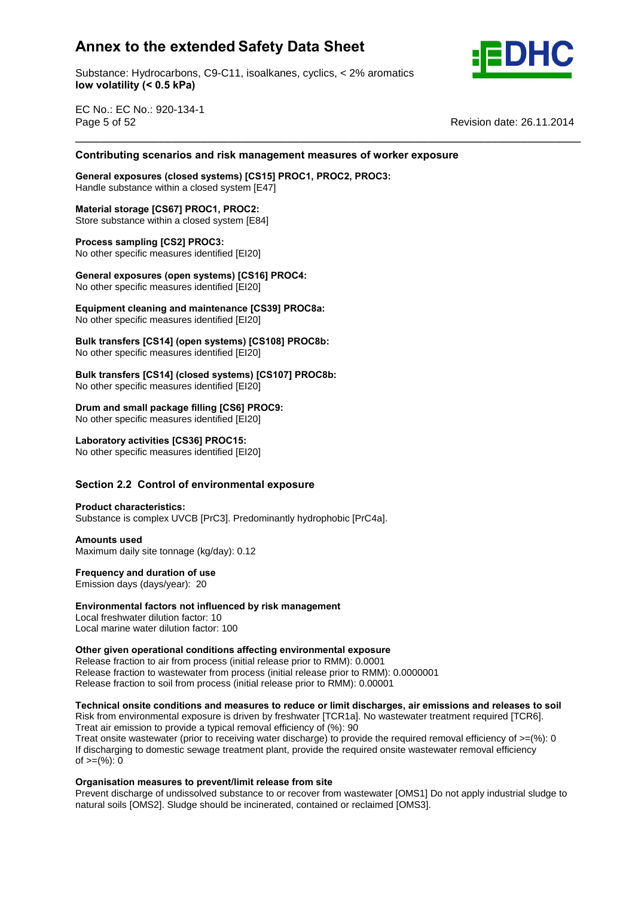### Contributing scenarios and risk management measures of worker exposure

**General exposures (closed systems) [CS15] PROC1, PROC2, PROC3:**
Handle substance within a closed system [E47]

**Material storage [CS67] PROC1, PROC2:**
Store substance within a closed system [E84]

**Process sampling [CS2] PROC3:**
No other specific measures identified [EI20]

**General exposures (open systems) [CS16] PROC4:**
No other specific measures identified [EI20]

**Equipment cleaning and maintenance [CS39] PROC8a:**
No other specific measures identified [EI20]

**Bulk transfers [CS14] (open systems) [CS108] PROC8b:**
No other specific measures identified [EI20]

**Bulk transfers [CS14] (closed systems) [CS107] PROC8b:**
No other specific measures identified [EI20]

**Drum and small package filling [CS6] PROC9:**
No other specific measures identified [EI20]

**Laboratory activities [CS36] PROC15:**
No other specific measures identified [EI20]

### Section 2.2 Control of environmental exposure

**Product characteristics:**
Substance is complex UVCB [PrC3]. Predominantly hydrophobic [PrC4a].

**Amounts used**
Maximum daily site tonnage (kg/day): 0.12

**Frequency and duration of use**
Emission days (days/year): 20

**Environmental factors not influenced by risk management**
Local freshwater dilution factor: 10
Local marine water dilution factor: 100

**Other given operational conditions affecting environmental exposure**
Release fraction to air from process (initial release prior to RMM): 0.0001
Release fraction to wastewater from process (initial release prior to RMM): 0.0000001
Release fraction to soil from process (initial release prior to RMM): 0.00001

**Technical onsite conditions and measures to reduce or limit discharges, air emissions and releases to soil**
Risk from environmental exposure is driven by freshwater [TCR1a]. No wastewater treatment required [TCR6].
Treat air emission to provide a typical removal efficiency of (%): 90
Treat onsite wastewater (prior to receiving water discharge) to provide the required removal efficiency of >=(%): 0
If discharging to domestic sewage treatment plant, provide the required onsite wastewater removal efficiency of >=(%): 0

**Organisation measures to prevent/limit release from site**
Prevent discharge of undissolved substance to or recover from wastewater [OMS1] Do not apply industrial sludge to natural soils [OMS2]. Sludge should be incinerated, contained or reclaimed [OMS3].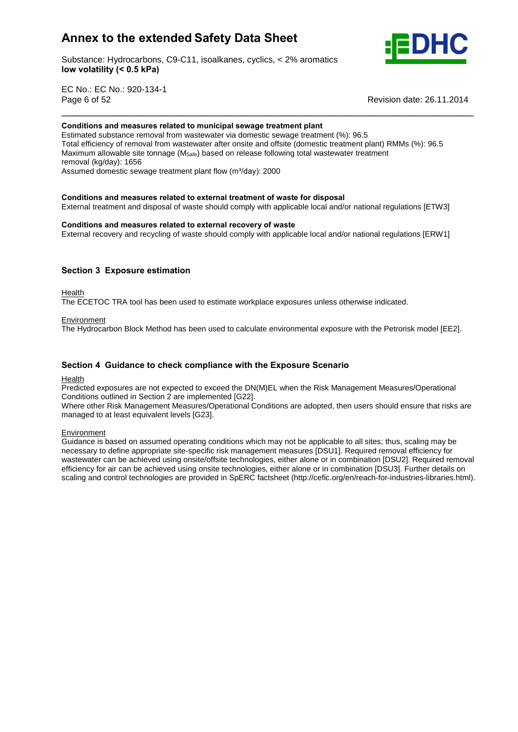**Conditions and measures related to municipal sewage treatment plant**

Estimated substance removal from wastewater via domestic sewage treatment (%): 96.5
Total efficiency of removal from wastewater after onsite and offsite (domestic treatment plant) RMMs (%): 96.5
Maximum allowable site tonnage ($M_{Safe}$) based on release following total wastewater treatment removal (kg/day): 1656
Assumed domestic sewage treatment plant flow (m³/day): 2000

**Conditions and measures related to external treatment of waste for disposal**

External treatment and disposal of waste should comply with applicable local and/or national regulations [ETW3]

**Conditions and measures related to external recovery of waste**

External recovery and recycling of waste should comply with applicable local and/or national regulations [ERW1]

## Section 3 Exposure estimation

Health

The ECETOC TRA tool has been used to estimate workplace exposures unless otherwise indicated.

Environment

The Hydrocarbon Block Method has been used to calculate environmental exposure with the Petrorisk model [EE2].

## Section 4 Guidance to check compliance with the Exposure Scenario

Health

Predicted exposures are not expected to exceed the DN(M)EL when the Risk Management Measures/Operational Conditions outlined in Section 2 are implemented [G22].
Where other Risk Management Measures/Operational Conditions are adopted, then users should ensure that risks are managed to at least equivalent levels [G23].

Environment

Guidance is based on assumed operating conditions which may not be applicable to all sites; thus, scaling may be necessary to define appropriate site-specific risk management measures [DSU1]. Required removal efficiency for wastewater can be achieved using onsite/offsite technologies, either alone or in combination [DSU2]. Required removal efficiency for air can be achieved using onsite technologies, either alone or in combination [DSU3]. Further details on scaling and control technologies are provided in SpERC factsheet (http://cefic.org/en/reach-for-industries-libraries.html).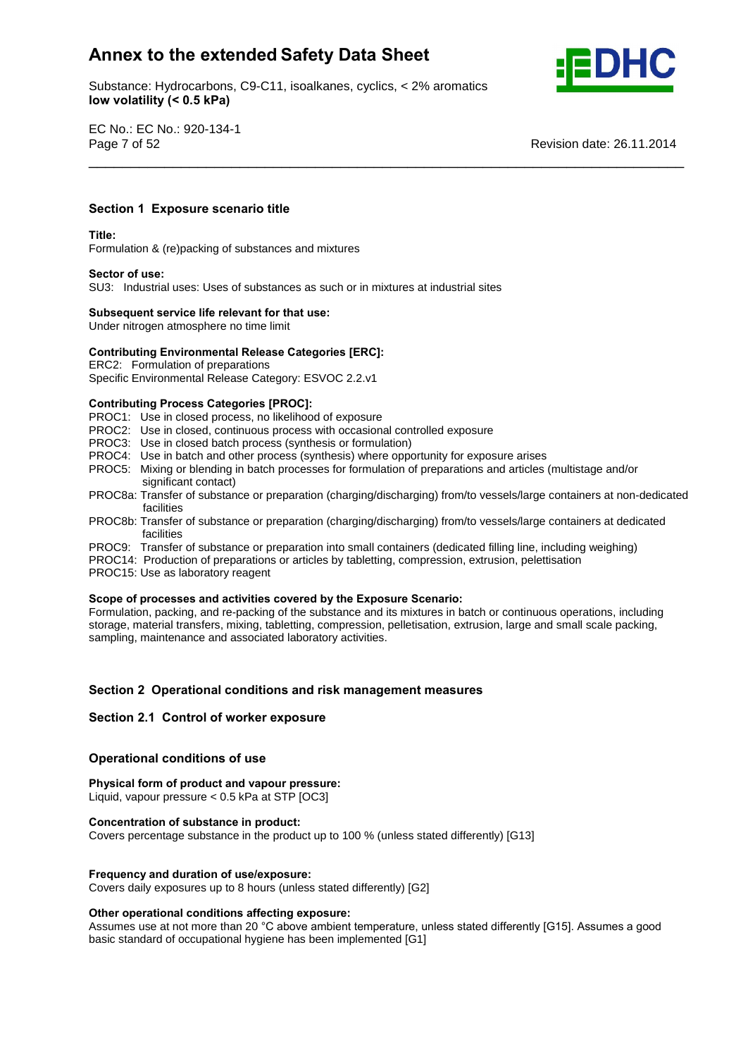## Section 1 Exposure scenario title

**Title:**
Formulation & (re)packing of substances and mixtures

**Sector of use:**
SU3: Industrial uses: Uses of substances as such or in mixtures at industrial sites

**Subsequent service life relevant for that use:**
Under nitrogen atmosphere no time limit

**Contributing Environmental Release Categories [ERC]:**
ERC2: Formulation of preparations
Specific Environmental Release Category: ESVOC 2.2.v1

**Contributing Process Categories [PROC]:**
PROC1: Use in closed process, no likelihood of exposure
PROC2: Use in closed, continuous process with occasional controlled exposure
PROC3: Use in closed batch process (synthesis or formulation)
PROC4: Use in batch and other process (synthesis) where opportunity for exposure arises
PROC5: Mixing or blending in batch processes for formulation of preparations and articles (multistage and/or significant contact)
PROC8a: Transfer of substance or preparation (charging/discharging) from/to vessels/large containers at non-dedicated facilities
PROC8b: Transfer of substance or preparation (charging/discharging) from/to vessels/large containers at dedicated facilities
PROC9: Transfer of substance or preparation into small containers (dedicated filling line, including weighing)
PROC14: Production of preparations or articles by tabletting, compression, extrusion, pelettisation
PROC15: Use as laboratory reagent

**Scope of processes and activities covered by the Exposure Scenario:**
Formulation, packing, and re-packing of the substance and its mixtures in batch or continuous operations, including storage, material transfers, mixing, tabletting, compression, pelletisation, extrusion, large and small scale packing, sampling, maintenance and associated laboratory activities.

## Section 2 Operational conditions and risk management measures

### Section 2.1 Control of worker exposure

### Operational conditions of use

**Physical form of product and vapour pressure:**
Liquid, vapour pressure < 0.5 kPa at STP [OC3]

**Concentration of substance in product:**
Covers percentage substance in the product up to 100 % (unless stated differently) [G13]

**Frequency and duration of use/exposure:**
Covers daily exposures up to 8 hours (unless stated differently) [G2]

**Other operational conditions affecting exposure:**
Assumes use at not more than 20 °C above ambient temperature, unless stated differently [G15]. Assumes a good basic standard of occupational hygiene has been implemented [G1]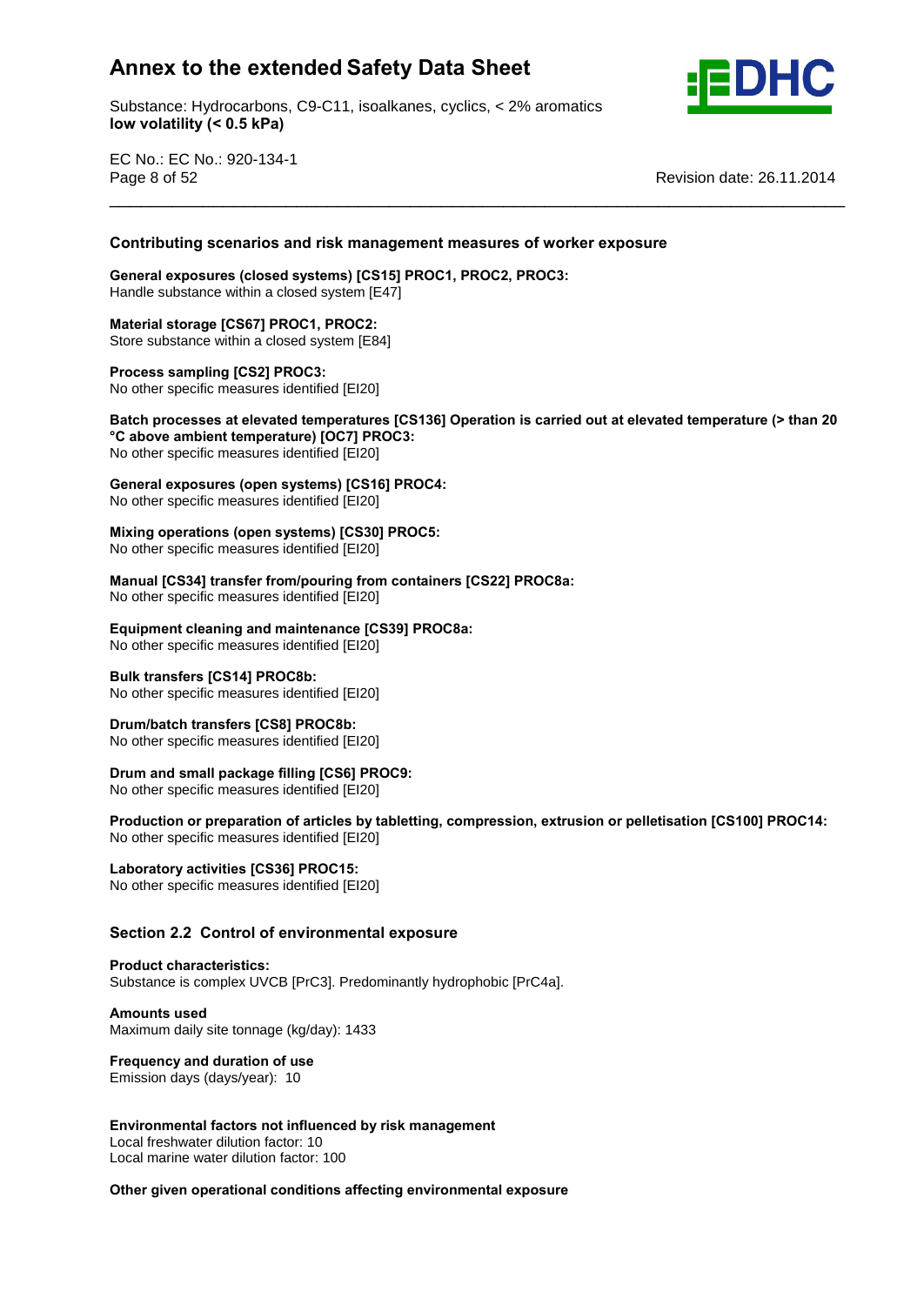### Contributing scenarios and risk management measures of worker exposure

**General exposures (closed systems) [CS15] PROC1, PROC2, PROC3:**
Handle substance within a closed system [E47]

**Material storage [CS67] PROC1, PROC2:**
Store substance within a closed system [E84]

**Process sampling [CS2] PROC3:**
No other specific measures identified [EI20]

**Batch processes at elevated temperatures [CS136] Operation is carried out at elevated temperature (> than 20 °C above ambient temperature) [OC7] PROC3:**
No other specific measures identified [EI20]

**General exposures (open systems) [CS16] PROC4:**
No other specific measures identified [EI20]

**Mixing operations (open systems) [CS30] PROC5:**
No other specific measures identified [EI20]

**Manual [CS34] transfer from/pouring from containers [CS22] PROC8a:**
No other specific measures identified [EI20]

**Equipment cleaning and maintenance [CS39] PROC8a:**
No other specific measures identified [EI20]

**Bulk transfers [CS14] PROC8b:**
No other specific measures identified [EI20]

**Drum/batch transfers [CS8] PROC8b:**
No other specific measures identified [EI20]

**Drum and small package filling [CS6] PROC9:**
No other specific measures identified [EI20]

**Production or preparation of articles by tabletting, compression, extrusion or pelletisation [CS100] PROC14:**
No other specific measures identified [EI20]

**Laboratory activities [CS36] PROC15:**
No other specific measures identified [EI20]

### Section 2.2 Control of environmental exposure

**Product characteristics:**
Substance is complex UVCB [PrC3]. Predominantly hydrophobic [PrC4a].

**Amounts used**
Maximum daily site tonnage (kg/day): 1433

**Frequency and duration of use**
Emission days (days/year): 10

**Environmental factors not influenced by risk management**
Local freshwater dilution factor: 10
Local marine water dilution factor: 100

**Other given operational conditions affecting environmental exposure**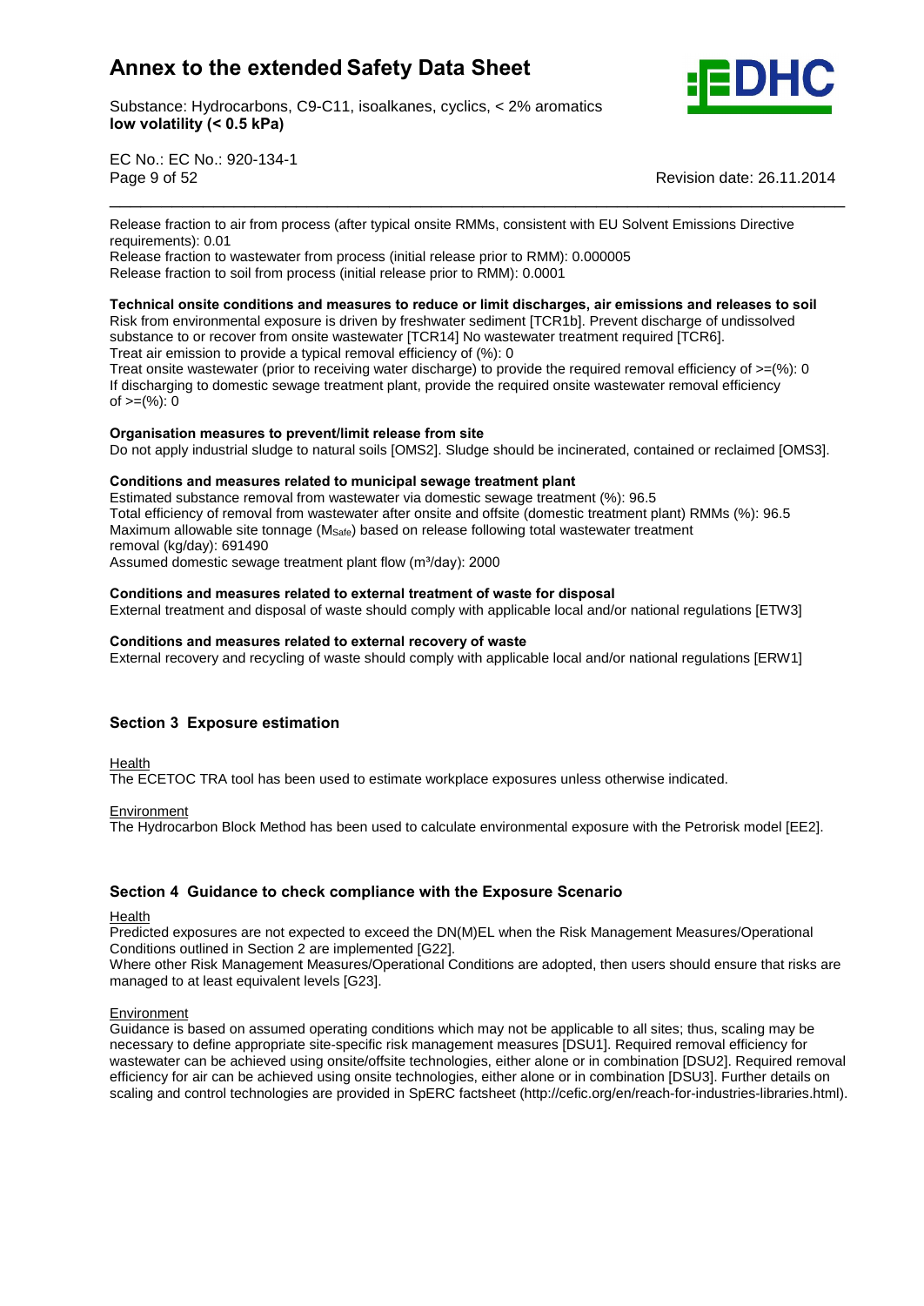Release fraction to air from process (after typical onsite RMMs, consistent with EU Solvent Emissions Directive requirements): 0.01
Release fraction to wastewater from process (initial release prior to RMM): 0.000005
Release fraction to soil from process (initial release prior to RMM): 0.0001

**Technical onsite conditions and measures to reduce or limit discharges, air emissions and releases to soil**
Risk from environmental exposure is driven by freshwater sediment [TCR1b]. Prevent discharge of undissolved substance to or recover from onsite wastewater [TCR14] No wastewater treatment required [TCR6].
Treat air emission to provide a typical removal efficiency of (%): 0
Treat onsite wastewater (prior to receiving water discharge) to provide the required removal efficiency of >=(%): 0
If discharging to domestic sewage treatment plant, provide the required onsite wastewater removal efficiency of >=(%): 0

**Organisation measures to prevent/limit release from site**
Do not apply industrial sludge to natural soils [OMS2]. Sludge should be incinerated, contained or reclaimed [OMS3].

**Conditions and measures related to municipal sewage treatment plant**
Estimated substance removal from wastewater via domestic sewage treatment (%): 96.5
Total efficiency of removal from wastewater after onsite and offsite (domestic treatment plant) RMMs (%): 96.5
Maximum allowable site tonnage ($M_{Safe}$) based on release following total wastewater treatment removal (kg/day): 691490
Assumed domestic sewage treatment plant flow (m³/day): 2000

**Conditions and measures related to external treatment of waste for disposal**
External treatment and disposal of waste should comply with applicable local and/or national regulations [ETW3]

**Conditions and measures related to external recovery of waste**
External recovery and recycling of waste should comply with applicable local and/or national regulations [ERW1]

## Section 3 Exposure estimation

Health
The ECETOC TRA tool has been used to estimate workplace exposures unless otherwise indicated.

Environment
The Hydrocarbon Block Method has been used to calculate environmental exposure with the Petrorisk model [EE2].

## Section 4 Guidance to check compliance with the Exposure Scenario

Health
Predicted exposures are not expected to exceed the DN(M)EL when the Risk Management Measures/Operational Conditions outlined in Section 2 are implemented [G22].
Where other Risk Management Measures/Operational Conditions are adopted, then users should ensure that risks are managed to at least equivalent levels [G23].

Environment
Guidance is based on assumed operating conditions which may not be applicable to all sites; thus, scaling may be necessary to define appropriate site-specific risk management measures [DSU1]. Required removal efficiency for wastewater can be achieved using onsite/offsite technologies, either alone or in combination [DSU2]. Required removal efficiency for air can be achieved using onsite technologies, either alone or in combination [DSU3]. Further details on scaling and control technologies are provided in SpERC factsheet (http://cefic.org/en/reach-for-industries-libraries.html).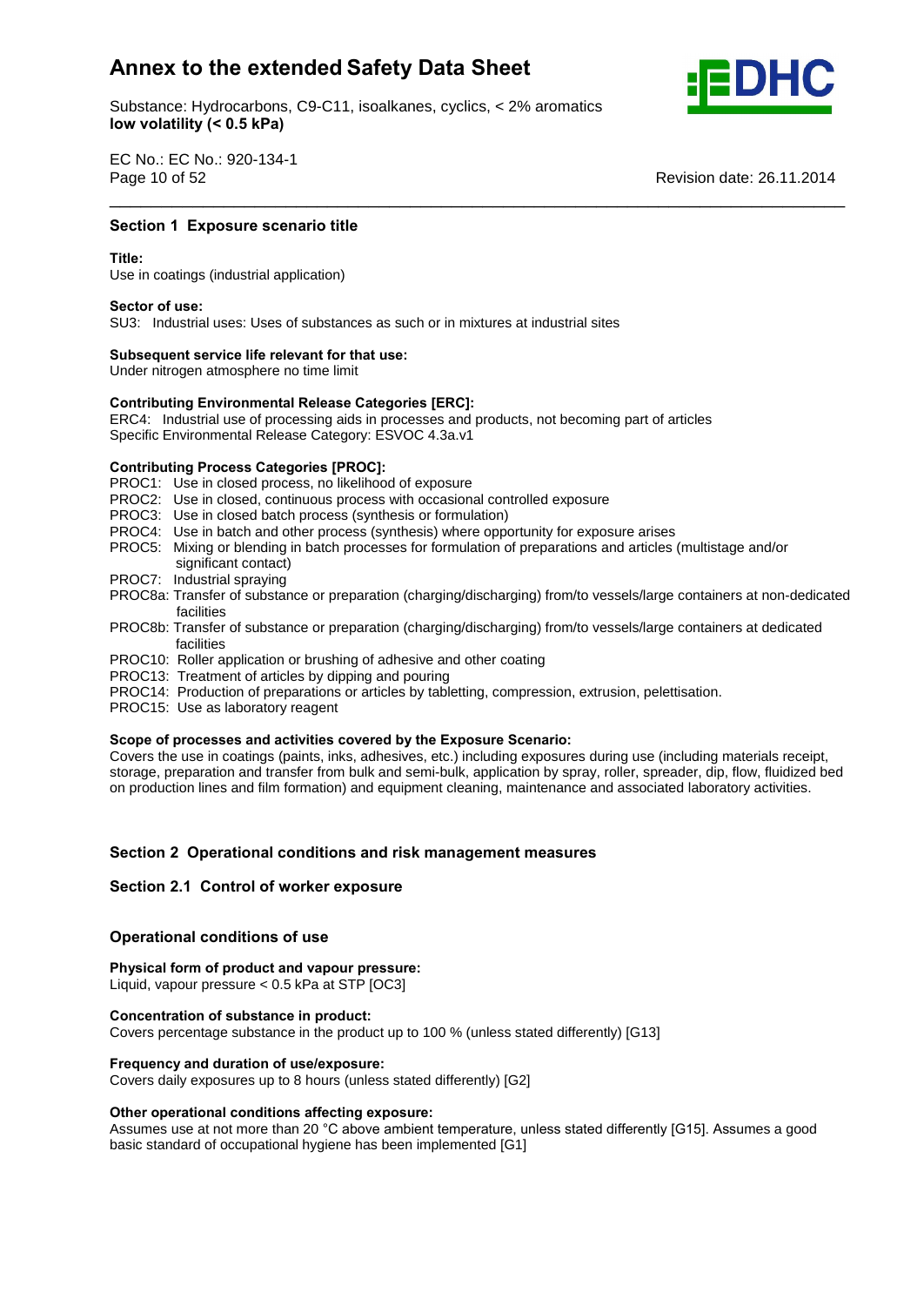## Section 1 Exposure scenario title

**Title:**
Use in coatings (industrial application)

**Sector of use:**
SU3: Industrial uses: Uses of substances as such or in mixtures at industrial sites

**Subsequent service life relevant for that use:**
Under nitrogen atmosphere no time limit

**Contributing Environmental Release Categories [ERC]:**
ERC4: Industrial use of processing aids in processes and products, not becoming part of articles
Specific Environmental Release Category: ESVOC 4.3a.v1

**Contributing Process Categories [PROC]:**
PROC1: Use in closed process, no likelihood of exposure
PROC2: Use in closed, continuous process with occasional controlled exposure
PROC3: Use in closed batch process (synthesis or formulation)
PROC4: Use in batch and other process (synthesis) where opportunity for exposure arises
PROC5: Mixing or blending in batch processes for formulation of preparations and articles (multistage and/or significant contact)
PROC7: Industrial spraying
PROC8a: Transfer of substance or preparation (charging/discharging) from/to vessels/large containers at non-dedicated facilities
PROC8b: Transfer of substance or preparation (charging/discharging) from/to vessels/large containers at dedicated facilities
PROC10: Roller application or brushing of adhesive and other coating
PROC13: Treatment of articles by dipping and pouring
PROC14: Production of preparations or articles by tabletting, compression, extrusion, pelettisation.
PROC15: Use as laboratory reagent

**Scope of processes and activities covered by the Exposure Scenario:**
Covers the use in coatings (paints, inks, adhesives, etc.) including exposures during use (including materials receipt, storage, preparation and transfer from bulk and semi-bulk, application by spray, roller, spreader, dip, flow, fluidized bed on production lines and film formation) and equipment cleaning, maintenance and associated laboratory activities.

## Section 2 Operational conditions and risk management measures

### Section 2.1 Control of worker exposure

#### Operational conditions of use

**Physical form of product and vapour pressure:**
Liquid, vapour pressure < 0.5 kPa at STP [OC3]

**Concentration of substance in product:**
Covers percentage substance in the product up to 100 % (unless stated differently) [G13]

**Frequency and duration of use/exposure:**
Covers daily exposures up to 8 hours (unless stated differently) [G2]

**Other operational conditions affecting exposure:**
Assumes use at not more than 20 °C above ambient temperature, unless stated differently [G15]. Assumes a good basic standard of occupational hygiene has been implemented [G1]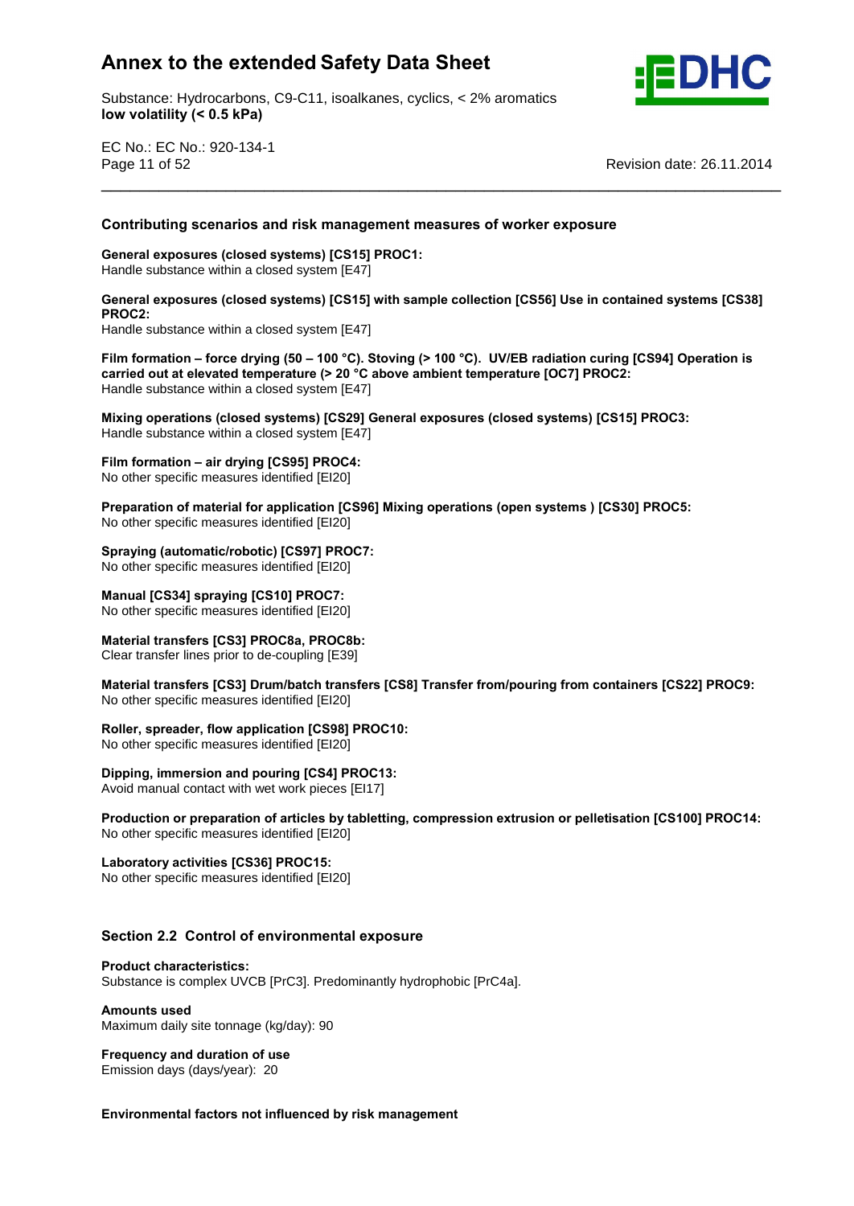**Contributing scenarios and risk management measures of worker exposure**

**General exposures (closed systems) [CS15] PROC1:**
Handle substance within a closed system [E47]

**General exposures (closed systems) [CS15] with sample collection [CS56] Use in contained systems [CS38] PROC2:**
Handle substance within a closed system [E47]

**Film formation – force drying (50 – 100 °C). Stoving (> 100 °C). UV/EB radiation curing [CS94] Operation is carried out at elevated temperature (> 20 °C above ambient temperature [OC7] PROC2:**
Handle substance within a closed system [E47]

**Mixing operations (closed systems) [CS29] General exposures (closed systems) [CS15] PROC3:**
Handle substance within a closed system [E47]

**Film formation – air drying [CS95] PROC4:**
No other specific measures identified [EI20]

**Preparation of material for application [CS96] Mixing operations (open systems ) [CS30] PROC5:**
No other specific measures identified [EI20]

**Spraying (automatic/robotic) [CS97] PROC7:**
No other specific measures identified [EI20]

**Manual [CS34] spraying [CS10] PROC7:**
No other specific measures identified [EI20]

**Material transfers [CS3] PROC8a, PROC8b:**
Clear transfer lines prior to de-coupling [E39]

**Material transfers [CS3] Drum/batch transfers [CS8] Transfer from/pouring from containers [CS22] PROC9:**
No other specific measures identified [EI20]

**Roller, spreader, flow application [CS98] PROC10:**
No other specific measures identified [EI20]

**Dipping, immersion and pouring [CS4] PROC13:**
Avoid manual contact with wet work pieces [EI17]

**Production or preparation of articles by tabletting, compression extrusion or pelletisation [CS100] PROC14:**
No other specific measures identified [EI20]

**Laboratory activities [CS36] PROC15:**
No other specific measures identified [EI20]

## Section 2.2 Control of environmental exposure

**Product characteristics:**
Substance is complex UVCB [PrC3]. Predominantly hydrophobic [PrC4a].

**Amounts used**
Maximum daily site tonnage (kg/day): 90

**Frequency and duration of use**
Emission days (days/year): 20

**Environmental factors not influenced by risk management**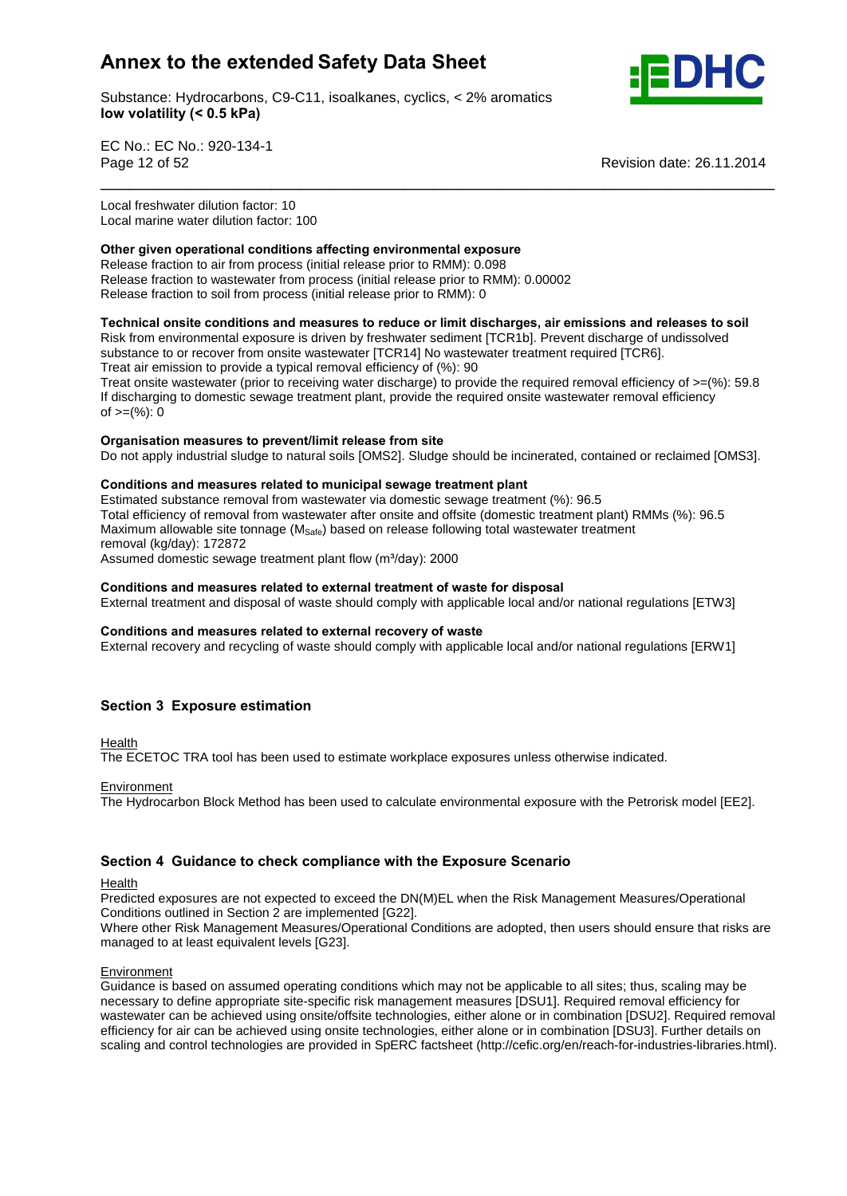Local freshwater dilution factor: 10
Local marine water dilution factor: 100

**Other given operational conditions affecting environmental exposure**
Release fraction to air from process (initial release prior to RMM): 0.098
Release fraction to wastewater from process (initial release prior to RMM): 0.00002
Release fraction to soil from process (initial release prior to RMM): 0

**Technical onsite conditions and measures to reduce or limit discharges, air emissions and releases to soil**
Risk from environmental exposure is driven by freshwater sediment [TCR1b]. Prevent discharge of undissolved substance to or recover from onsite wastewater [TCR14] No wastewater treatment required [TCR6].
Treat air emission to provide a typical removal efficiency of (%): 90
Treat onsite wastewater (prior to receiving water discharge) to provide the required removal efficiency of >=(%): 59.8
If discharging to domestic sewage treatment plant, provide the required onsite wastewater removal efficiency of >=(%): 0

**Organisation measures to prevent/limit release from site**
Do not apply industrial sludge to natural soils [OMS2]. Sludge should be incinerated, contained or reclaimed [OMS3].

**Conditions and measures related to municipal sewage treatment plant**
Estimated substance removal from wastewater via domestic sewage treatment (%): 96.5
Total efficiency of removal from wastewater after onsite and offsite (domestic treatment plant) RMMs (%): 96.5
Maximum allowable site tonnage ($M_{Safe}$) based on release following total wastewater treatment removal (kg/day): 172872
Assumed domestic sewage treatment plant flow (m³/day): 2000

**Conditions and measures related to external treatment of waste for disposal**
External treatment and disposal of waste should comply with applicable local and/or national regulations [ETW3]

**Conditions and measures related to external recovery of waste**
External recovery and recycling of waste should comply with applicable local and/or national regulations [ERW1]

## Section 3 Exposure estimation

Health
The ECETOC TRA tool has been used to estimate workplace exposures unless otherwise indicated.

Environment
The Hydrocarbon Block Method has been used to calculate environmental exposure with the Petrorisk model [EE2].

## Section 4 Guidance to check compliance with the Exposure Scenario

Health
Predicted exposures are not expected to exceed the DN(M)EL when the Risk Management Measures/Operational Conditions outlined in Section 2 are implemented [G22].
Where other Risk Management Measures/Operational Conditions are adopted, then users should ensure that risks are managed to at least equivalent levels [G23].

Environment
Guidance is based on assumed operating conditions which may not be applicable to all sites; thus, scaling may be necessary to define appropriate site-specific risk management measures [DSU1]. Required removal efficiency for wastewater can be achieved using onsite/offsite technologies, either alone or in combination [DSU2]. Required removal efficiency for air can be achieved using onsite technologies, either alone or in combination [DSU3]. Further details on scaling and control technologies are provided in SpERC factsheet (http://cefic.org/en/reach-for-industries-libraries.html).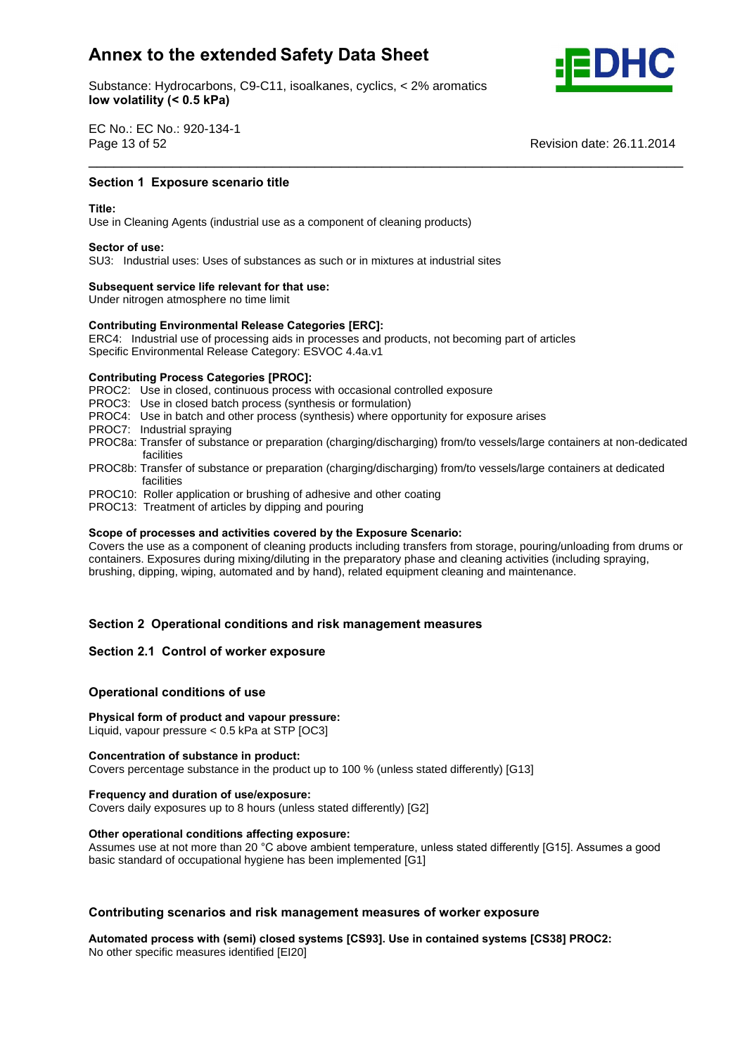## Section 1 Exposure scenario title

**Title:**
Use in Cleaning Agents (industrial use as a component of cleaning products)

**Sector of use:**
SU3: Industrial uses: Uses of substances as such or in mixtures at industrial sites

**Subsequent service life relevant for that use:**
Under nitrogen atmosphere no time limit

**Contributing Environmental Release Categories [ERC]:**
ERC4: Industrial use of processing aids in processes and products, not becoming part of articles
Specific Environmental Release Category: ESVOC 4.4a.v1

**Contributing Process Categories [PROC]:**
PROC2: Use in closed, continuous process with occasional controlled exposure
PROC3: Use in closed batch process (synthesis or formulation)
PROC4: Use in batch and other process (synthesis) where opportunity for exposure arises
PROC7: Industrial spraying
PROC8a: Transfer of substance or preparation (charging/discharging) from/to vessels/large containers at non-dedicated facilities
PROC8b: Transfer of substance or preparation (charging/discharging) from/to vessels/large containers at dedicated facilities
PROC10: Roller application or brushing of adhesive and other coating
PROC13: Treatment of articles by dipping and pouring

**Scope of processes and activities covered by the Exposure Scenario:**
Covers the use as a component of cleaning products including transfers from storage, pouring/unloading from drums or containers. Exposures during mixing/diluting in the preparatory phase and cleaning activities (including spraying, brushing, dipping, wiping, automated and by hand), related equipment cleaning and maintenance.

## Section 2 Operational conditions and risk management measures

### Section 2.1 Control of worker exposure

#### Operational conditions of use

**Physical form of product and vapour pressure:**
Liquid, vapour pressure < 0.5 kPa at STP [OC3]

**Concentration of substance in product:**
Covers percentage substance in the product up to 100 % (unless stated differently) [G13]

**Frequency and duration of use/exposure:**
Covers daily exposures up to 8 hours (unless stated differently) [G2]

**Other operational conditions affecting exposure:**
Assumes use at not more than 20 °C above ambient temperature, unless stated differently [G15]. Assumes a good basic standard of occupational hygiene has been implemented [G1]

#### Contributing scenarios and risk management measures of worker exposure

**Automated process with (semi) closed systems [CS93]. Use in contained systems [CS38] PROC2:**
No other specific measures identified [EI20]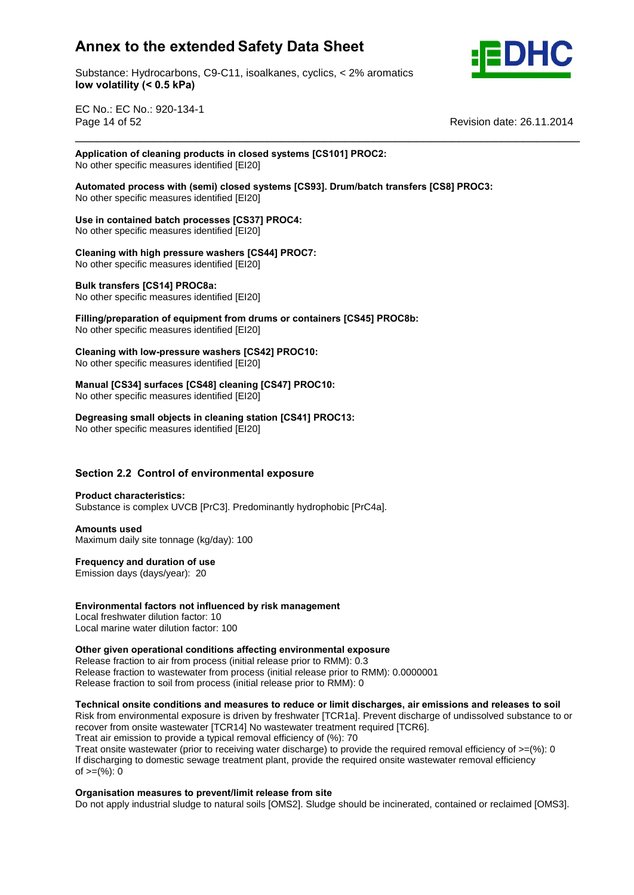**Application of cleaning products in closed systems [CS101] PROC2:**
No other specific measures identified [EI20]

**Automated process with (semi) closed systems [CS93]. Drum/batch transfers [CS8] PROC3:**
No other specific measures identified [EI20]

**Use in contained batch processes [CS37] PROC4:**
No other specific measures identified [EI20]

**Cleaning with high pressure washers [CS44] PROC7:**
No other specific measures identified [EI20]

**Bulk transfers [CS14] PROC8a:**
No other specific measures identified [EI20]

**Filling/preparation of equipment from drums or containers [CS45] PROC8b:**
No other specific measures identified [EI20]

**Cleaning with low-pressure washers [CS42] PROC10:**
No other specific measures identified [EI20]

**Manual [CS34] surfaces [CS48] cleaning [CS47] PROC10:**
No other specific measures identified [EI20]

**Degreasing small objects in cleaning station [CS41] PROC13:**
No other specific measures identified [EI20]

## Section 2.2 Control of environmental exposure

**Product characteristics:**
Substance is complex UVCB [PrC3]. Predominantly hydrophobic [PrC4a].

**Amounts used**
Maximum daily site tonnage (kg/day): 100

**Frequency and duration of use**
Emission days (days/year): 20

**Environmental factors not influenced by risk management**
Local freshwater dilution factor: 10
Local marine water dilution factor: 100

**Other given operational conditions affecting environmental exposure**
Release fraction to air from process (initial release prior to RMM): 0.3
Release fraction to wastewater from process (initial release prior to RMM): 0.0000001
Release fraction to soil from process (initial release prior to RMM): 0

**Technical onsite conditions and measures to reduce or limit discharges, air emissions and releases to soil**
Risk from environmental exposure is driven by freshwater [TCR1a]. Prevent discharge of undissolved substance to or recover from onsite wastewater [TCR14] No wastewater treatment required [TCR6].
Treat air emission to provide a typical removal efficiency of (%): 70
Treat onsite wastewater (prior to receiving water discharge) to provide the required removal efficiency of >=(%): 0
If discharging to domestic sewage treatment plant, provide the required onsite wastewater removal efficiency of >=(%): 0

**Organisation measures to prevent/limit release from site**
Do not apply industrial sludge to natural soils [OMS2]. Sludge should be incinerated, contained or reclaimed [OMS3].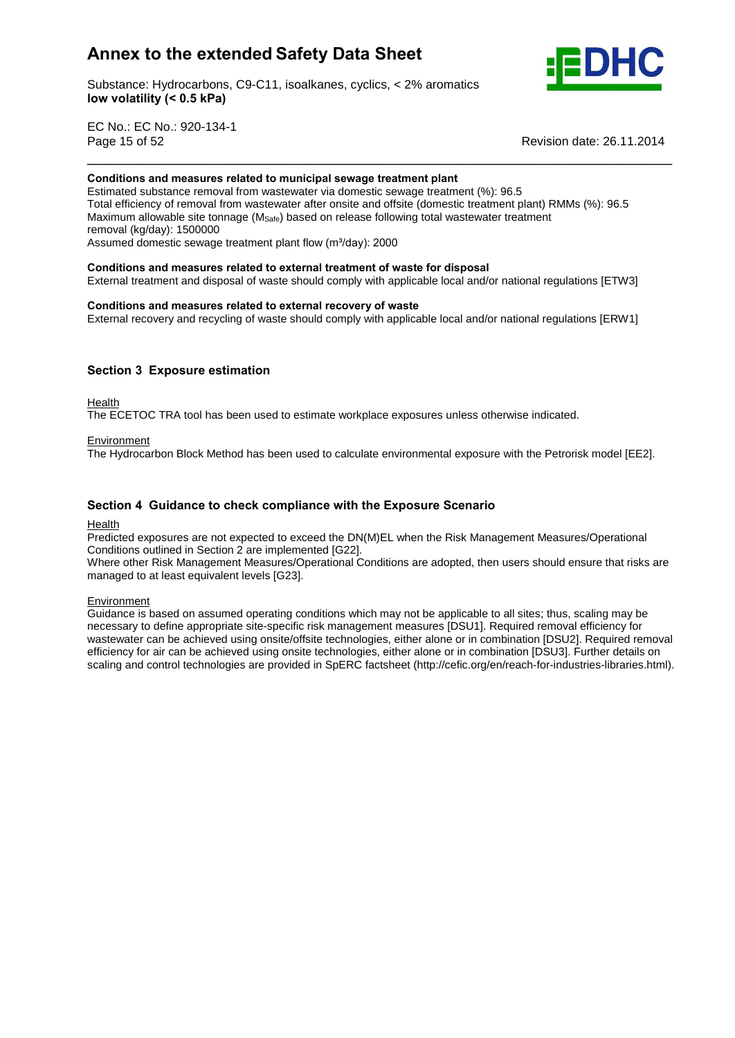**Conditions and measures related to municipal sewage treatment plant**

Estimated substance removal from wastewater via domestic sewage treatment (%): 96.5
Total efficiency of removal from wastewater after onsite and offsite (domestic treatment plant) RMMs (%): 96.5
Maximum allowable site tonnage ($M_{Safe}$) based on release following total wastewater treatment removal (kg/day): 1500000
Assumed domestic sewage treatment plant flow (m³/day): 2000

**Conditions and measures related to external treatment of waste for disposal**

External treatment and disposal of waste should comply with applicable local and/or national regulations [ETW3]

**Conditions and measures related to external recovery of waste**

External recovery and recycling of waste should comply with applicable local and/or national regulations [ERW1]

## Section 3 Exposure estimation

Health

The ECETOC TRA tool has been used to estimate workplace exposures unless otherwise indicated.

Environment

The Hydrocarbon Block Method has been used to calculate environmental exposure with the Petrorisk model [EE2].

## Section 4 Guidance to check compliance with the Exposure Scenario

Health

Predicted exposures are not expected to exceed the DN(M)EL when the Risk Management Measures/Operational Conditions outlined in Section 2 are implemented [G22].
Where other Risk Management Measures/Operational Conditions are adopted, then users should ensure that risks are managed to at least equivalent levels [G23].

Environment

Guidance is based on assumed operating conditions which may not be applicable to all sites; thus, scaling may be necessary to define appropriate site-specific risk management measures [DSU1]. Required removal efficiency for wastewater can be achieved using onsite/offsite technologies, either alone or in combination [DSU2]. Required removal efficiency for air can be achieved using onsite technologies, either alone or in combination [DSU3]. Further details on scaling and control technologies are provided in SpERC factsheet (http://cefic.org/en/reach-for-industries-libraries.html).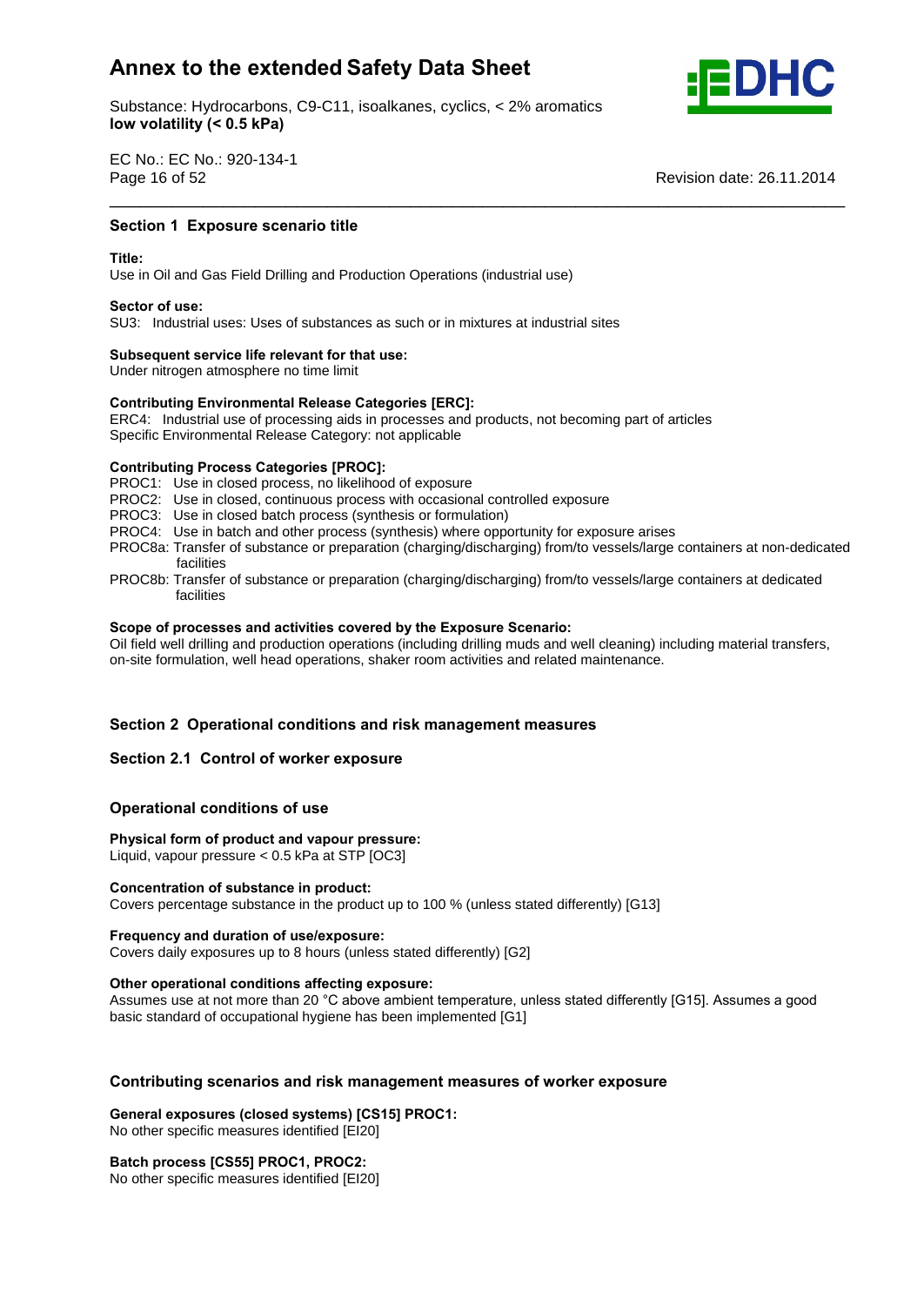## Section 1 Exposure scenario title

**Title:**
Use in Oil and Gas Field Drilling and Production Operations (industrial use)

**Sector of use:**
SU3: Industrial uses: Uses of substances as such or in mixtures at industrial sites

**Subsequent service life relevant for that use:**
Under nitrogen atmosphere no time limit

**Contributing Environmental Release Categories [ERC]:**
ERC4: Industrial use of processing aids in processes and products, not becoming part of articles
Specific Environmental Release Category: not applicable

**Contributing Process Categories [PROC]:**
PROC1: Use in closed process, no likelihood of exposure
PROC2: Use in closed, continuous process with occasional controlled exposure
PROC3: Use in closed batch process (synthesis or formulation)
PROC4: Use in batch and other process (synthesis) where opportunity for exposure arises
PROC8a: Transfer of substance or preparation (charging/discharging) from/to vessels/large containers at non-dedicated facilities
PROC8b: Transfer of substance or preparation (charging/discharging) from/to vessels/large containers at dedicated facilities

**Scope of processes and activities covered by the Exposure Scenario:**
Oil field well drilling and production operations (including drilling muds and well cleaning) including material transfers, on-site formulation, well head operations, shaker room activities and related maintenance.

## Section 2 Operational conditions and risk management measures

### Section 2.1 Control of worker exposure

#### Operational conditions of use

**Physical form of product and vapour pressure:**
Liquid, vapour pressure < 0.5 kPa at STP [OC3]

**Concentration of substance in product:**
Covers percentage substance in the product up to 100 % (unless stated differently) [G13]

**Frequency and duration of use/exposure:**
Covers daily exposures up to 8 hours (unless stated differently) [G2]

**Other operational conditions affecting exposure:**
Assumes use at not more than 20 °C above ambient temperature, unless stated differently [G15]. Assumes a good basic standard of occupational hygiene has been implemented [G1]

#### Contributing scenarios and risk management measures of worker exposure

**General exposures (closed systems) [CS15] PROC1:**
No other specific measures identified [EI20]

**Batch process [CS55] PROC1, PROC2:**
No other specific measures identified [EI20]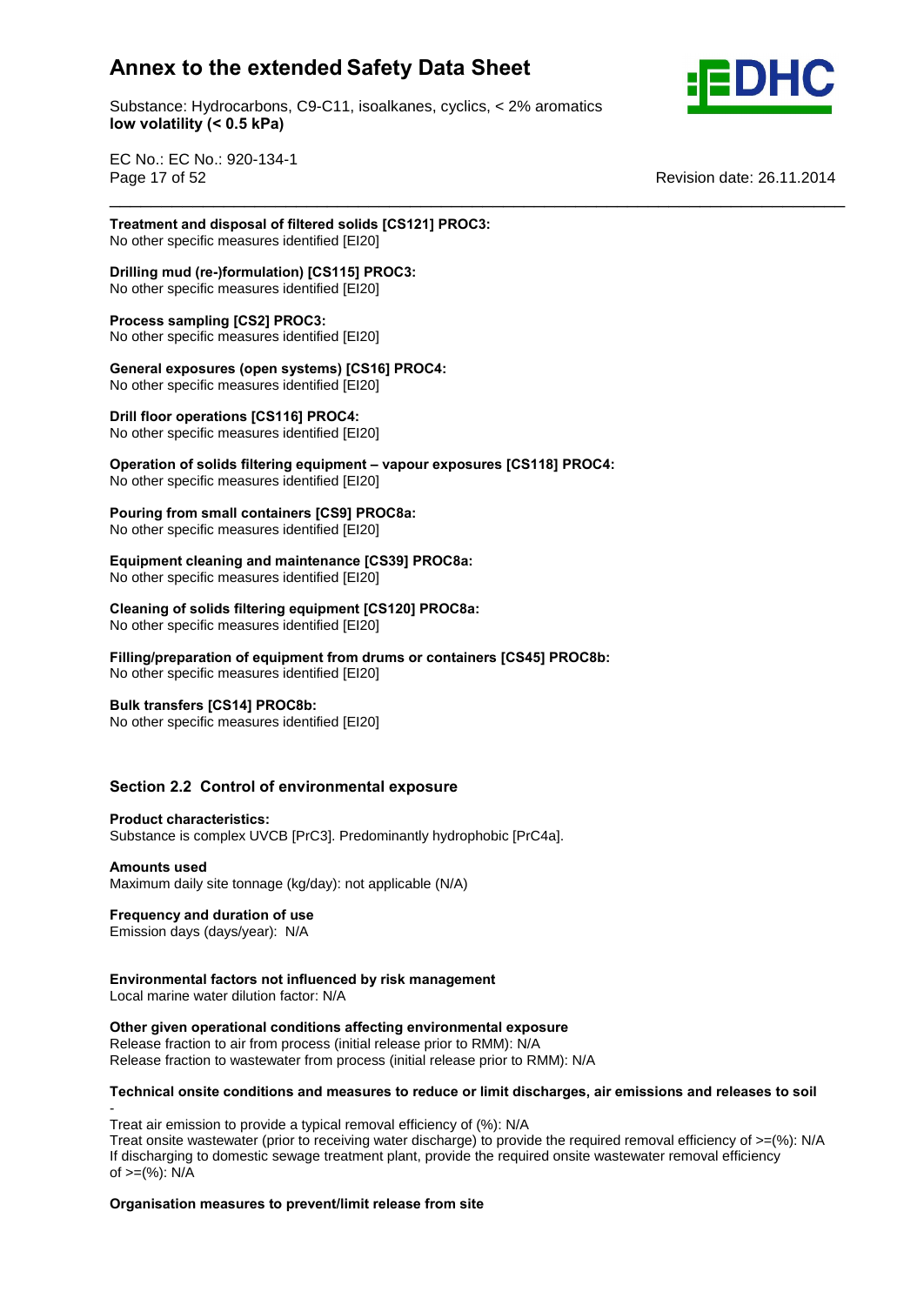**Treatment and disposal of filtered solids [CS121] PROC3:**
No other specific measures identified [EI20]

**Drilling mud (re-)formulation) [CS115] PROC3:**
No other specific measures identified [EI20]

**Process sampling [CS2] PROC3:**
No other specific measures identified [EI20]

**General exposures (open systems) [CS16] PROC4:**
No other specific measures identified [EI20]

**Drill floor operations [CS116] PROC4:**
No other specific measures identified [EI20]

**Operation of solids filtering equipment – vapour exposures [CS118] PROC4:**
No other specific measures identified [EI20]

**Pouring from small containers [CS9] PROC8a:**
No other specific measures identified [EI20]

**Equipment cleaning and maintenance [CS39] PROC8a:**
No other specific measures identified [EI20]

**Cleaning of solids filtering equipment [CS120] PROC8a:**
No other specific measures identified [EI20]

**Filling/preparation of equipment from drums or containers [CS45] PROC8b:**
No other specific measures identified [EI20]

**Bulk transfers [CS14] PROC8b:**
No other specific measures identified [EI20]

## Section 2.2 Control of environmental exposure

**Product characteristics:**
Substance is complex UVCB [PrC3]. Predominantly hydrophobic [PrC4a].

**Amounts used**
Maximum daily site tonnage (kg/day): not applicable (N/A)

**Frequency and duration of use**
Emission days (days/year): N/A

**Environmental factors not influenced by risk management**
Local marine water dilution factor: N/A

**Other given operational conditions affecting environmental exposure**
Release fraction to air from process (initial release prior to RMM): N/A
Release fraction to wastewater from process (initial release prior to RMM): N/A

**Technical onsite conditions and measures to reduce or limit discharges, air emissions and releases to soil**
-
Treat air emission to provide a typical removal efficiency of (%): N/A
Treat onsite wastewater (prior to receiving water discharge) to provide the required removal efficiency of >=(%): N/A
If discharging to domestic sewage treatment plant, provide the required onsite wastewater removal efficiency of >=(%): N/A

**Organisation measures to prevent/limit release from site**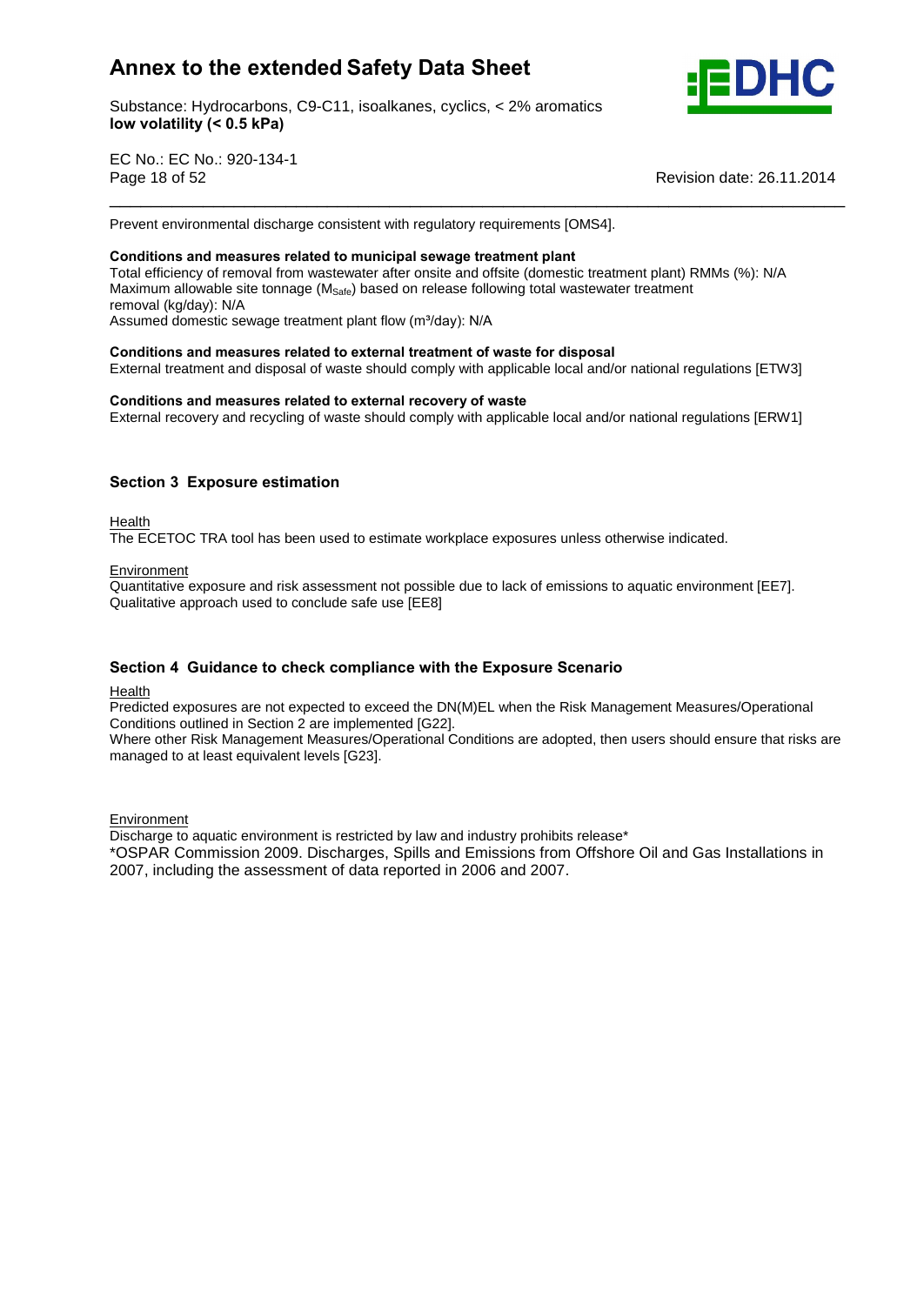Prevent environmental discharge consistent with regulatory requirements [OMS4].

**Conditions and measures related to municipal sewage treatment plant**

Total efficiency of removal from wastewater after onsite and offsite (domestic treatment plant) RMMs (%): N/A
Maximum allowable site tonnage ($M_{Safe}$) based on release following total wastewater treatment removal (kg/day): N/A
Assumed domestic sewage treatment plant flow ($m^3$/day): N/A

**Conditions and measures related to external treatment of waste for disposal**

External treatment and disposal of waste should comply with applicable local and/or national regulations [ETW3]

**Conditions and measures related to external recovery of waste**

External recovery and recycling of waste should comply with applicable local and/or national regulations [ERW1]

## Section 3 Exposure estimation

Health

The ECETOC TRA tool has been used to estimate workplace exposures unless otherwise indicated.

Environment

Quantitative exposure and risk assessment not possible due to lack of emissions to aquatic environment [EE7].
Qualitative approach used to conclude safe use [EE8]

## Section 4 Guidance to check compliance with the Exposure Scenario

Health

Predicted exposures are not expected to exceed the DN(M)EL when the Risk Management Measures/Operational Conditions outlined in Section 2 are implemented [G22].
Where other Risk Management Measures/Operational Conditions are adopted, then users should ensure that risks are managed to at least equivalent levels [G23].

Environment

Discharge to aquatic environment is restricted by law and industry prohibits release*
*OSPAR Commission 2009. Discharges, Spills and Emissions from Offshore Oil and Gas Installations in 2007, including the assessment of data reported in 2006 and 2007.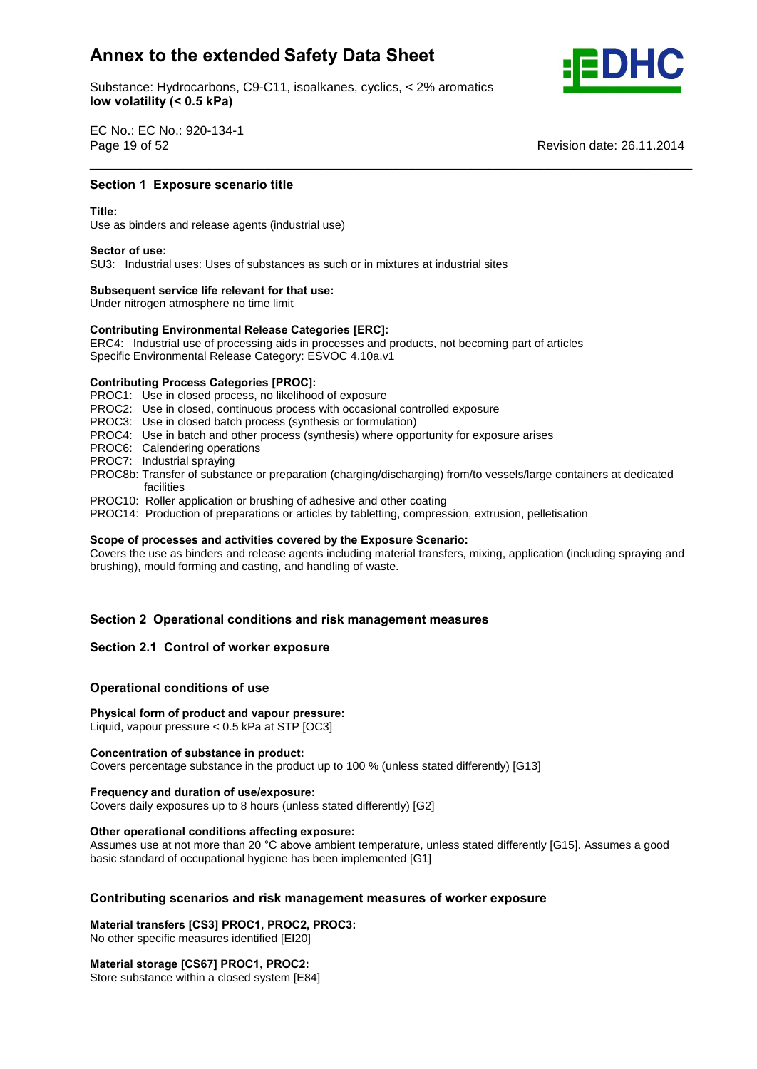## Section 1 Exposure scenario title

**Title:**
Use as binders and release agents (industrial use)

**Sector of use:**
SU3: Industrial uses: Uses of substances as such or in mixtures at industrial sites

**Subsequent service life relevant for that use:**
Under nitrogen atmosphere no time limit

**Contributing Environmental Release Categories [ERC]:**
ERC4: Industrial use of processing aids in processes and products, not becoming part of articles
Specific Environmental Release Category: ESVOC 4.10a.v1

**Contributing Process Categories [PROC]:**
PROC1: Use in closed process, no likelihood of exposure
PROC2: Use in closed, continuous process with occasional controlled exposure
PROC3: Use in closed batch process (synthesis or formulation)
PROC4: Use in batch and other process (synthesis) where opportunity for exposure arises
PROC6: Calendering operations
PROC7: Industrial spraying
PROC8b: Transfer of substance or preparation (charging/discharging) from/to vessels/large containers at dedicated facilities
PROC10: Roller application or brushing of adhesive and other coating
PROC14: Production of preparations or articles by tabletting, compression, extrusion, pelletisation

**Scope of processes and activities covered by the Exposure Scenario:**
Covers the use as binders and release agents including material transfers, mixing, application (including spraying and brushing), mould forming and casting, and handling of waste.

## Section 2 Operational conditions and risk management measures

### Section 2.1 Control of worker exposure

#### Operational conditions of use

**Physical form of product and vapour pressure:**
Liquid, vapour pressure < 0.5 kPa at STP [OC3]

**Concentration of substance in product:**
Covers percentage substance in the product up to 100 % (unless stated differently) [G13]

**Frequency and duration of use/exposure:**
Covers daily exposures up to 8 hours (unless stated differently) [G2]

**Other operational conditions affecting exposure:**
Assumes use at not more than 20 °C above ambient temperature, unless stated differently [G15]. Assumes a good basic standard of occupational hygiene has been implemented [G1]

#### Contributing scenarios and risk management measures of worker exposure

**Material transfers [CS3] PROC1, PROC2, PROC3:**
No other specific measures identified [EI20]

**Material storage [CS67] PROC1, PROC2:**
Store substance within a closed system [E84]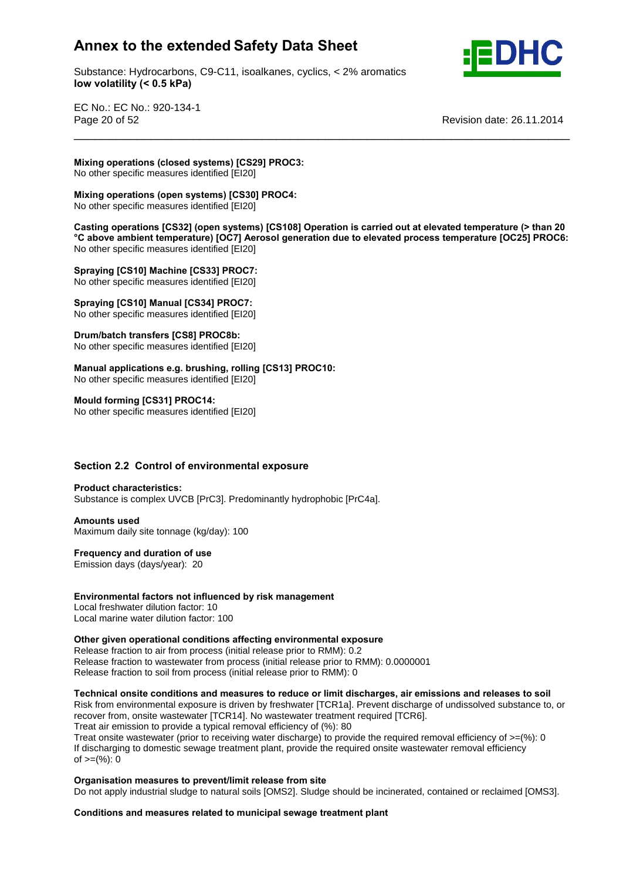**Mixing operations (closed systems) [CS29] PROC3:**
No other specific measures identified [EI20]

**Mixing operations (open systems) [CS30] PROC4:**
No other specific measures identified [EI20]

**Casting operations [CS32] (open systems) [CS108] Operation is carried out at elevated temperature (> than 20 °C above ambient temperature) [OC7] Aerosol generation due to elevated process temperature [OC25] PROC6:**
No other specific measures identified [EI20]

**Spraying [CS10] Machine [CS33] PROC7:**
No other specific measures identified [EI20]

**Spraying [CS10] Manual [CS34] PROC7:**
No other specific measures identified [EI20]

**Drum/batch transfers [CS8] PROC8b:**
No other specific measures identified [EI20]

**Manual applications e.g. brushing, rolling [CS13] PROC10:**
No other specific measures identified [EI20]

**Mould forming [CS31] PROC14:**
No other specific measures identified [EI20]

## Section 2.2 Control of environmental exposure

**Product characteristics:**
Substance is complex UVCB [PrC3]. Predominantly hydrophobic [PrC4a].

**Amounts used**
Maximum daily site tonnage (kg/day): 100

**Frequency and duration of use**
Emission days (days/year): 20

**Environmental factors not influenced by risk management**
Local freshwater dilution factor: 10
Local marine water dilution factor: 100

**Other given operational conditions affecting environmental exposure**
Release fraction to air from process (initial release prior to RMM): 0.2
Release fraction to wastewater from process (initial release prior to RMM): 0.0000001
Release fraction to soil from process (initial release prior to RMM): 0

**Technical onsite conditions and measures to reduce or limit discharges, air emissions and releases to soil**
Risk from environmental exposure is driven by freshwater [TCR1a]. Prevent discharge of undissolved substance to, or recover from, onsite wastewater [TCR14]. No wastewater treatment required [TCR6].
Treat air emission to provide a typical removal efficiency of (%): 80
Treat onsite wastewater (prior to receiving water discharge) to provide the required removal efficiency of >=(%): 0
If discharging to domestic sewage treatment plant, provide the required onsite wastewater removal efficiency of >=(%): 0

**Organisation measures to prevent/limit release from site**
Do not apply industrial sludge to natural soils [OMS2]. Sludge should be incinerated, contained or reclaimed [OMS3].

**Conditions and measures related to municipal sewage treatment plant**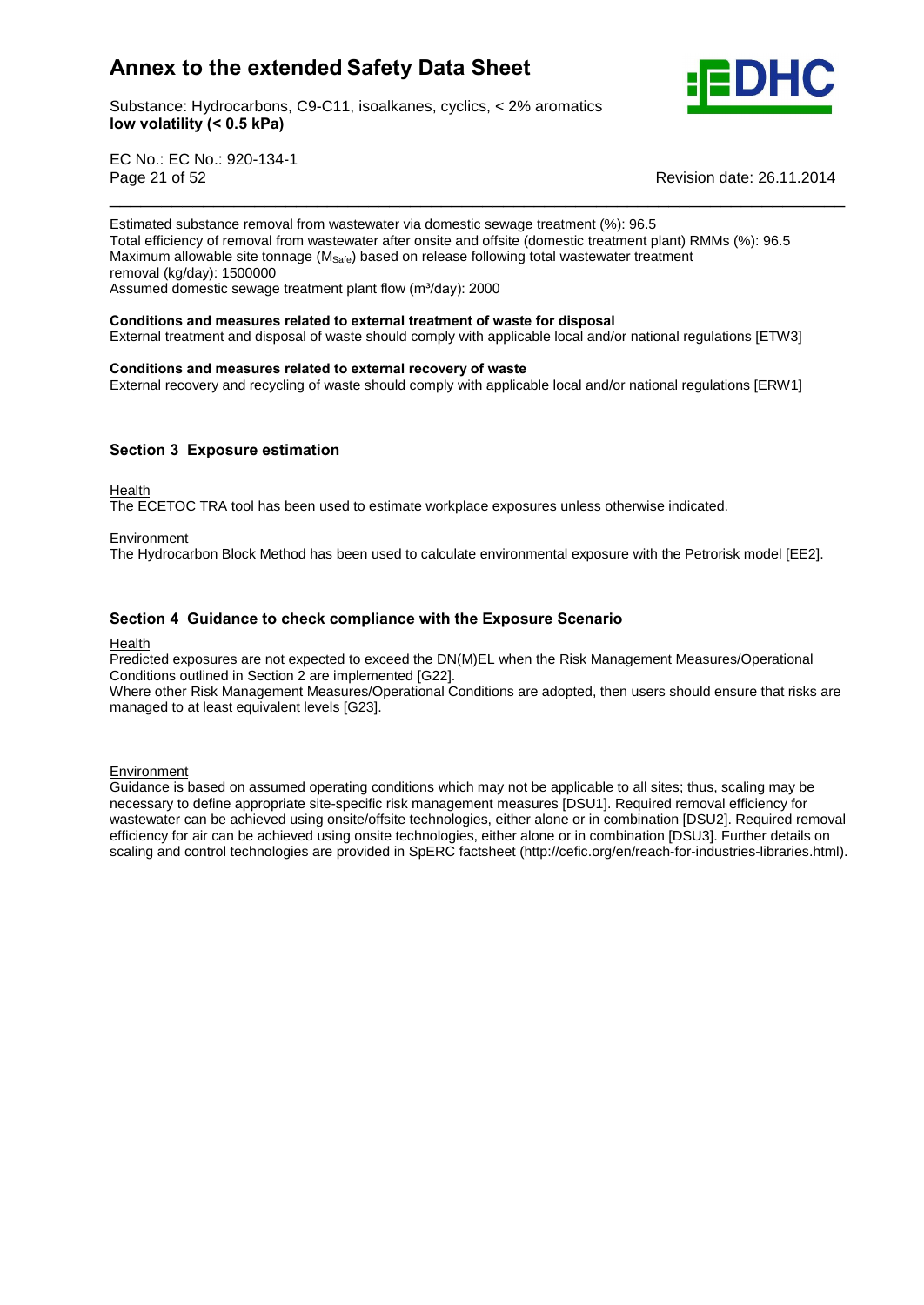Estimated substance removal from wastewater via domestic sewage treatment (%): 96.5
Total efficiency of removal from wastewater after onsite and offsite (domestic treatment plant) RMMs (%): 96.5
Maximum allowable site tonnage ($M_{Safe}$) based on release following total wastewater treatment removal (kg/day): 1500000
Assumed domestic sewage treatment plant flow (m³/day): 2000

**Conditions and measures related to external treatment of waste for disposal**
External treatment and disposal of waste should comply with applicable local and/or national regulations [ETW3]

**Conditions and measures related to external recovery of waste**
External recovery and recycling of waste should comply with applicable local and/or national regulations [ERW1]

## Section 3 Exposure estimation

Health
The ECETOC TRA tool has been used to estimate workplace exposures unless otherwise indicated.

Environment
The Hydrocarbon Block Method has been used to calculate environmental exposure with the Petrorisk model [EE2].

## Section 4 Guidance to check compliance with the Exposure Scenario

Health
Predicted exposures are not expected to exceed the DN(M)EL when the Risk Management Measures/Operational Conditions outlined in Section 2 are implemented [G22].
Where other Risk Management Measures/Operational Conditions are adopted, then users should ensure that risks are managed to at least equivalent levels [G23].

Environment
Guidance is based on assumed operating conditions which may not be applicable to all sites; thus, scaling may be necessary to define appropriate site-specific risk management measures [DSU1]. Required removal efficiency for wastewater can be achieved using onsite/offsite technologies, either alone or in combination [DSU2]. Required removal efficiency for air can be achieved using onsite technologies, either alone or in combination [DSU3]. Further details on scaling and control technologies are provided in SpERC factsheet (http://cefic.org/en/reach-for-industries-libraries.html).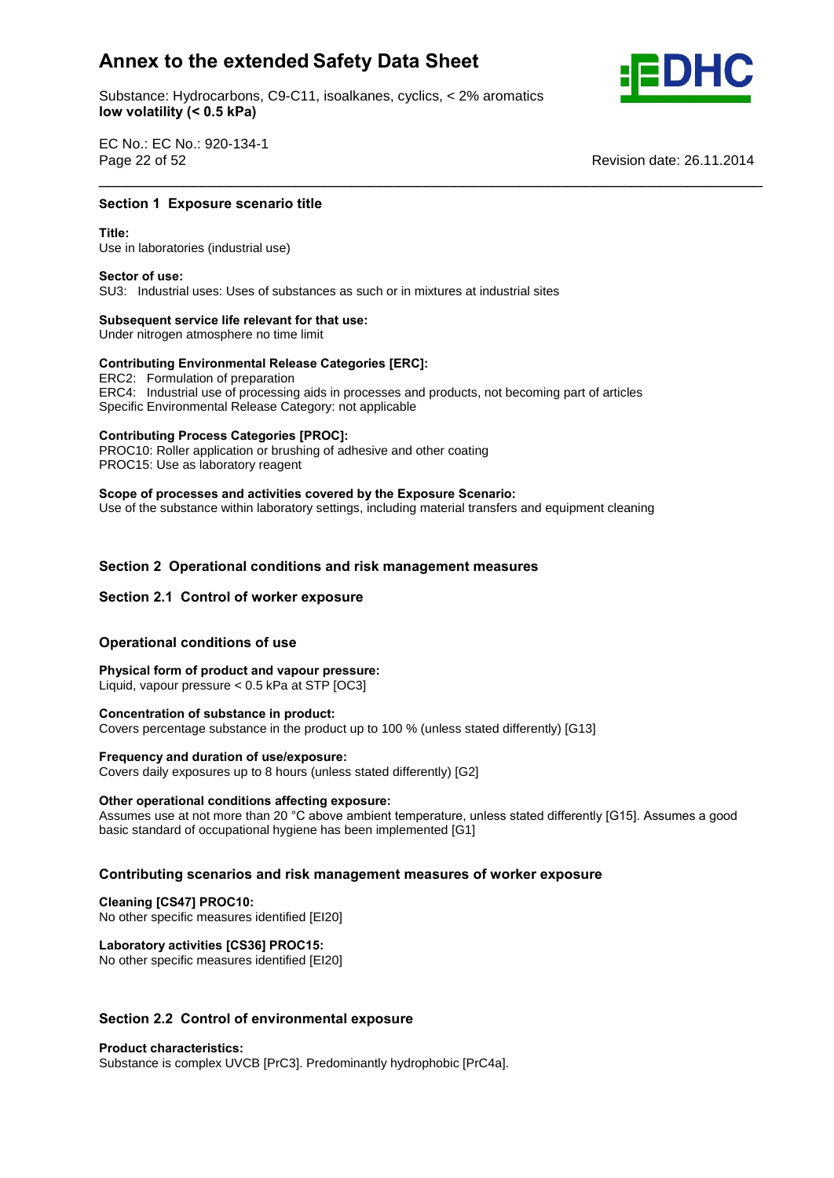## Section 1 Exposure scenario title

**Title:**
Use in laboratories (industrial use)

**Sector of use:**
SU3: Industrial uses: Uses of substances as such or in mixtures at industrial sites

**Subsequent service life relevant for that use:**
Under nitrogen atmosphere no time limit

**Contributing Environmental Release Categories [ERC]:**
ERC2: Formulation of preparation
ERC4: Industrial use of processing aids in processes and products, not becoming part of articles
Specific Environmental Release Category: not applicable

**Contributing Process Categories [PROC]:**
PROC10: Roller application or brushing of adhesive and other coating
PROC15: Use as laboratory reagent

**Scope of processes and activities covered by the Exposure Scenario:**
Use of the substance within laboratory settings, including material transfers and equipment cleaning

## Section 2 Operational conditions and risk management measures

### Section 2.1 Control of worker exposure

#### Operational conditions of use

**Physical form of product and vapour pressure:**
Liquid, vapour pressure < 0.5 kPa at STP [OC3]

**Concentration of substance in product:**
Covers percentage substance in the product up to 100 % (unless stated differently) [G13]

**Frequency and duration of use/exposure:**
Covers daily exposures up to 8 hours (unless stated differently) [G2]

**Other operational conditions affecting exposure:**
Assumes use at not more than 20 °C above ambient temperature, unless stated differently [G15]. Assumes a good basic standard of occupational hygiene has been implemented [G1]

#### Contributing scenarios and risk management measures of worker exposure

**Cleaning [CS47] PROC10:**
No other specific measures identified [EI20]

**Laboratory activities [CS36] PROC15:**
No other specific measures identified [EI20]

### Section 2.2 Control of environmental exposure

**Product characteristics:**
Substance is complex UVCB [PrC3]. Predominantly hydrophobic [PrC4a].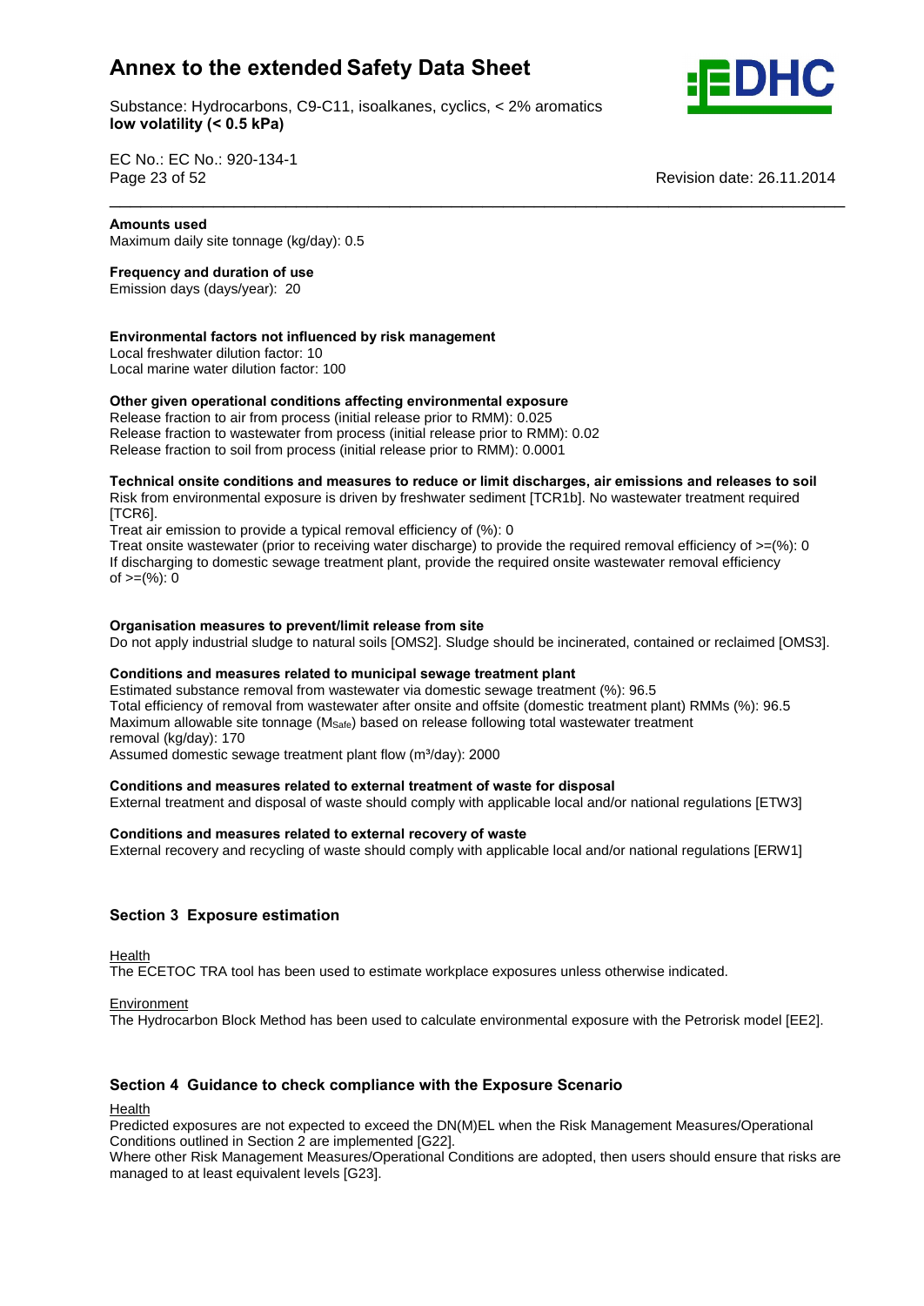**Amounts used**
Maximum daily site tonnage (kg/day): 0.5

**Frequency and duration of use**
Emission days (days/year): 20

**Environmental factors not influenced by risk management**
Local freshwater dilution factor: 10
Local marine water dilution factor: 100

**Other given operational conditions affecting environmental exposure**
Release fraction to air from process (initial release prior to RMM): 0.025
Release fraction to wastewater from process (initial release prior to RMM): 0.02
Release fraction to soil from process (initial release prior to RMM): 0.0001

**Technical onsite conditions and measures to reduce or limit discharges, air emissions and releases to soil**
Risk from environmental exposure is driven by freshwater sediment [TCR1b]. No wastewater treatment required [TCR6].
Treat air emission to provide a typical removal efficiency of (%): 0
Treat onsite wastewater (prior to receiving water discharge) to provide the required removal efficiency of >=(%): 0
If discharging to domestic sewage treatment plant, provide the required onsite wastewater removal efficiency of >=(%): 0

**Organisation measures to prevent/limit release from site**
Do not apply industrial sludge to natural soils [OMS2]. Sludge should be incinerated, contained or reclaimed [OMS3].

**Conditions and measures related to municipal sewage treatment plant**
Estimated substance removal from wastewater via domestic sewage treatment (%): 96.5
Total efficiency of removal from wastewater after onsite and offsite (domestic treatment plant) RMMs (%): 96.5
Maximum allowable site tonnage ($M_{Safe}$) based on release following total wastewater treatment removal (kg/day): 170
Assumed domestic sewage treatment plant flow ($m^3$/day): 2000

**Conditions and measures related to external treatment of waste for disposal**
External treatment and disposal of waste should comply with applicable local and/or national regulations [ETW3]

**Conditions and measures related to external recovery of waste**
External recovery and recycling of waste should comply with applicable local and/or national regulations [ERW1]

## Section 3 Exposure estimation

Health
The ECETOC TRA tool has been used to estimate workplace exposures unless otherwise indicated.

Environment
The Hydrocarbon Block Method has been used to calculate environmental exposure with the Petrorisk model [EE2].

## Section 4 Guidance to check compliance with the Exposure Scenario

Health
Predicted exposures are not expected to exceed the DN(M)EL when the Risk Management Measures/Operational Conditions outlined in Section 2 are implemented [G22].
Where other Risk Management Measures/Operational Conditions are adopted, then users should ensure that risks are managed to at least equivalent levels [G23].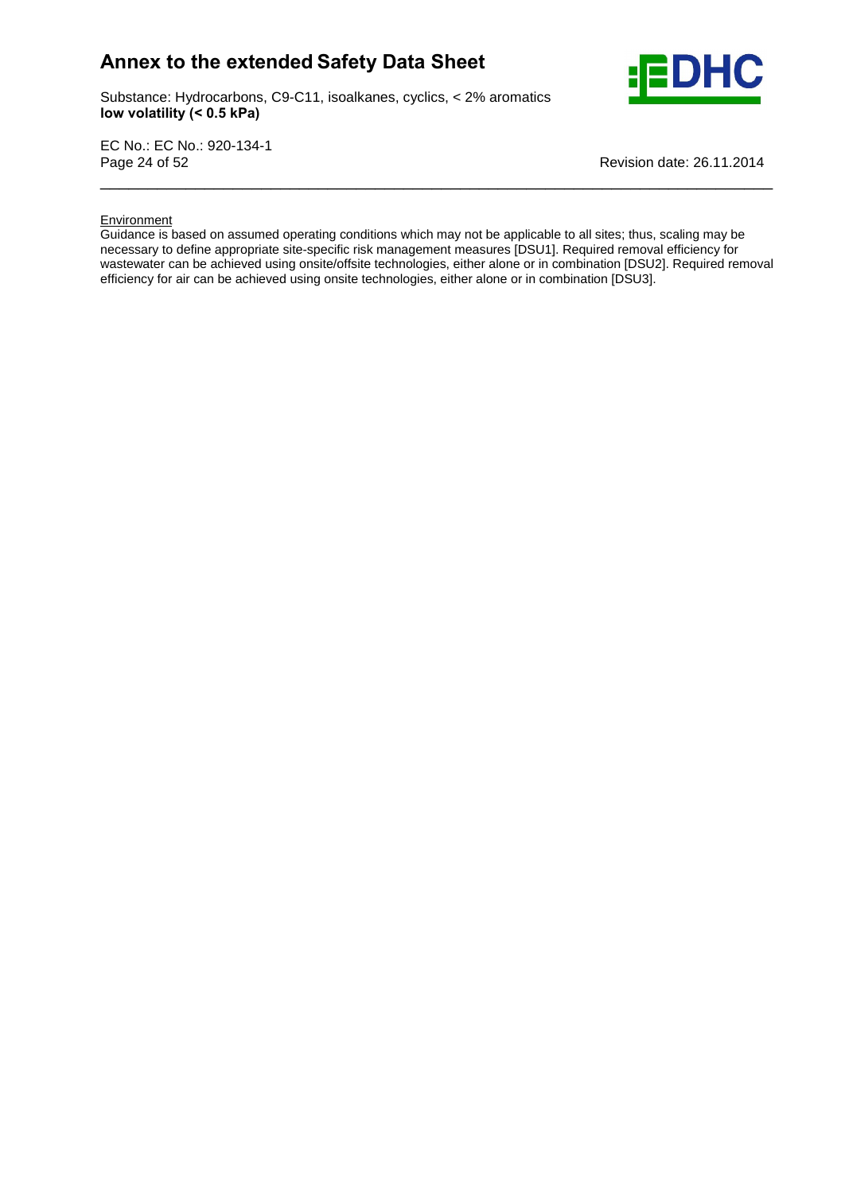Environment

Guidance is based on assumed operating conditions which may not be applicable to all sites; thus, scaling may be necessary to define appropriate site-specific risk management measures [DSU1]. Required removal efficiency for wastewater can be achieved using onsite/offsite technologies, either alone or in combination [DSU2]. Required removal efficiency for air can be achieved using onsite technologies, either alone or in combination [DSU3].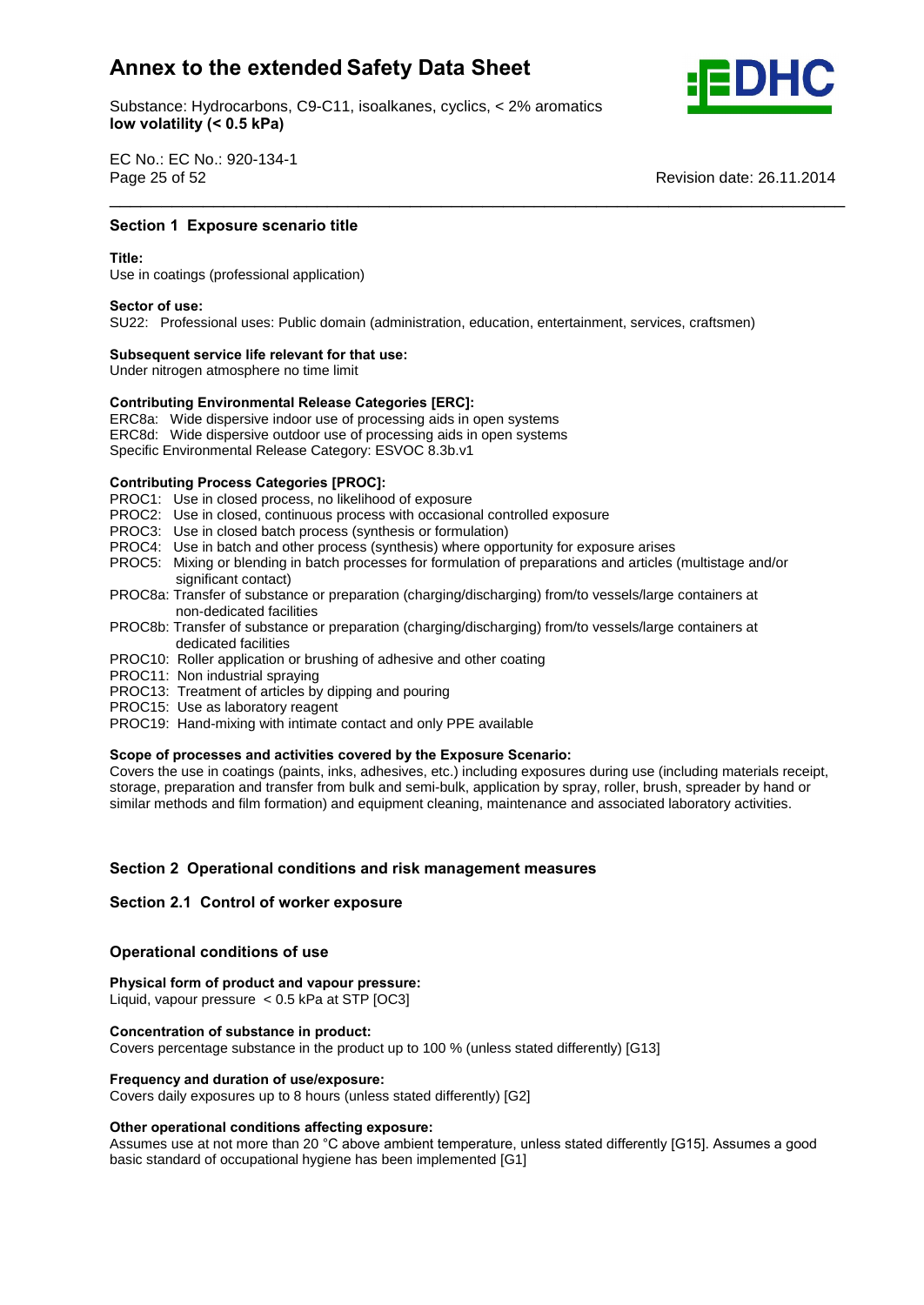## Section 1 Exposure scenario title

**Title:**
Use in coatings (professional application)

**Sector of use:**
SU22: Professional uses: Public domain (administration, education, entertainment, services, craftsmen)

**Subsequent service life relevant for that use:**
Under nitrogen atmosphere no time limit

**Contributing Environmental Release Categories [ERC]:**
ERC8a: Wide dispersive indoor use of processing aids in open systems
ERC8d: Wide dispersive outdoor use of processing aids in open systems
Specific Environmental Release Category: ESVOC 8.3b.v1

**Contributing Process Categories [PROC]:**
PROC1: Use in closed process, no likelihood of exposure
PROC2: Use in closed, continuous process with occasional controlled exposure
PROC3: Use in closed batch process (synthesis or formulation)
PROC4: Use in batch and other process (synthesis) where opportunity for exposure arises
PROC5: Mixing or blending in batch processes for formulation of preparations and articles (multistage and/or significant contact)
PROC8a: Transfer of substance or preparation (charging/discharging) from/to vessels/large containers at non-dedicated facilities
PROC8b: Transfer of substance or preparation (charging/discharging) from/to vessels/large containers at dedicated facilities
PROC10: Roller application or brushing of adhesive and other coating
PROC11: Non industrial spraying
PROC13: Treatment of articles by dipping and pouring
PROC15: Use as laboratory reagent
PROC19: Hand-mixing with intimate contact and only PPE available

**Scope of processes and activities covered by the Exposure Scenario:**
Covers the use in coatings (paints, inks, adhesives, etc.) including exposures during use (including materials receipt, storage, preparation and transfer from bulk and semi-bulk, application by spray, roller, brush, spreader by hand or similar methods and film formation) and equipment cleaning, maintenance and associated laboratory activities.

## Section 2 Operational conditions and risk management measures

### Section 2.1 Control of worker exposure

### Operational conditions of use

**Physical form of product and vapour pressure:**
Liquid, vapour pressure < 0.5 kPa at STP [OC3]

**Concentration of substance in product:**
Covers percentage substance in the product up to 100 % (unless stated differently) [G13]

**Frequency and duration of use/exposure:**
Covers daily exposures up to 8 hours (unless stated differently) [G2]

**Other operational conditions affecting exposure:**
Assumes use at not more than 20 °C above ambient temperature, unless stated differently [G15]. Assumes a good basic standard of occupational hygiene has been implemented [G1]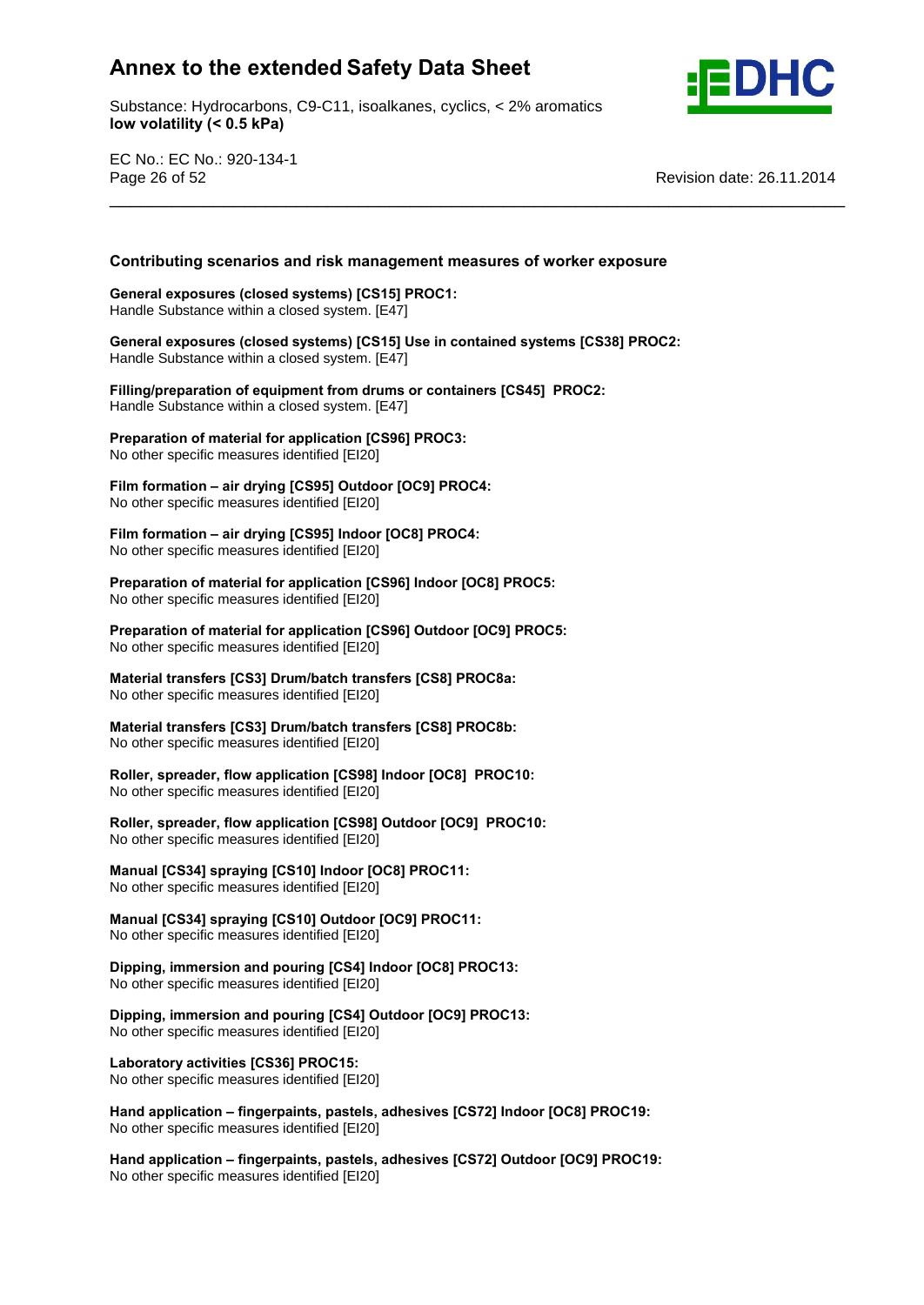### Contributing scenarios and risk management measures of worker exposure

**General exposures (closed systems) [CS15] PROC1:**
Handle Substance within a closed system. [E47]

**General exposures (closed systems) [CS15] Use in contained systems [CS38] PROC2:**
Handle Substance within a closed system. [E47]

**Filling/preparation of equipment from drums or containers [CS45] PROC2:**
Handle Substance within a closed system. [E47]

**Preparation of material for application [CS96] PROC3:**
No other specific measures identified [EI20]

**Film formation – air drying [CS95] Outdoor [OC9] PROC4:**
No other specific measures identified [EI20]

**Film formation – air drying [CS95] Indoor [OC8] PROC4:**
No other specific measures identified [EI20]

**Preparation of material for application [CS96] Indoor [OC8] PROC5:**
No other specific measures identified [EI20]

**Preparation of material for application [CS96] Outdoor [OC9] PROC5:**
No other specific measures identified [EI20]

**Material transfers [CS3] Drum/batch transfers [CS8] PROC8a:**
No other specific measures identified [EI20]

**Material transfers [CS3] Drum/batch transfers [CS8] PROC8b:**
No other specific measures identified [EI20]

**Roller, spreader, flow application [CS98] Indoor [OC8] PROC10:**
No other specific measures identified [EI20]

**Roller, spreader, flow application [CS98] Outdoor [OC9] PROC10:**
No other specific measures identified [EI20]

**Manual [CS34] spraying [CS10] Indoor [OC8] PROC11:**
No other specific measures identified [EI20]

**Manual [CS34] spraying [CS10] Outdoor [OC9] PROC11:**
No other specific measures identified [EI20]

**Dipping, immersion and pouring [CS4] Indoor [OC8] PROC13:**
No other specific measures identified [EI20]

**Dipping, immersion and pouring [CS4] Outdoor [OC9] PROC13:**
No other specific measures identified [EI20]

**Laboratory activities [CS36] PROC15:**
No other specific measures identified [EI20]

**Hand application – fingerpaints, pastels, adhesives [CS72] Indoor [OC8] PROC19:**
No other specific measures identified [EI20]

**Hand application – fingerpaints, pastels, adhesives [CS72] Outdoor [OC9] PROC19:**
No other specific measures identified [EI20]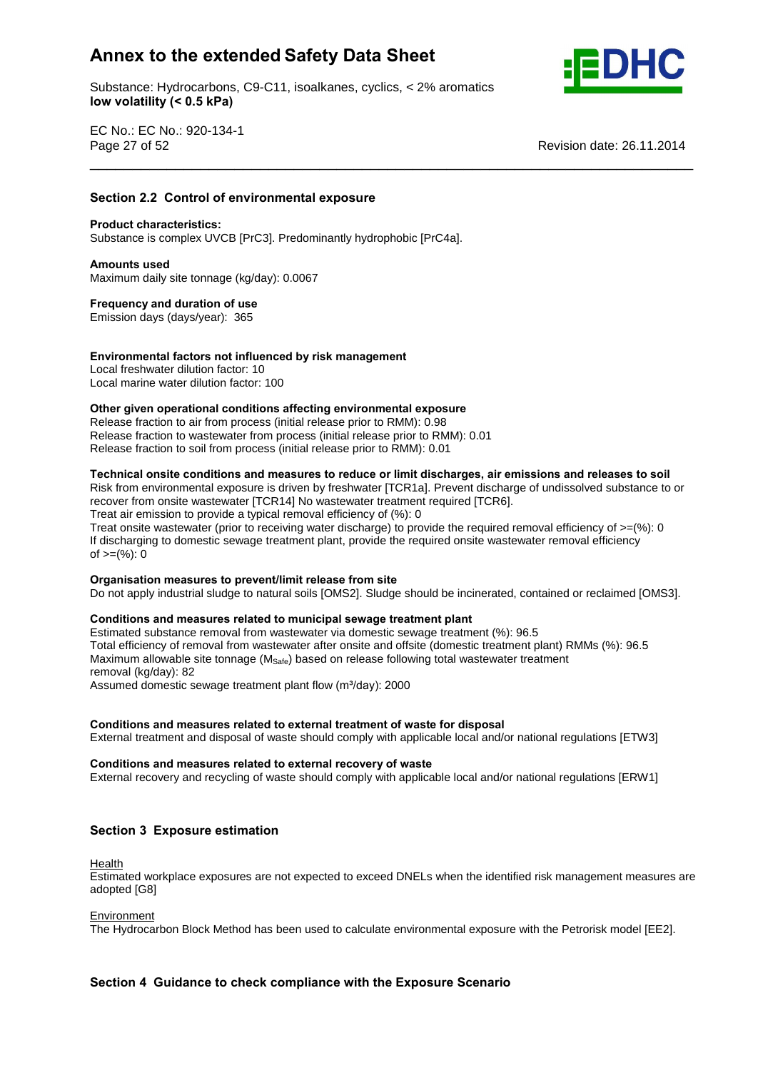## Section 2.2 Control of environmental exposure

**Product characteristics:**
Substance is complex UVCB [PrC3]. Predominantly hydrophobic [PrC4a].

**Amounts used**
Maximum daily site tonnage (kg/day): 0.0067

**Frequency and duration of use**
Emission days (days/year): 365

**Environmental factors not influenced by risk management**
Local freshwater dilution factor: 10
Local marine water dilution factor: 100

**Other given operational conditions affecting environmental exposure**
Release fraction to air from process (initial release prior to RMM): 0.98
Release fraction to wastewater from process (initial release prior to RMM): 0.01
Release fraction to soil from process (initial release prior to RMM): 0.01

**Technical onsite conditions and measures to reduce or limit discharges, air emissions and releases to soil**
Risk from environmental exposure is driven by freshwater [TCR1a]. Prevent discharge of undissolved substance to or recover from onsite wastewater [TCR14] No wastewater treatment required [TCR6].
Treat air emission to provide a typical removal efficiency of (%): 0
Treat onsite wastewater (prior to receiving water discharge) to provide the required removal efficiency of >=(%): 0
If discharging to domestic sewage treatment plant, provide the required onsite wastewater removal efficiency of >=(%): 0

**Organisation measures to prevent/limit release from site**
Do not apply industrial sludge to natural soils [OMS2]. Sludge should be incinerated, contained or reclaimed [OMS3].

**Conditions and measures related to municipal sewage treatment plant**
Estimated substance removal from wastewater via domestic sewage treatment (%): 96.5
Total efficiency of removal from wastewater after onsite and offsite (domestic treatment plant) RMMs (%): 96.5
Maximum allowable site tonnage ($M_{Safe}$) based on release following total wastewater treatment removal (kg/day): 82
Assumed domestic sewage treatment plant flow ($m^3$/day): 2000

**Conditions and measures related to external treatment of waste for disposal**
External treatment and disposal of waste should comply with applicable local and/or national regulations [ETW3]

**Conditions and measures related to external recovery of waste**
External recovery and recycling of waste should comply with applicable local and/or national regulations [ERW1]

## Section 3 Exposure estimation

Health
Estimated workplace exposures are not expected to exceed DNELs when the identified risk management measures are adopted [G8]

Environment
The Hydrocarbon Block Method has been used to calculate environmental exposure with the Petrorisk model [EE2].

## Section 4 Guidance to check compliance with the Exposure Scenario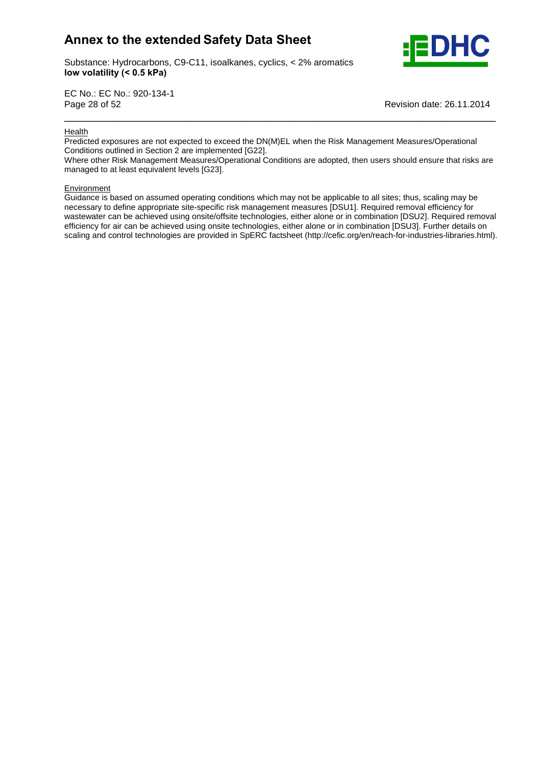Health

Predicted exposures are not expected to exceed the DN(M)EL when the Risk Management Measures/Operational Conditions outlined in Section 2 are implemented [G22].

Where other Risk Management Measures/Operational Conditions are adopted, then users should ensure that risks are managed to at least equivalent levels [G23].

Environment

Guidance is based on assumed operating conditions which may not be applicable to all sites; thus, scaling may be necessary to define appropriate site-specific risk management measures [DSU1]. Required removal efficiency for wastewater can be achieved using onsite/offsite technologies, either alone or in combination [DSU2]. Required removal efficiency for air can be achieved using onsite technologies, either alone or in combination [DSU3]. Further details on scaling and control technologies are provided in SpERC factsheet (http://cefic.org/en/reach-for-industries-libraries.html).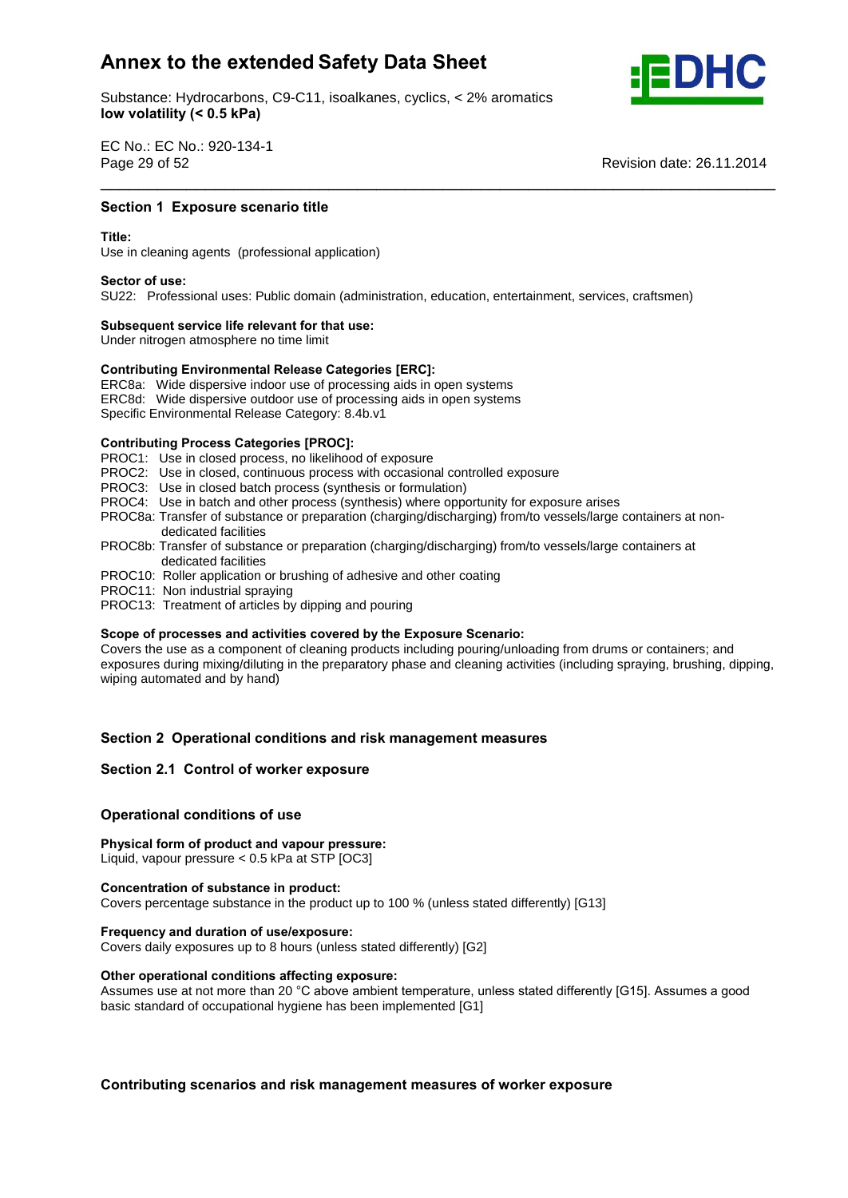## Section 1 Exposure scenario title

**Title:**
Use in cleaning agents (professional application)

**Sector of use:**
SU22: Professional uses: Public domain (administration, education, entertainment, services, craftsmen)

**Subsequent service life relevant for that use:**
Under nitrogen atmosphere no time limit

**Contributing Environmental Release Categories [ERC]:**
ERC8a: Wide dispersive indoor use of processing aids in open systems
ERC8d: Wide dispersive outdoor use of processing aids in open systems
Specific Environmental Release Category: 8.4b.v1

**Contributing Process Categories [PROC]:**
PROC1: Use in closed process, no likelihood of exposure
PROC2: Use in closed, continuous process with occasional controlled exposure
PROC3: Use in closed batch process (synthesis or formulation)
PROC4: Use in batch and other process (synthesis) where opportunity for exposure arises
PROC8a: Transfer of substance or preparation (charging/discharging) from/to vessels/large containers at non-dedicated facilities
PROC8b: Transfer of substance or preparation (charging/discharging) from/to vessels/large containers at dedicated facilities
PROC10: Roller application or brushing of adhesive and other coating
PROC11: Non industrial spraying
PROC13: Treatment of articles by dipping and pouring

**Scope of processes and activities covered by the Exposure Scenario:**
Covers the use as a component of cleaning products including pouring/unloading from drums or containers; and exposures during mixing/diluting in the preparatory phase and cleaning activities (including spraying, brushing, dipping, wiping automated and by hand)

## Section 2 Operational conditions and risk management measures

### Section 2.1 Control of worker exposure

### Operational conditions of use

**Physical form of product and vapour pressure:**
Liquid, vapour pressure < 0.5 kPa at STP [OC3]

**Concentration of substance in product:**
Covers percentage substance in the product up to 100 % (unless stated differently) [G13]

**Frequency and duration of use/exposure:**
Covers daily exposures up to 8 hours (unless stated differently) [G2]

**Other operational conditions affecting exposure:**
Assumes use at not more than 20 °C above ambient temperature, unless stated differently [G15]. Assumes a good basic standard of occupational hygiene has been implemented [G1]

### Contributing scenarios and risk management measures of worker exposure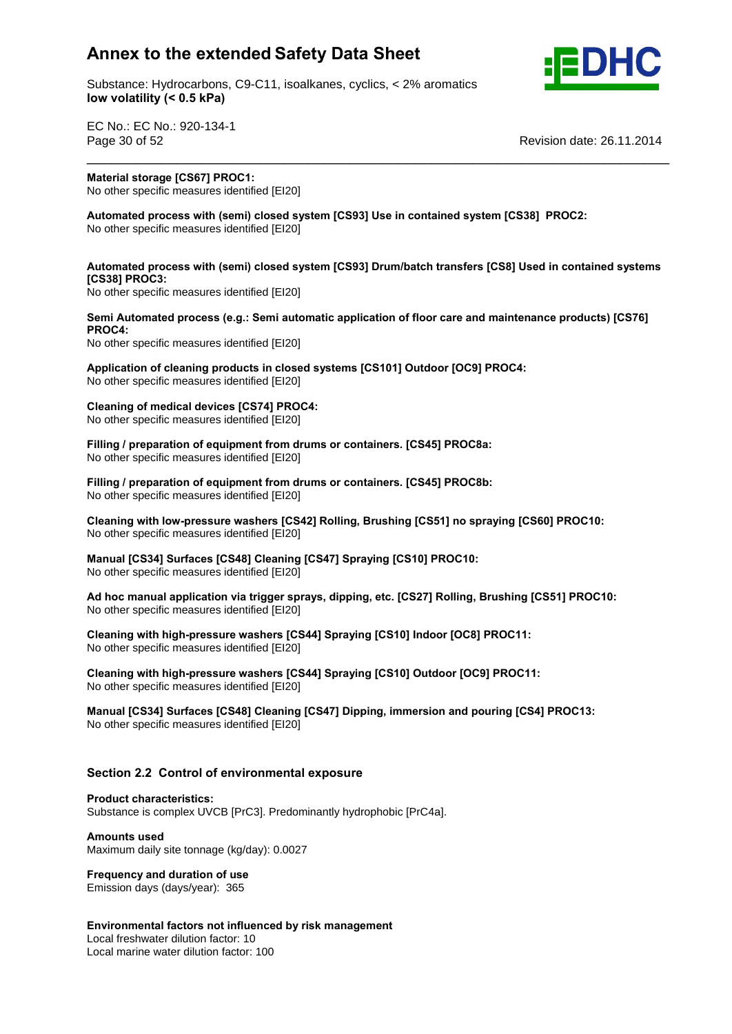**Material storage [CS67] PROC1:**
No other specific measures identified [EI20]

**Automated process with (semi) closed system [CS93] Use in contained system [CS38] PROC2:**
No other specific measures identified [EI20]

**Automated process with (semi) closed system [CS93] Drum/batch transfers [CS8] Used in contained systems [CS38] PROC3:**
No other specific measures identified [EI20]

**Semi Automated process (e.g.: Semi automatic application of floor care and maintenance products) [CS76] PROC4:**
No other specific measures identified [EI20]

**Application of cleaning products in closed systems [CS101] Outdoor [OC9] PROC4:**
No other specific measures identified [EI20]

**Cleaning of medical devices [CS74] PROC4:**
No other specific measures identified [EI20]

**Filling / preparation of equipment from drums or containers. [CS45] PROC8a:**
No other specific measures identified [EI20]

**Filling / preparation of equipment from drums or containers. [CS45] PROC8b:**
No other specific measures identified [EI20]

**Cleaning with low-pressure washers [CS42] Rolling, Brushing [CS51] no spraying [CS60] PROC10:**
No other specific measures identified [EI20]

**Manual [CS34] Surfaces [CS48] Cleaning [CS47] Spraying [CS10] PROC10:**
No other specific measures identified [EI20]

**Ad hoc manual application via trigger sprays, dipping, etc. [CS27] Rolling, Brushing [CS51] PROC10:**
No other specific measures identified [EI20]

**Cleaning with high-pressure washers [CS44] Spraying [CS10] Indoor [OC8] PROC11:**
No other specific measures identified [EI20]

**Cleaning with high-pressure washers [CS44] Spraying [CS10] Outdoor [OC9] PROC11:**
No other specific measures identified [EI20]

**Manual [CS34] Surfaces [CS48] Cleaning [CS47] Dipping, immersion and pouring [CS4] PROC13:**
No other specific measures identified [EI20]

## Section 2.2 Control of environmental exposure

**Product characteristics:**
Substance is complex UVCB [PrC3]. Predominantly hydrophobic [PrC4a].

**Amounts used**
Maximum daily site tonnage (kg/day): 0.0027

**Frequency and duration of use**
Emission days (days/year): 365

**Environmental factors not influenced by risk management**
Local freshwater dilution factor: 10
Local marine water dilution factor: 100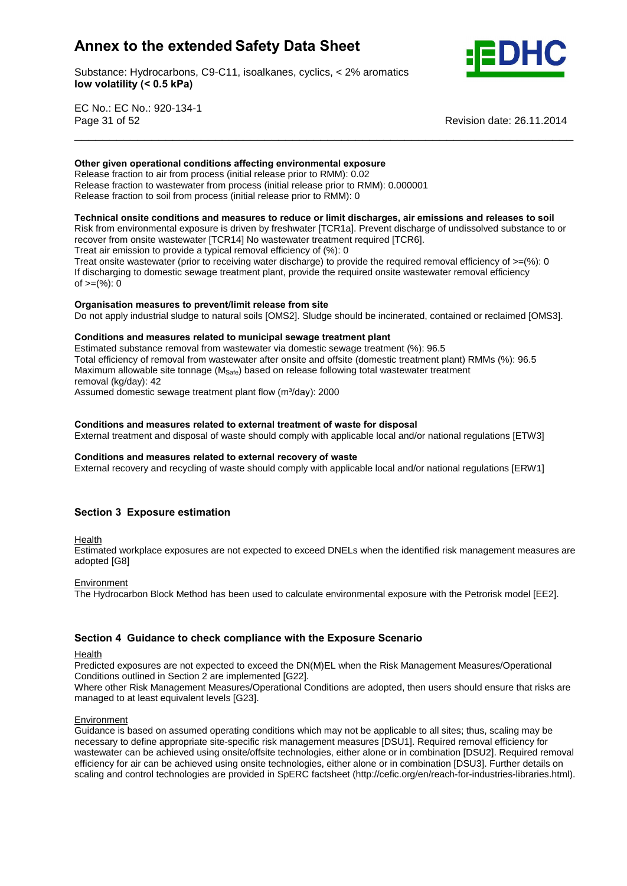**Other given operational conditions affecting environmental exposure**
Release fraction to air from process (initial release prior to RMM): 0.02
Release fraction to wastewater from process (initial release prior to RMM): 0.000001
Release fraction to soil from process (initial release prior to RMM): 0

**Technical onsite conditions and measures to reduce or limit discharges, air emissions and releases to soil**
Risk from environmental exposure is driven by freshwater [TCR1a]. Prevent discharge of undissolved substance to or recover from onsite wastewater [TCR14] No wastewater treatment required [TCR6].
Treat air emission to provide a typical removal efficiency of (%): 0
Treat onsite wastewater (prior to receiving water discharge) to provide the required removal efficiency of >=(%): 0
If discharging to domestic sewage treatment plant, provide the required onsite wastewater removal efficiency of >=(%): 0

**Organisation measures to prevent/limit release from site**
Do not apply industrial sludge to natural soils [OMS2]. Sludge should be incinerated, contained or reclaimed [OMS3].

**Conditions and measures related to municipal sewage treatment plant**
Estimated substance removal from wastewater via domestic sewage treatment (%): 96.5
Total efficiency of removal from wastewater after onsite and offsite (domestic treatment plant) RMMs (%): 96.5
Maximum allowable site tonnage ($M_{Safe}$) based on release following total wastewater treatment removal (kg/day): 42
Assumed domestic sewage treatment plant flow (m³/day): 2000

**Conditions and measures related to external treatment of waste for disposal**
External treatment and disposal of waste should comply with applicable local and/or national regulations [ETW3]

**Conditions and measures related to external recovery of waste**
External recovery and recycling of waste should comply with applicable local and/or national regulations [ERW1]

## Section 3 Exposure estimation

Health
Estimated workplace exposures are not expected to exceed DNELs when the identified risk management measures are adopted [G8]

Environment
The Hydrocarbon Block Method has been used to calculate environmental exposure with the Petrorisk model [EE2].

## Section 4 Guidance to check compliance with the Exposure Scenario

Health
Predicted exposures are not expected to exceed the DN(M)EL when the Risk Management Measures/Operational Conditions outlined in Section 2 are implemented [G22].
Where other Risk Management Measures/Operational Conditions are adopted, then users should ensure that risks are managed to at least equivalent levels [G23].

Environment
Guidance is based on assumed operating conditions which may not be applicable to all sites; thus, scaling may be necessary to define appropriate site-specific risk management measures [DSU1]. Required removal efficiency for wastewater can be achieved using onsite/offsite technologies, either alone or in combination [DSU2]. Required removal efficiency for air can be achieved using onsite technologies, either alone or in combination [DSU3]. Further details on scaling and control technologies are provided in SpERC factsheet (http://cefic.org/en/reach-for-industries-libraries.html).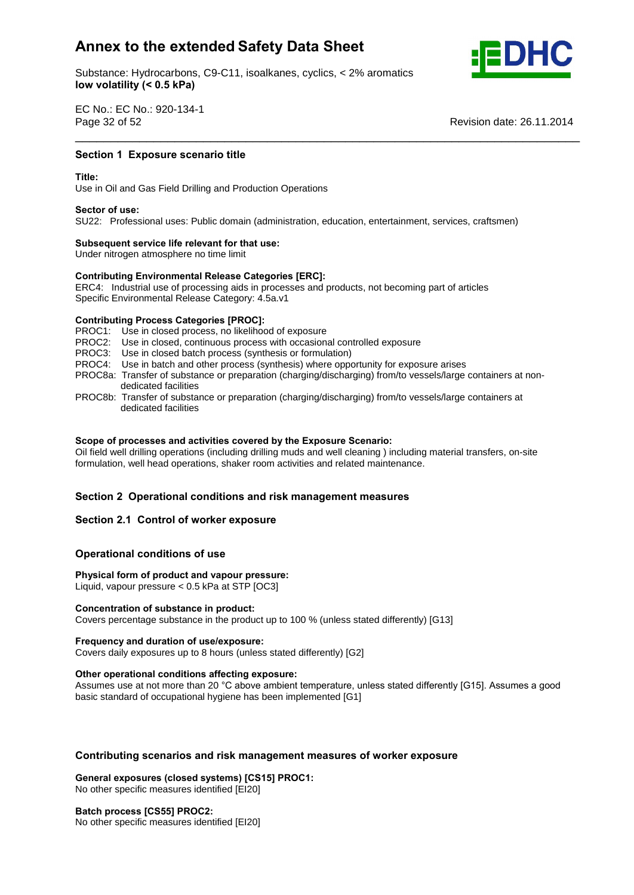## Section 1 Exposure scenario title

**Title:**
Use in Oil and Gas Field Drilling and Production Operations

**Sector of use:**
SU22: Professional uses: Public domain (administration, education, entertainment, services, craftsmen)

**Subsequent service life relevant for that use:**
Under nitrogen atmosphere no time limit

**Contributing Environmental Release Categories [ERC]:**
ERC4: Industrial use of processing aids in processes and products, not becoming part of articles
Specific Environmental Release Category: 4.5a.v1

**Contributing Process Categories [PROC]:**
PROC1: Use in closed process, no likelihood of exposure
PROC2: Use in closed, continuous process with occasional controlled exposure
PROC3: Use in closed batch process (synthesis or formulation)
PROC4: Use in batch and other process (synthesis) where opportunity for exposure arises
PROC8a: Transfer of substance or preparation (charging/discharging) from/to vessels/large containers at non-dedicated facilities
PROC8b: Transfer of substance or preparation (charging/discharging) from/to vessels/large containers at dedicated facilities

**Scope of processes and activities covered by the Exposure Scenario:**
Oil field well drilling operations (including drilling muds and well cleaning ) including material transfers, on-site formulation, well head operations, shaker room activities and related maintenance.

## Section 2 Operational conditions and risk management measures

### Section 2.1 Control of worker exposure

#### Operational conditions of use

**Physical form of product and vapour pressure:**
Liquid, vapour pressure < 0.5 kPa at STP [OC3]

**Concentration of substance in product:**
Covers percentage substance in the product up to 100 % (unless stated differently) [G13]

**Frequency and duration of use/exposure:**
Covers daily exposures up to 8 hours (unless stated differently) [G2]

**Other operational conditions affecting exposure:**
Assumes use at not more than 20 °C above ambient temperature, unless stated differently [G15]. Assumes a good basic standard of occupational hygiene has been implemented [G1]

#### Contributing scenarios and risk management measures of worker exposure

**General exposures (closed systems) [CS15] PROC1:**
No other specific measures identified [EI20]

**Batch process [CS55] PROC2:**
No other specific measures identified [EI20]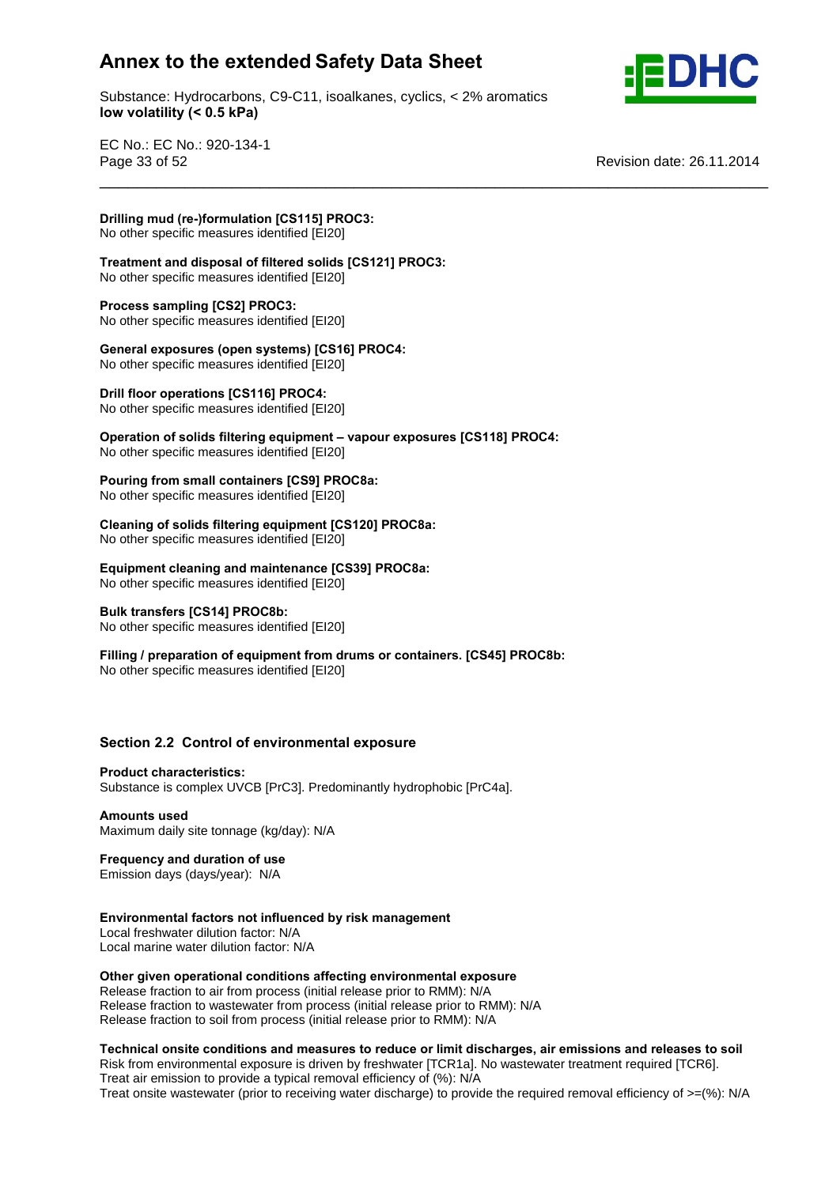**Drilling mud (re-)formulation [CS115] PROC3:**
No other specific measures identified [EI20]

**Treatment and disposal of filtered solids [CS121] PROC3:**
No other specific measures identified [EI20]

**Process sampling [CS2] PROC3:**
No other specific measures identified [EI20]

**General exposures (open systems) [CS16] PROC4:**
No other specific measures identified [EI20]

**Drill floor operations [CS116] PROC4:**
No other specific measures identified [EI20]

**Operation of solids filtering equipment – vapour exposures [CS118] PROC4:**
No other specific measures identified [EI20]

**Pouring from small containers [CS9] PROC8a:**
No other specific measures identified [EI20]

**Cleaning of solids filtering equipment [CS120] PROC8a:**
No other specific measures identified [EI20]

**Equipment cleaning and maintenance [CS39] PROC8a:**
No other specific measures identified [EI20]

**Bulk transfers [CS14] PROC8b:**
No other specific measures identified [EI20]

**Filling / preparation of equipment from drums or containers. [CS45] PROC8b:**
No other specific measures identified [EI20]

## Section 2.2 Control of environmental exposure

**Product characteristics:**
Substance is complex UVCB [PrC3]. Predominantly hydrophobic [PrC4a].

**Amounts used**
Maximum daily site tonnage (kg/day): N/A

**Frequency and duration of use**
Emission days (days/year): N/A

**Environmental factors not influenced by risk management**
Local freshwater dilution factor: N/A
Local marine water dilution factor: N/A

**Other given operational conditions affecting environmental exposure**
Release fraction to air from process (initial release prior to RMM): N/A
Release fraction to wastewater from process (initial release prior to RMM): N/A
Release fraction to soil from process (initial release prior to RMM): N/A

**Technical onsite conditions and measures to reduce or limit discharges, air emissions and releases to soil**
Risk from environmental exposure is driven by freshwater [TCR1a]. No wastewater treatment required [TCR6].
Treat air emission to provide a typical removal efficiency of (%): N/A
Treat onsite wastewater (prior to receiving water discharge) to provide the required removal efficiency of >=(%): N/A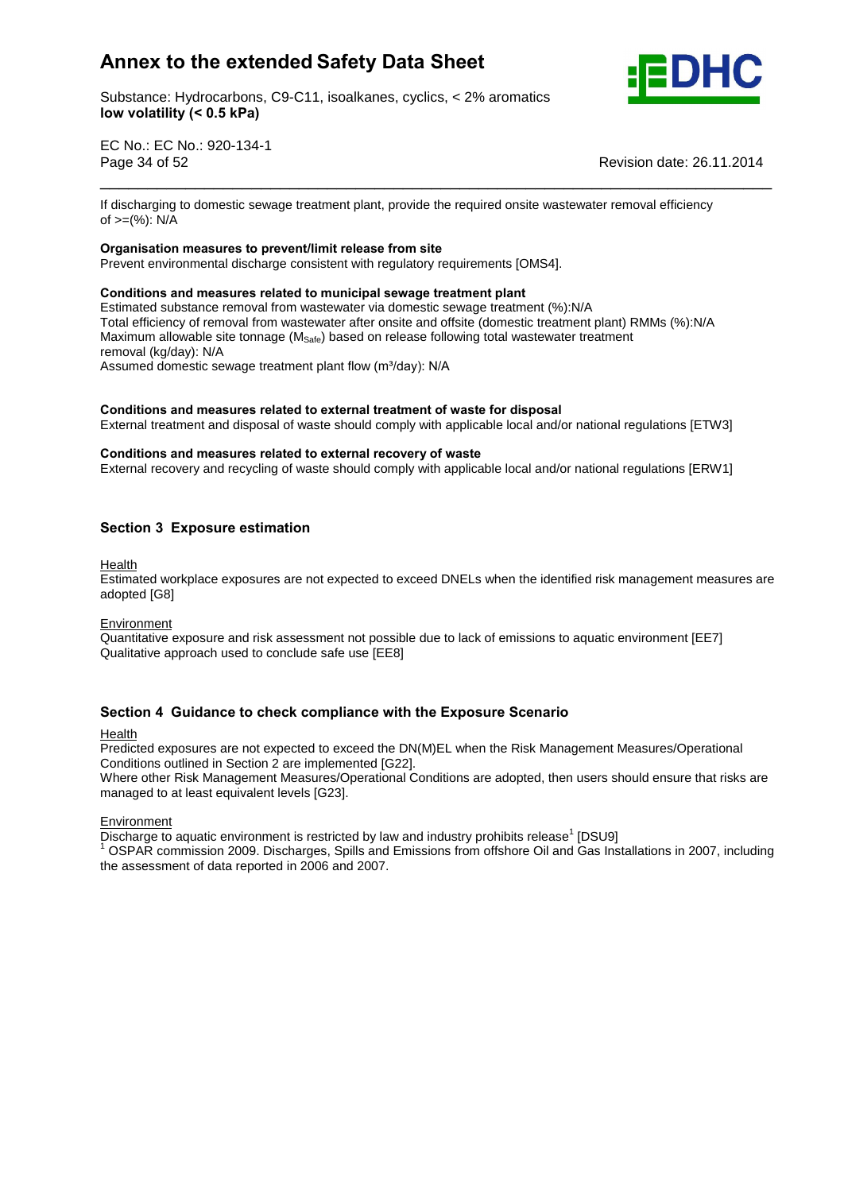If discharging to domestic sewage treatment plant, provide the required onsite wastewater removal efficiency of >=(%): N/A

**Organisation measures to prevent/limit release from site**

Prevent environmental discharge consistent with regulatory requirements [OMS4].

**Conditions and measures related to municipal sewage treatment plant**

Estimated substance removal from wastewater via domestic sewage treatment (%):N/A
Total efficiency of removal from wastewater after onsite and offsite (domestic treatment plant) RMMs (%):N/A
Maximum allowable site tonnage ($M_{Safe}$) based on release following total wastewater treatment removal (kg/day): N/A
Assumed domestic sewage treatment plant flow (m³/day): N/A

**Conditions and measures related to external treatment of waste for disposal**

External treatment and disposal of waste should comply with applicable local and/or national regulations [ETW3]

**Conditions and measures related to external recovery of waste**

External recovery and recycling of waste should comply with applicable local and/or national regulations [ERW1]

## Section 3 Exposure estimation

Health

Estimated workplace exposures are not expected to exceed DNELs when the identified risk management measures are adopted [G8]

Environment

Quantitative exposure and risk assessment not possible due to lack of emissions to aquatic environment [EE7]
Qualitative approach used to conclude safe use [EE8]

## Section 4 Guidance to check compliance with the Exposure Scenario

Health

Predicted exposures are not expected to exceed the DN(M)EL when the Risk Management Measures/Operational Conditions outlined in Section 2 are implemented [G22].
Where other Risk Management Measures/Operational Conditions are adopted, then users should ensure that risks are managed to at least equivalent levels [G23].

Environment

Discharge to aquatic environment is restricted by law and industry prohibits release[1] [DSU9]
[1] OSPAR commission 2009. Discharges, Spills and Emissions from offshore Oil and Gas Installations in 2007, including the assessment of data reported in 2006 and 2007.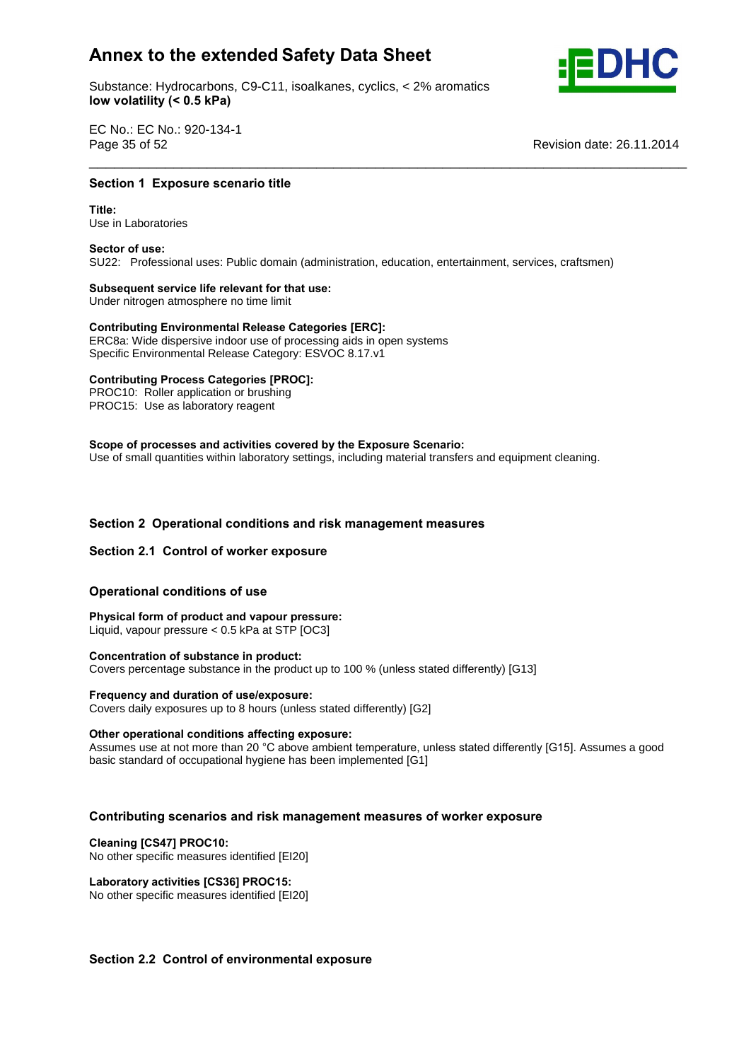## Section 1 Exposure scenario title

**Title:**
Use in Laboratories

**Sector of use:**
SU22: Professional uses: Public domain (administration, education, entertainment, services, craftsmen)

**Subsequent service life relevant for that use:**
Under nitrogen atmosphere no time limit

**Contributing Environmental Release Categories [ERC]:**
ERC8a: Wide dispersive indoor use of processing aids in open systems
Specific Environmental Release Category: ESVOC 8.17.v1

**Contributing Process Categories [PROC]:**
PROC10: Roller application or brushing
PROC15: Use as laboratory reagent

**Scope of processes and activities covered by the Exposure Scenario:**
Use of small quantities within laboratory settings, including material transfers and equipment cleaning.

## Section 2 Operational conditions and risk management measures

### Section 2.1 Control of worker exposure

#### Operational conditions of use

**Physical form of product and vapour pressure:**
Liquid, vapour pressure < 0.5 kPa at STP [OC3]

**Concentration of substance in product:**
Covers percentage substance in the product up to 100 % (unless stated differently) [G13]

**Frequency and duration of use/exposure:**
Covers daily exposures up to 8 hours (unless stated differently) [G2]

**Other operational conditions affecting exposure:**
Assumes use at not more than 20 °C above ambient temperature, unless stated differently [G15]. Assumes a good basic standard of occupational hygiene has been implemented [G1]

#### Contributing scenarios and risk management measures of worker exposure

**Cleaning [CS47] PROC10:**
No other specific measures identified [EI20]

**Laboratory activities [CS36] PROC15:**
No other specific measures identified [EI20]

### Section 2.2 Control of environmental exposure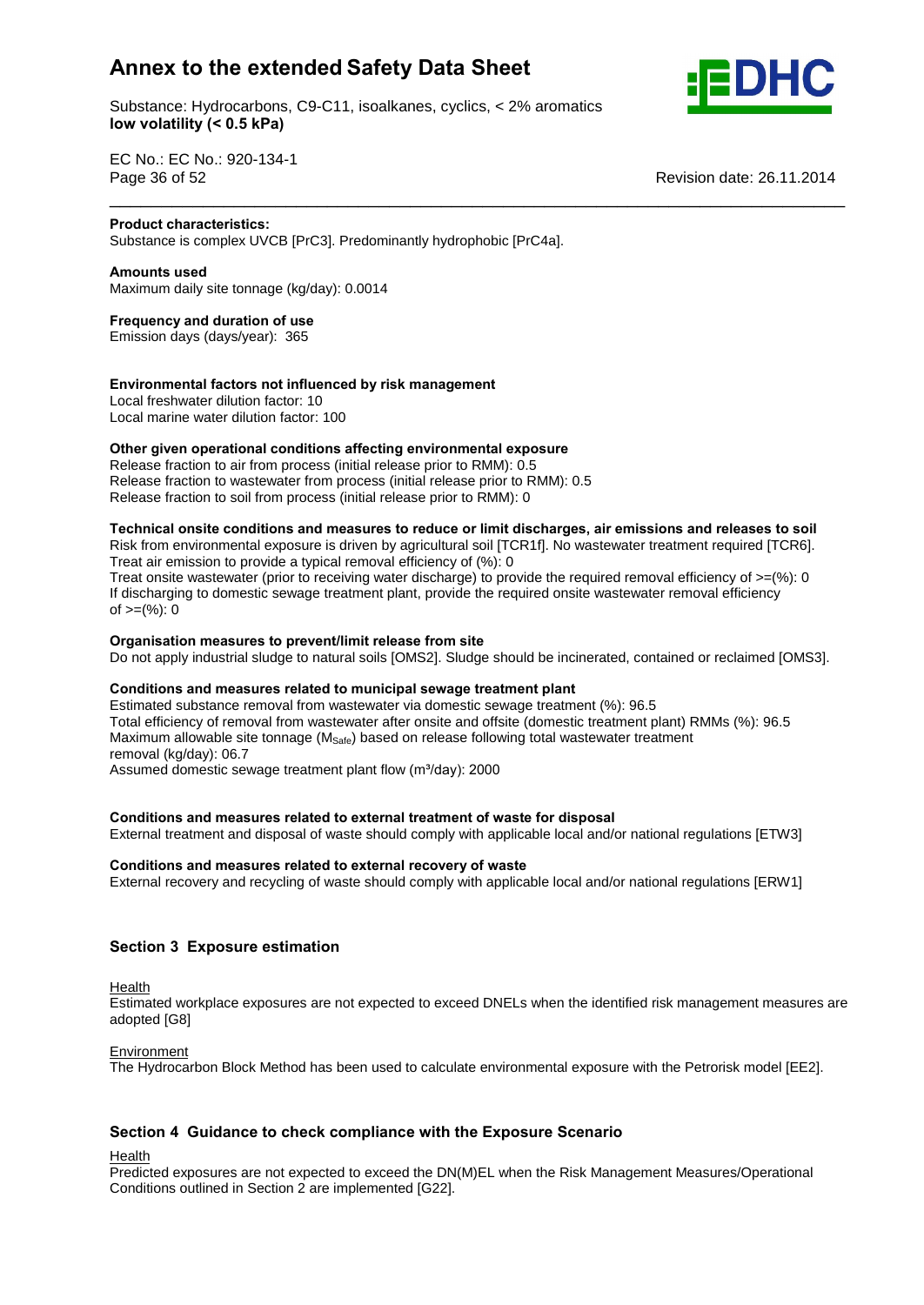**Product characteristics:**
Substance is complex UVCB [PrC3]. Predominantly hydrophobic [PrC4a].

**Amounts used**
Maximum daily site tonnage (kg/day): 0.0014

**Frequency and duration of use**
Emission days (days/year): 365

**Environmental factors not influenced by risk management**
Local freshwater dilution factor: 10
Local marine water dilution factor: 100

**Other given operational conditions affecting environmental exposure**
Release fraction to air from process (initial release prior to RMM): 0.5
Release fraction to wastewater from process (initial release prior to RMM): 0.5
Release fraction to soil from process (initial release prior to RMM): 0

**Technical onsite conditions and measures to reduce or limit discharges, air emissions and releases to soil**
Risk from environmental exposure is driven by agricultural soil [TCR1f]. No wastewater treatment required [TCR6].
Treat air emission to provide a typical removal efficiency of (%): 0
Treat onsite wastewater (prior to receiving water discharge) to provide the required removal efficiency of >=(%): 0
If discharging to domestic sewage treatment plant, provide the required onsite wastewater removal efficiency of >=(%): 0

**Organisation measures to prevent/limit release from site**
Do not apply industrial sludge to natural soils [OMS2]. Sludge should be incinerated, contained or reclaimed [OMS3].

**Conditions and measures related to municipal sewage treatment plant**
Estimated substance removal from wastewater via domestic sewage treatment (%): 96.5
Total efficiency of removal from wastewater after onsite and offsite (domestic treatment plant) RMMs (%): 96.5
Maximum allowable site tonnage ($M_{Safe}$) based on release following total wastewater treatment removal (kg/day): 06.7
Assumed domestic sewage treatment plant flow (m³/day): 2000

**Conditions and measures related to external treatment of waste for disposal**
External treatment and disposal of waste should comply with applicable local and/or national regulations [ETW3]

**Conditions and measures related to external recovery of waste**
External recovery and recycling of waste should comply with applicable local and/or national regulations [ERW1]

## Section 3 Exposure estimation

Health
Estimated workplace exposures are not expected to exceed DNELs when the identified risk management measures are adopted [G8]

Environment
The Hydrocarbon Block Method has been used to calculate environmental exposure with the Petrorisk model [EE2].

## Section 4 Guidance to check compliance with the Exposure Scenario

Health
Predicted exposures are not expected to exceed the DN(M)EL when the Risk Management Measures/Operational Conditions outlined in Section 2 are implemented [G22].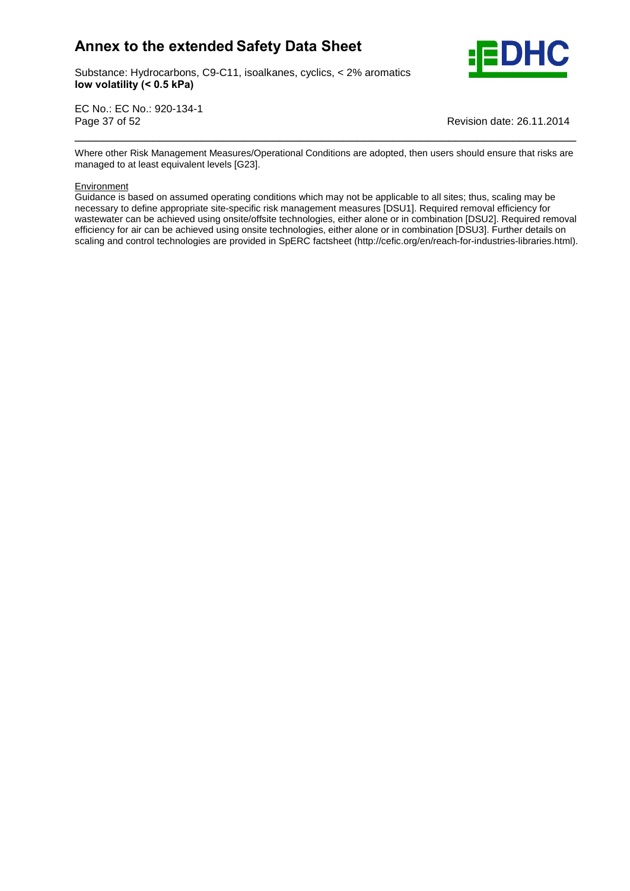Where other Risk Management Measures/Operational Conditions are adopted, then users should ensure that risks are managed to at least equivalent levels [G23].

Environment

Guidance is based on assumed operating conditions which may not be applicable to all sites; thus, scaling may be necessary to define appropriate site-specific risk management measures [DSU1]. Required removal efficiency for wastewater can be achieved using onsite/offsite technologies, either alone or in combination [DSU2]. Required removal efficiency for air can be achieved using onsite technologies, either alone or in combination [DSU3]. Further details on scaling and control technologies are provided in SpERC factsheet (http://cefic.org/en/reach-for-industries-libraries.html).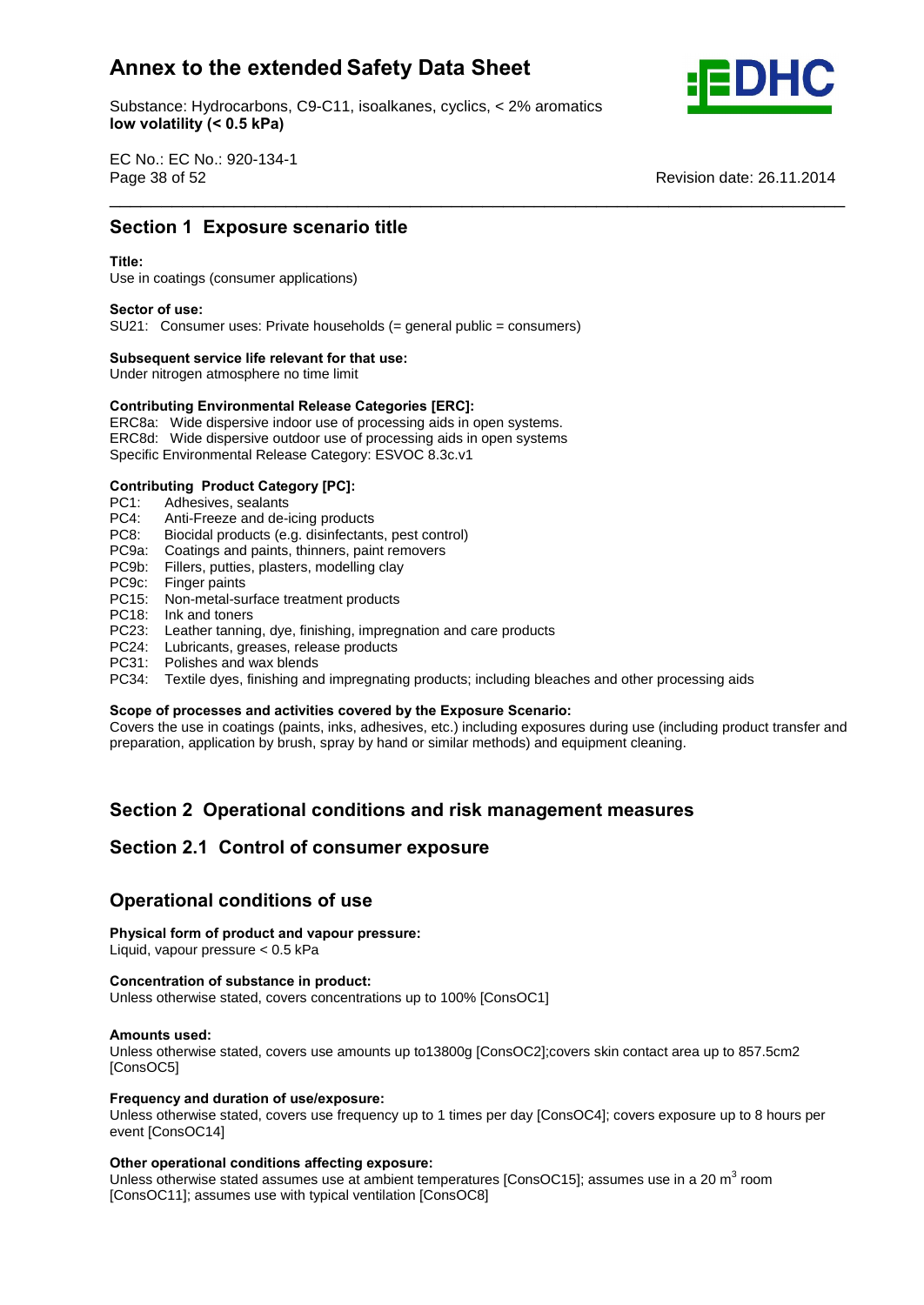## Section 1 Exposure scenario title

**Title:**
Use in coatings (consumer applications)

**Sector of use:**
SU21: Consumer uses: Private households (= general public = consumers)

**Subsequent service life relevant for that use:**
Under nitrogen atmosphere no time limit

**Contributing Environmental Release Categories [ERC]:**
ERC8a: Wide dispersive indoor use of processing aids in open systems.
ERC8d: Wide dispersive outdoor use of processing aids in open systems
Specific Environmental Release Category: ESVOC 8.3c.v1

**Contributing Product Category [PC]:**
PC1: Adhesives, sealants
PC4: Anti-Freeze and de-icing products
PC8: Biocidal products (e.g. disinfectants, pest control)
PC9a: Coatings and paints, thinners, paint removers
PC9b: Fillers, putties, plasters, modelling clay
PC9c: Finger paints
PC15: Non-metal-surface treatment products
PC18: Ink and toners
PC23: Leather tanning, dye, finishing, impregnation and care products
PC24: Lubricants, greases, release products
PC31: Polishes and wax blends
PC34: Textile dyes, finishing and impregnating products; including bleaches and other processing aids

**Scope of processes and activities covered by the Exposure Scenario:**
Covers the use in coatings (paints, inks, adhesives, etc.) including exposures during use (including product transfer and preparation, application by brush, spray by hand or similar methods) and equipment cleaning.

## Section 2 Operational conditions and risk management measures

## Section 2.1 Control of consumer exposure

### Operational conditions of use

**Physical form of product and vapour pressure:**
Liquid, vapour pressure < 0.5 kPa

**Concentration of substance in product:**
Unless otherwise stated, covers concentrations up to 100% [ConsOC1]

**Amounts used:**
Unless otherwise stated, covers use amounts up to13800g [ConsOC2];covers skin contact area up to 857.5cm2 [ConsOC5]

**Frequency and duration of use/exposure:**
Unless otherwise stated, covers use frequency up to 1 times per day [ConsOC4]; covers exposure up to 8 hours per event [ConsOC14]

**Other operational conditions affecting exposure:**
Unless otherwise stated assumes use at ambient temperatures [ConsOC15]; assumes use in a 20 $m^3$ room [ConsOC11]; assumes use with typical ventilation [ConsOC8]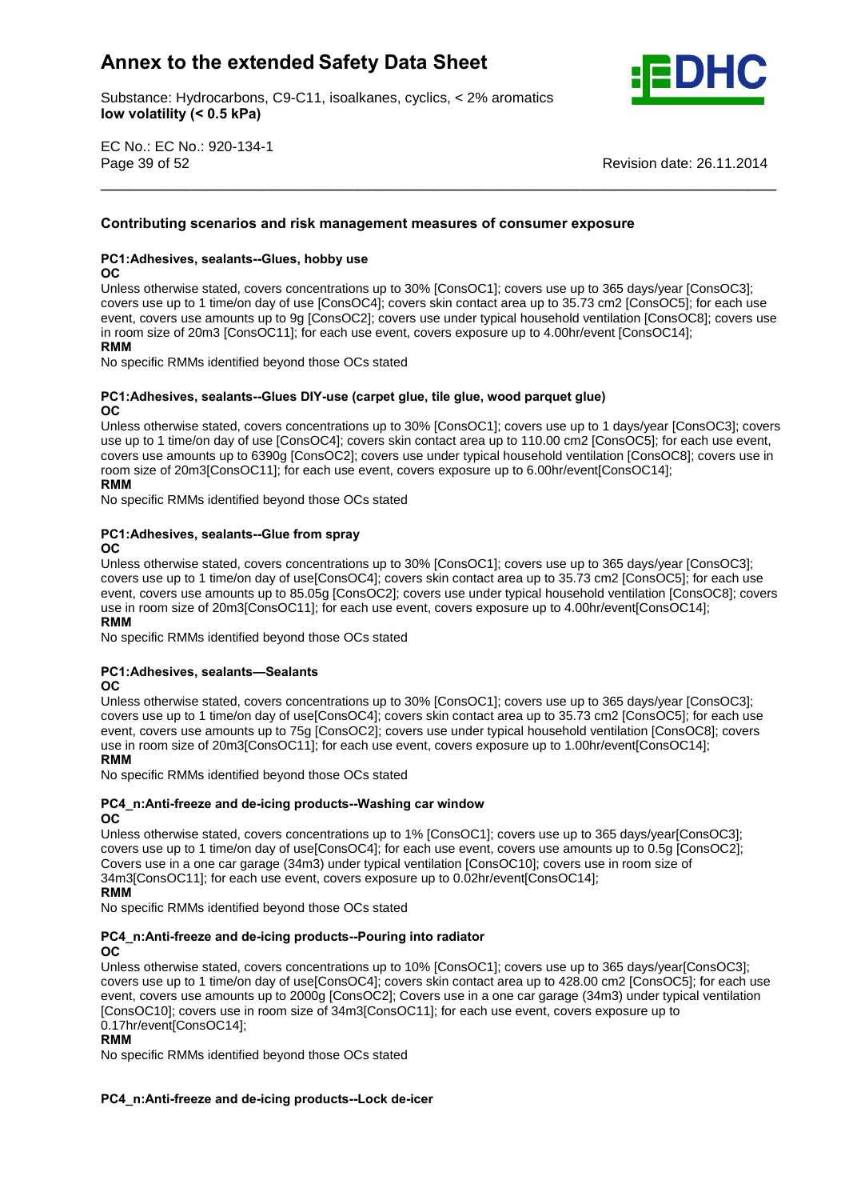## Contributing scenarios and risk management measures of consumer exposure

**PC1:Adhesives, sealants--Glues, hobby use**

**OC**

Unless otherwise stated, covers concentrations up to 30% [ConsOC1]; covers use up to 365 days/year [ConsOC3]; covers use up to 1 time/on day of use [ConsOC4]; covers skin contact area up to 35.73 cm2 [ConsOC5]; for each use event, covers use amounts up to 9g [ConsOC2]; covers use under typical household ventilation [ConsOC8]; covers use in room size of 20m3 [ConsOC11]; for each use event, covers exposure up to 4.00hr/event [ConsOC14];

**RMM**

No specific RMMs identified beyond those OCs stated

**PC1:Adhesives, sealants--Glues DIY-use (carpet glue, tile glue, wood parquet glue)**

**OC**

Unless otherwise stated, covers concentrations up to 30% [ConsOC1]; covers use up to 1 days/year [ConsOC3]; covers use up to 1 time/on day of use [ConsOC4]; covers skin contact area up to 110.00 cm2 [ConsOC5]; for each use event, covers use amounts up to 6390g [ConsOC2]; covers use under typical household ventilation [ConsOC8]; covers use in room size of 20m3[ConsOC11]; for each use event, covers exposure up to 6.00hr/event[ConsOC14];

**RMM**

No specific RMMs identified beyond those OCs stated

**PC1:Adhesives, sealants--Glue from spray**

**OC**

Unless otherwise stated, covers concentrations up to 30% [ConsOC1]; covers use up to 365 days/year [ConsOC3]; covers use up to 1 time/on day of use[ConsOC4]; covers skin contact area up to 35.73 cm2 [ConsOC5]; for each use event, covers use amounts up to 85.05g [ConsOC2]; covers use under typical household ventilation [ConsOC8]; covers use in room size of 20m3[ConsOC11]; for each use event, covers exposure up to 4.00hr/event[ConsOC14];

**RMM**

No specific RMMs identified beyond those OCs stated

**PC1:Adhesives, sealants—Sealants**

**OC**

Unless otherwise stated, covers concentrations up to 30% [ConsOC1]; covers use up to 365 days/year [ConsOC3]; covers use up to 1 time/on day of use[ConsOC4]; covers skin contact area up to 35.73 cm2 [ConsOC5]; for each use event, covers use amounts up to 75g [ConsOC2]; covers use under typical household ventilation [ConsOC8]; covers use in room size of 20m3[ConsOC11]; for each use event, covers exposure up to 1.00hr/event[ConsOC14];

**RMM**

No specific RMMs identified beyond those OCs stated

**PC4_n:Anti-freeze and de-icing products--Washing car window**

**OC**

Unless otherwise stated, covers concentrations up to 1% [ConsOC1]; covers use up to 365 days/year[ConsOC3]; covers use up to 1 time/on day of use[ConsOC4]; for each use event, covers use amounts up to 0.5g [ConsOC2]; Covers use in a one car garage (34m3) under typical ventilation [ConsOC10]; covers use in room size of 34m3[ConsOC11]; for each use event, covers exposure up to 0.02hr/event[ConsOC14];

**RMM**

No specific RMMs identified beyond those OCs stated

**PC4_n:Anti-freeze and de-icing products--Pouring into radiator**

**OC**

Unless otherwise stated, covers concentrations up to 10% [ConsOC1]; covers use up to 365 days/year[ConsOC3]; covers use up to 1 time/on day of use[ConsOC4]; covers skin contact area up to 428.00 cm2 [ConsOC5]; for each use event, covers use amounts up to 2000g [ConsOC2]; Covers use in a one car garage (34m3) under typical ventilation [ConsOC10]; covers use in room size of 34m3[ConsOC11]; for each use event, covers exposure up to 0.17hr/event[ConsOC14];

**RMM**

No specific RMMs identified beyond those OCs stated

**PC4_n:Anti-freeze and de-icing products--Lock de-icer**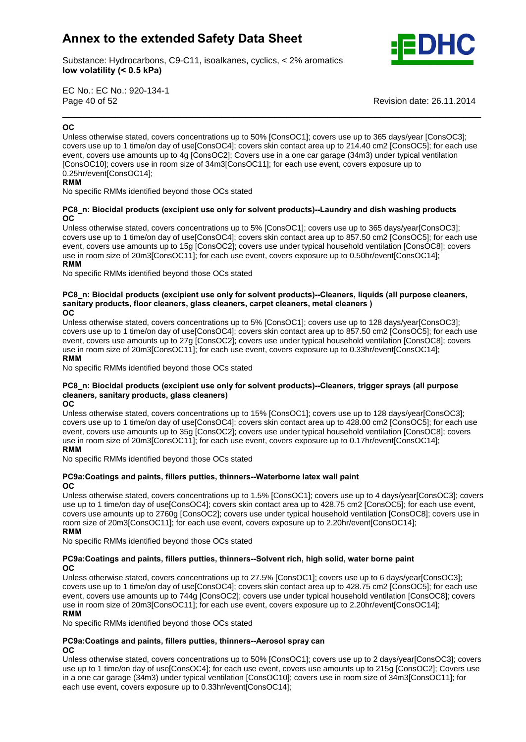**OC**

Unless otherwise stated, covers concentrations up to 50% [ConsOC1]; covers use up to 365 days/year [ConsOC3]; covers use up to 1 time/on day of use[ConsOC4]; covers skin contact area up to 214.40 cm2 [ConsOC5]; for each use event, covers use amounts up to 4g [ConsOC2]; Covers use in a one car garage (34m3) under typical ventilation [ConsOC10]; covers use in room size of 34m3[ConsOC11]; for each use event, covers exposure up to 0.25hr/event[ConsOC14];

**RMM**

No specific RMMs identified beyond those OCs stated

**PC8_n: Biocidal products (excipient use only for solvent products)--Laundry and dish washing products**

**OC**

Unless otherwise stated, covers concentrations up to 5% [ConsOC1]; covers use up to 365 days/year[ConsOC3]; covers use up to 1 time/on day of use[ConsOC4]; covers skin contact area up to 857.50 cm2 [ConsOC5]; for each use event, covers use amounts up to 15g [ConsOC2]; covers use under typical household ventilation [ConsOC8]; covers use in room size of 20m3[ConsOC11]; for each use event, covers exposure up to 0.50hr/event[ConsOC14];

**RMM**

No specific RMMs identified beyond those OCs stated

**PC8_n: Biocidal products (excipient use only for solvent products)--Cleaners, liquids (all purpose cleaners, sanitary products, floor cleaners, glass cleaners, carpet cleaners, metal cleaners )**

**OC**

Unless otherwise stated, covers concentrations up to 5% [ConsOC1]; covers use up to 128 days/year[ConsOC3]; covers use up to 1 time/on day of use[ConsOC4]; covers skin contact area up to 857.50 cm2 [ConsOC5]; for each use event, covers use amounts up to 27g [ConsOC2]; covers use under typical household ventilation [ConsOC8]; covers use in room size of 20m3[ConsOC11]; for each use event, covers exposure up to 0.33hr/event[ConsOC14];

**RMM**

No specific RMMs identified beyond those OCs stated

**PC8_n: Biocidal products (excipient use only for solvent products)--Cleaners, trigger sprays (all purpose cleaners, sanitary products, glass cleaners)**

**OC**

Unless otherwise stated, covers concentrations up to 15% [ConsOC1]; covers use up to 128 days/year[ConsOC3]; covers use up to 1 time/on day of use[ConsOC4]; covers skin contact area up to 428.00 cm2 [ConsOC5]; for each use event, covers use amounts up to 35g [ConsOC2]; covers use under typical household ventilation [ConsOC8]; covers use in room size of 20m3[ConsOC11]; for each use event, covers exposure up to 0.17hr/event[ConsOC14];

**RMM**

No specific RMMs identified beyond those OCs stated

**PC9a:Coatings and paints, fillers putties, thinners--Waterborne latex wall paint**

**OC**

Unless otherwise stated, covers concentrations up to 1.5% [ConsOC1]; covers use up to 4 days/year[ConsOC3]; covers use up to 1 time/on day of use[ConsOC4]; covers skin contact area up to 428.75 cm2 [ConsOC5]; for each use event, covers use amounts up to 2760g [ConsOC2]; covers use under typical household ventilation [ConsOC8]; covers use in room size of 20m3[ConsOC11]; for each use event, covers exposure up to 2.20hr/event[ConsOC14];

**RMM**

No specific RMMs identified beyond those OCs stated

**PC9a:Coatings and paints, fillers putties, thinners--Solvent rich, high solid, water borne paint**

**OC**

Unless otherwise stated, covers concentrations up to 27.5% [ConsOC1]; covers use up to 6 days/year[ConsOC3]; covers use up to 1 time/on day of use[ConsOC4]; covers skin contact area up to 428.75 cm2 [ConsOC5]; for each use event, covers use amounts up to 744g [ConsOC2]; covers use under typical household ventilation [ConsOC8]; covers use in room size of 20m3[ConsOC11]; for each use event, covers exposure up to 2.20hr/event[ConsOC14];

**RMM**

No specific RMMs identified beyond those OCs stated

**PC9a:Coatings and paints, fillers putties, thinners--Aerosol spray can**

**OC**

Unless otherwise stated, covers concentrations up to 50% [ConsOC1]; covers use up to 2 days/year[ConsOC3]; covers use up to 1 time/on day of use[ConsOC4]; for each use event, covers use amounts up to 215g [ConsOC2]; Covers use in a one car garage (34m3) under typical ventilation [ConsOC10]; covers use in room size of 34m3[ConsOC11]; for each use event, covers exposure up to 0.33hr/event[ConsOC14];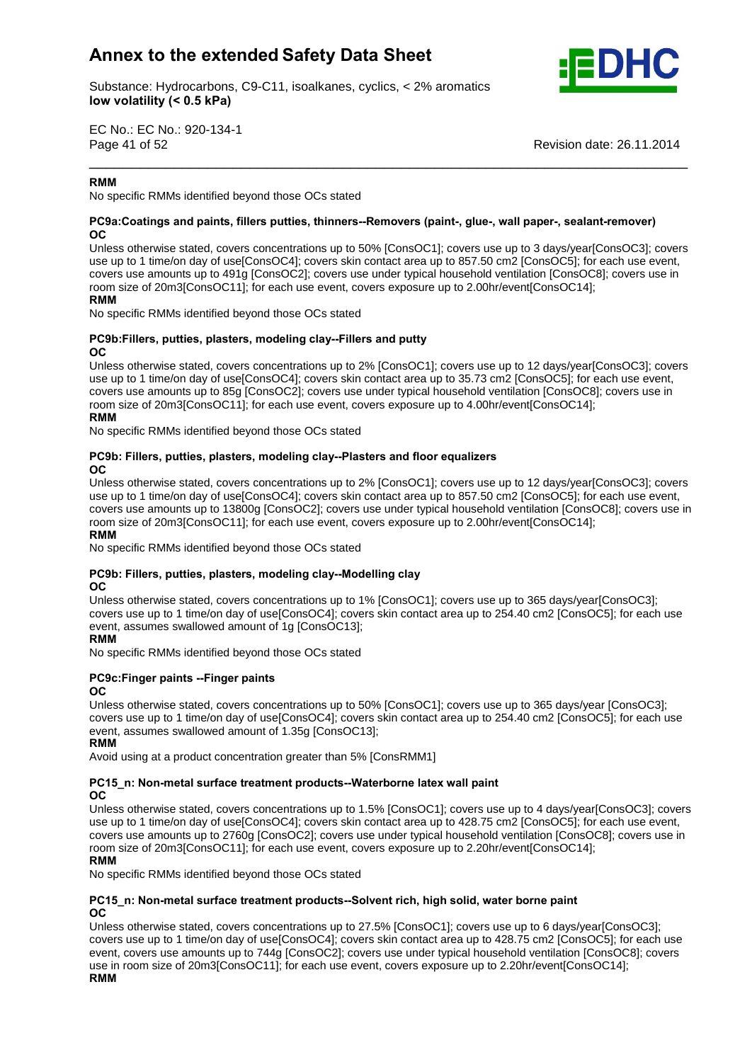**RMM**

No specific RMMs identified beyond those OCs stated

**PC9a:Coatings and paints, fillers putties, thinners--Removers (paint-, glue-, wall paper-, sealant-remover)**

**OC**

Unless otherwise stated, covers concentrations up to 50% [ConsOC1]; covers use up to 3 days/year[ConsOC3]; covers use up to 1 time/on day of use[ConsOC4]; covers skin contact area up to 857.50 cm2 [ConsOC5]; for each use event, covers use amounts up to 491g [ConsOC2]; covers use under typical household ventilation [ConsOC8]; covers use in room size of 20m3[ConsOC11]; for each use event, covers exposure up to 2.00hr/event[ConsOC14];

**RMM**

No specific RMMs identified beyond those OCs stated

**PC9b:Fillers, putties, plasters, modeling clay--Fillers and putty**

**OC**

Unless otherwise stated, covers concentrations up to 2% [ConsOC1]; covers use up to 12 days/year[ConsOC3]; covers use up to 1 time/on day of use[ConsOC4]; covers skin contact area up to 35.73 cm2 [ConsOC5]; for each use event, covers use amounts up to 85g [ConsOC2]; covers use under typical household ventilation [ConsOC8]; covers use in room size of 20m3[ConsOC11]; for each use event, covers exposure up to 4.00hr/event[ConsOC14];

**RMM**

No specific RMMs identified beyond those OCs stated

**PC9b: Fillers, putties, plasters, modeling clay--Plasters and floor equalizers**

**OC**

Unless otherwise stated, covers concentrations up to 2% [ConsOC1]; covers use up to 12 days/year[ConsOC3]; covers use up to 1 time/on day of use[ConsOC4]; covers skin contact area up to 857.50 cm2 [ConsOC5]; for each use event, covers use amounts up to 13800g [ConsOC2]; covers use under typical household ventilation [ConsOC8]; covers use in room size of 20m3[ConsOC11]; for each use event, covers exposure up to 2.00hr/event[ConsOC14];

**RMM**

No specific RMMs identified beyond those OCs stated

**PC9b: Fillers, putties, plasters, modeling clay--Modelling clay**

**OC**

Unless otherwise stated, covers concentrations up to 1% [ConsOC1]; covers use up to 365 days/year[ConsOC3]; covers use up to 1 time/on day of use[ConsOC4]; covers skin contact area up to 254.40 cm2 [ConsOC5]; for each use event, assumes swallowed amount of 1g [ConsOC13];

**RMM**

No specific RMMs identified beyond those OCs stated

**PC9c:Finger paints --Finger paints**

**OC**

Unless otherwise stated, covers concentrations up to 50% [ConsOC1]; covers use up to 365 days/year [ConsOC3]; covers use up to 1 time/on day of use[ConsOC4]; covers skin contact area up to 254.40 cm2 [ConsOC5]; for each use event, assumes swallowed amount of 1.35g [ConsOC13];

**RMM**

Avoid using at a product concentration greater than 5% [ConsRMM1]

**PC15_n: Non-metal surface treatment products--Waterborne latex wall paint**

**OC**

Unless otherwise stated, covers concentrations up to 1.5% [ConsOC1]; covers use up to 4 days/year[ConsOC3]; covers use up to 1 time/on day of use[ConsOC4]; covers skin contact area up to 428.75 cm2 [ConsOC5]; for each use event, covers use amounts up to 2760g [ConsOC2]; covers use under typical household ventilation [ConsOC8]; covers use in room size of 20m3[ConsOC11]; for each use event, covers exposure up to 2.20hr/event[ConsOC14];

**RMM**

No specific RMMs identified beyond those OCs stated

**PC15_n: Non-metal surface treatment products--Solvent rich, high solid, water borne paint**

**OC**

Unless otherwise stated, covers concentrations up to 27.5% [ConsOC1]; covers use up to 6 days/year[ConsOC3]; covers use up to 1 time/on day of use[ConsOC4]; covers skin contact area up to 428.75 cm2 [ConsOC5]; for each use event, covers use amounts up to 744g [ConsOC2]; covers use under typical household ventilation [ConsOC8]; covers use in room size of 20m3[ConsOC11]; for each use event, covers exposure up to 2.20hr/event[ConsOC14];

**RMM**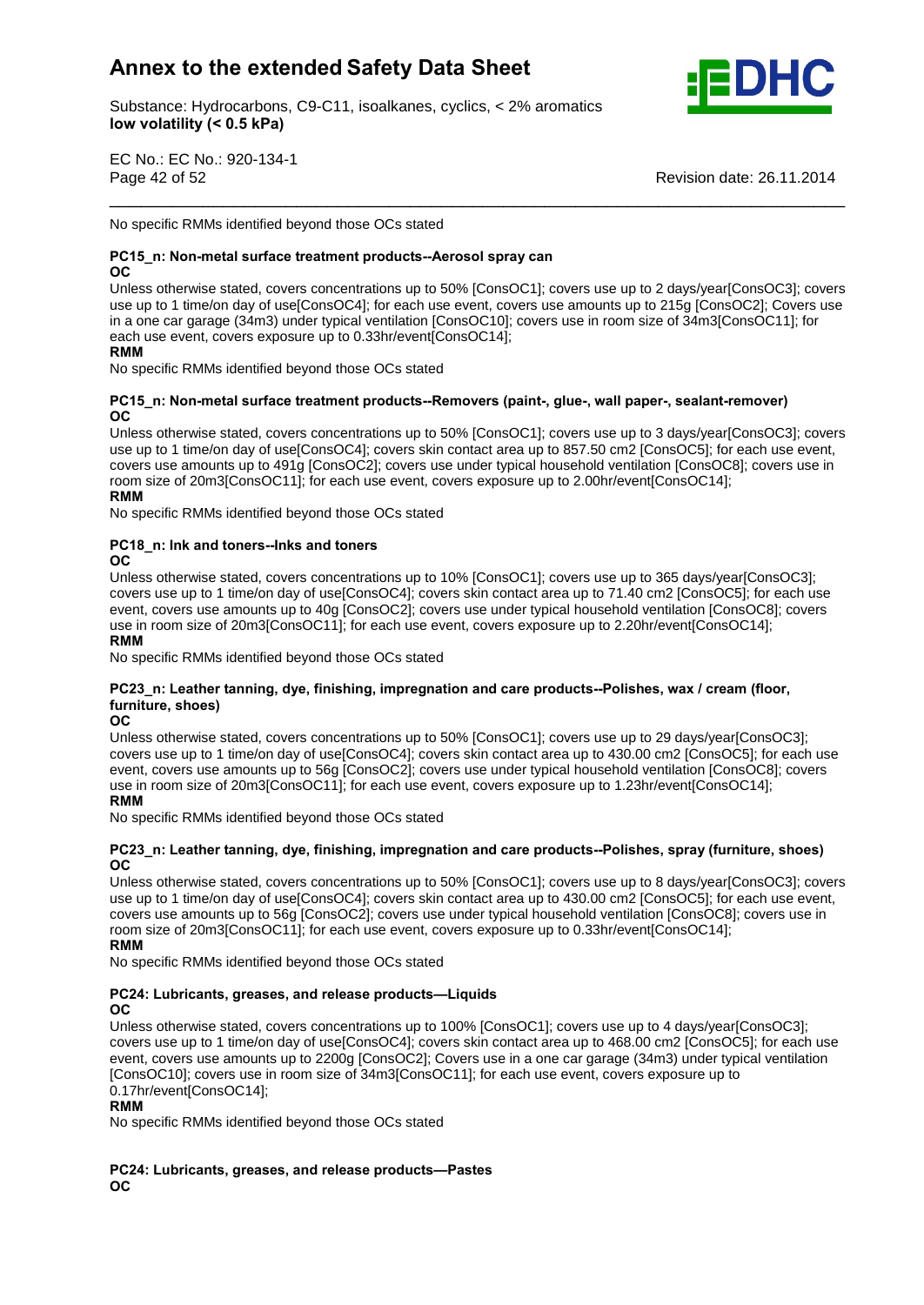No specific RMMs identified beyond those OCs stated

**PC15_n: Non-metal surface treatment products--Aerosol spray can**
**OC**
Unless otherwise stated, covers concentrations up to 50% [ConsOC1]; covers use up to 2 days/year[ConsOC3]; covers use up to 1 time/on day of use[ConsOC4]; for each use event, covers use amounts up to 215g [ConsOC2]; Covers use in a one car garage (34m3) under typical ventilation [ConsOC10]; covers use in room size of 34m3[ConsOC11]; for each use event, covers exposure up to 0.33hr/event[ConsOC14];
**RMM**
No specific RMMs identified beyond those OCs stated

**PC15_n: Non-metal surface treatment products--Removers (paint-, glue-, wall paper-, sealant-remover)**
**OC**
Unless otherwise stated, covers concentrations up to 50% [ConsOC1]; covers use up to 3 days/year[ConsOC3]; covers use up to 1 time/on day of use[ConsOC4]; covers skin contact area up to 857.50 cm2 [ConsOC5]; for each use event, covers use amounts up to 491g [ConsOC2]; covers use under typical household ventilation [ConsOC8]; covers use in room size of 20m3[ConsOC11]; for each use event, covers exposure up to 2.00hr/event[ConsOC14];
**RMM**
No specific RMMs identified beyond those OCs stated

**PC18_n: Ink and toners--Inks and toners**
**OC**
Unless otherwise stated, covers concentrations up to 10% [ConsOC1]; covers use up to 365 days/year[ConsOC3]; covers use up to 1 time/on day of use[ConsOC4]; covers skin contact area up to 71.40 cm2 [ConsOC5]; for each use event, covers use amounts up to 40g [ConsOC2]; covers use under typical household ventilation [ConsOC8]; covers use in room size of 20m3[ConsOC11]; for each use event, covers exposure up to 2.20hr/event[ConsOC14];
**RMM**
No specific RMMs identified beyond those OCs stated

**PC23_n: Leather tanning, dye, finishing, impregnation and care products--Polishes, wax / cream (floor, furniture, shoes)**
**OC**
Unless otherwise stated, covers concentrations up to 50% [ConsOC1]; covers use up to 29 days/year[ConsOC3]; covers use up to 1 time/on day of use[ConsOC4]; covers skin contact area up to 430.00 cm2 [ConsOC5]; for each use event, covers use amounts up to 56g [ConsOC2]; covers use under typical household ventilation [ConsOC8]; covers use in room size of 20m3[ConsOC11]; for each use event, covers exposure up to 1.23hr/event[ConsOC14];
**RMM**
No specific RMMs identified beyond those OCs stated

**PC23_n: Leather tanning, dye, finishing, impregnation and care products--Polishes, spray (furniture, shoes)**
**OC**
Unless otherwise stated, covers concentrations up to 50% [ConsOC1]; covers use up to 8 days/year[ConsOC3]; covers use up to 1 time/on day of use[ConsOC4]; covers skin contact area up to 430.00 cm2 [ConsOC5]; for each use event, covers use amounts up to 56g [ConsOC2]; covers use under typical household ventilation [ConsOC8]; covers use in room size of 20m3[ConsOC11]; for each use event, covers exposure up to 0.33hr/event[ConsOC14];
**RMM**
No specific RMMs identified beyond those OCs stated

**PC24: Lubricants, greases, and release products—Liquids**
**OC**
Unless otherwise stated, covers concentrations up to 100% [ConsOC1]; covers use up to 4 days/year[ConsOC3]; covers use up to 1 time/on day of use[ConsOC4]; covers skin contact area up to 468.00 cm2 [ConsOC5]; for each use event, covers use amounts up to 2200g [ConsOC2]; Covers use in a one car garage (34m3) under typical ventilation [ConsOC10]; covers use in room size of 34m3[ConsOC11]; for each use event, covers exposure up to 0.17hr/event[ConsOC14];
**RMM**
No specific RMMs identified beyond those OCs stated

**PC24: Lubricants, greases, and release products—Pastes**
**OC**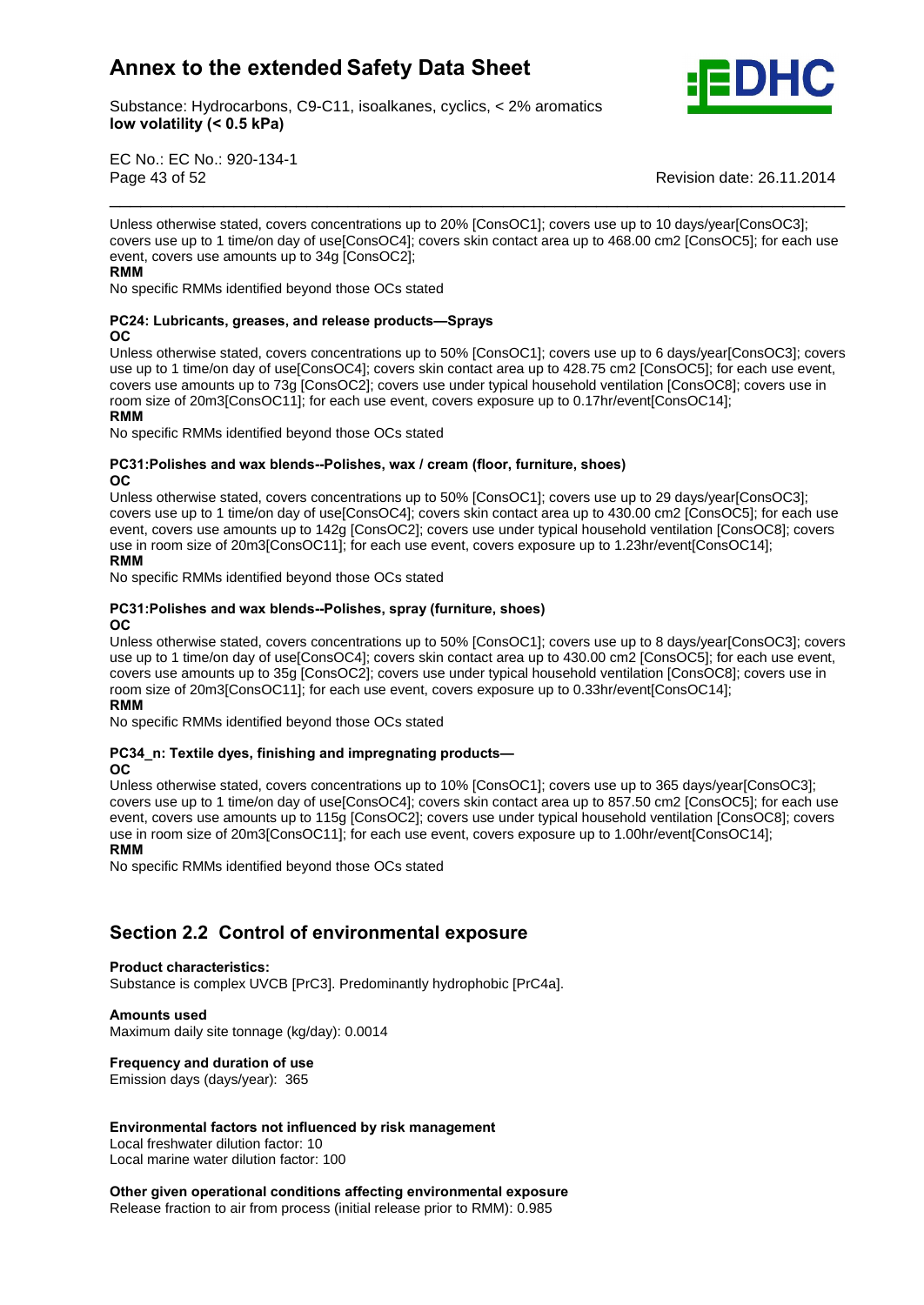Unless otherwise stated, covers concentrations up to 20% [ConsOC1]; covers use up to 10 days/year[ConsOC3]; covers use up to 1 time/on day of use[ConsOC4]; covers skin contact area up to 468.00 cm2 [ConsOC5]; for each use event, covers use amounts up to 34g [ConsOC2];

**RMM**

No specific RMMs identified beyond those OCs stated

**PC24: Lubricants, greases, and release products—Sprays**

**OC**

Unless otherwise stated, covers concentrations up to 50% [ConsOC1]; covers use up to 6 days/year[ConsOC3]; covers use up to 1 time/on day of use[ConsOC4]; covers skin contact area up to 428.75 cm2 [ConsOC5]; for each use event, covers use amounts up to 73g [ConsOC2]; covers use under typical household ventilation [ConsOC8]; covers use in room size of 20m3[ConsOC11]; for each use event, covers exposure up to 0.17hr/event[ConsOC14];

**RMM**

No specific RMMs identified beyond those OCs stated

**PC31:Polishes and wax blends--Polishes, wax / cream (floor, furniture, shoes)**

**OC**

Unless otherwise stated, covers concentrations up to 50% [ConsOC1]; covers use up to 29 days/year[ConsOC3]; covers use up to 1 time/on day of use[ConsOC4]; covers skin contact area up to 430.00 cm2 [ConsOC5]; for each use event, covers use amounts up to 142g [ConsOC2]; covers use under typical household ventilation [ConsOC8]; covers use in room size of 20m3[ConsOC11]; for each use event, covers exposure up to 1.23hr/event[ConsOC14];

**RMM**

No specific RMMs identified beyond those OCs stated

**PC31:Polishes and wax blends--Polishes, spray (furniture, shoes)**

**OC**

Unless otherwise stated, covers concentrations up to 50% [ConsOC1]; covers use up to 8 days/year[ConsOC3]; covers use up to 1 time/on day of use[ConsOC4]; covers skin contact area up to 430.00 cm2 [ConsOC5]; for each use event, covers use amounts up to 35g [ConsOC2]; covers use under typical household ventilation [ConsOC8]; covers use in room size of 20m3[ConsOC11]; for each use event, covers exposure up to 0.33hr/event[ConsOC14];

**RMM**

No specific RMMs identified beyond those OCs stated

**PC34_n: Textile dyes, finishing and impregnating products—**

**OC**

Unless otherwise stated, covers concentrations up to 10% [ConsOC1]; covers use up to 365 days/year[ConsOC3]; covers use up to 1 time/on day of use[ConsOC4]; covers skin contact area up to 857.50 cm2 [ConsOC5]; for each use event, covers use amounts up to 115g [ConsOC2]; covers use under typical household ventilation [ConsOC8]; covers use in room size of 20m3[ConsOC11]; for each use event, covers exposure up to 1.00hr/event[ConsOC14];

**RMM**

No specific RMMs identified beyond those OCs stated

## Section 2.2 Control of environmental exposure

**Product characteristics:**

Substance is complex UVCB [PrC3]. Predominantly hydrophobic [PrC4a].

**Amounts used**

Maximum daily site tonnage (kg/day): 0.0014

**Frequency and duration of use**

Emission days (days/year): 365

**Environmental factors not influenced by risk management**

Local freshwater dilution factor: 10

Local marine water dilution factor: 100

**Other given operational conditions affecting environmental exposure**

Release fraction to air from process (initial release prior to RMM): 0.985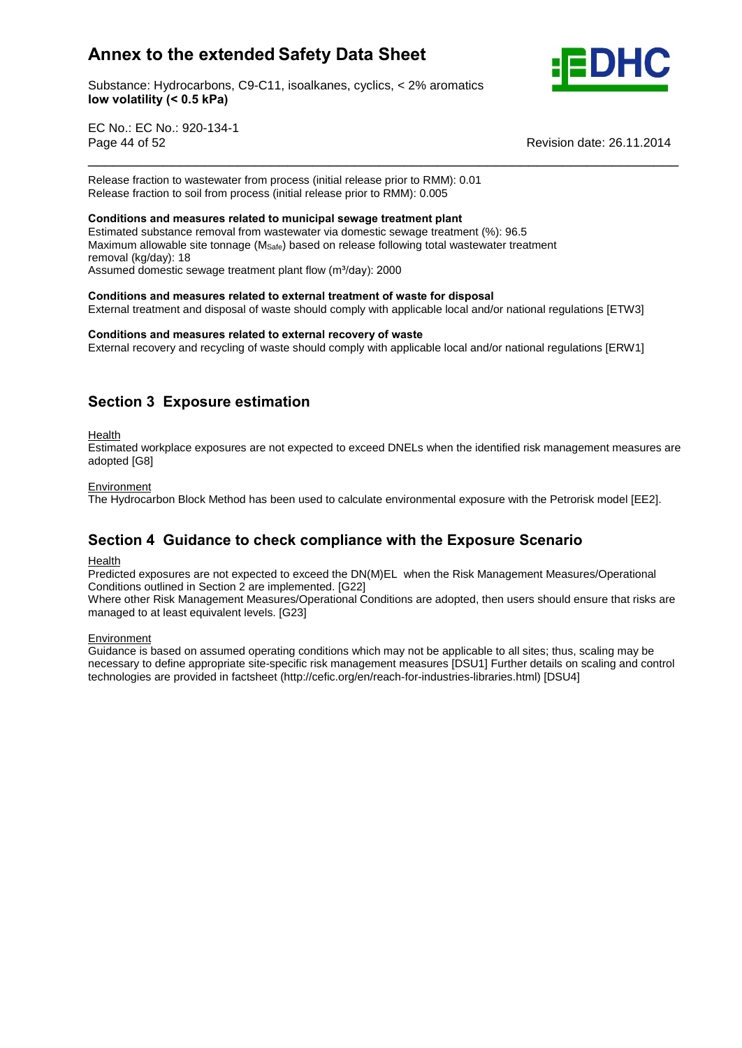Release fraction to wastewater from process (initial release prior to RMM): 0.01
Release fraction to soil from process (initial release prior to RMM): 0.005

**Conditions and measures related to municipal sewage treatment plant**
Estimated substance removal from wastewater via domestic sewage treatment (%): 96.5
Maximum allowable site tonnage ($M_{Safe}$) based on release following total wastewater treatment removal (kg/day): 18
Assumed domestic sewage treatment plant flow ($m^3$/day): 2000

**Conditions and measures related to external treatment of waste for disposal**
External treatment and disposal of waste should comply with applicable local and/or national regulations [ETW3]

**Conditions and measures related to external recovery of waste**
External recovery and recycling of waste should comply with applicable local and/or national regulations [ERW1]

## Section 3 Exposure estimation

Health
Estimated workplace exposures are not expected to exceed DNELs when the identified risk management measures are adopted [G8]

Environment
The Hydrocarbon Block Method has been used to calculate environmental exposure with the Petrorisk model [EE2].

## Section 4 Guidance to check compliance with the Exposure Scenario

Health
Predicted exposures are not expected to exceed the DN(M)EL when the Risk Management Measures/Operational Conditions outlined in Section 2 are implemented. [G22]
Where other Risk Management Measures/Operational Conditions are adopted, then users should ensure that risks are managed to at least equivalent levels. [G23]

Environment
Guidance is based on assumed operating conditions which may not be applicable to all sites; thus, scaling may be necessary to define appropriate site-specific risk management measures [DSU1] Further details on scaling and control technologies are provided in factsheet (http://cefic.org/en/reach-for-industries-libraries.html) [DSU4]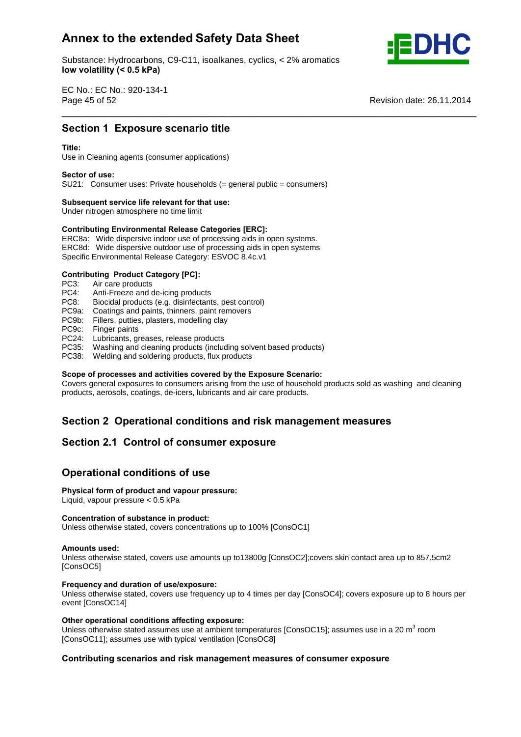## Section 1 Exposure scenario title

**Title:**
Use in Cleaning agents (consumer applications)

**Sector of use:**
SU21: Consumer uses: Private households (= general public = consumers)

**Subsequent service life relevant for that use:**
Under nitrogen atmosphere no time limit

**Contributing Environmental Release Categories [ERC]:**
ERC8a: Wide dispersive indoor use of processing aids in open systems.
ERC8d: Wide dispersive outdoor use of processing aids in open systems
Specific Environmental Release Category: ESVOC 8.4c.v1

**Contributing Product Category [PC]:**
PC3: Air care products
PC4: Anti-Freeze and de-icing products
PC8: Biocidal products (e.g. disinfectants, pest control)
PC9a: Coatings and paints, thinners, paint removers
PC9b: Fillers, putties, plasters, modelling clay
PC9c: Finger paints
PC24: Lubricants, greases, release products
PC35: Washing and cleaning products (including solvent based products)
PC38: Welding and soldering products, flux products

**Scope of processes and activities covered by the Exposure Scenario:**
Covers general exposures to consumers arising from the use of household products sold as washing and cleaning products, aerosols, coatings, de-icers, lubricants and air care products.

## Section 2 Operational conditions and risk management measures

## Section 2.1 Control of consumer exposure

## Operational conditions of use

**Physical form of product and vapour pressure:**
Liquid, vapour pressure < 0.5 kPa

**Concentration of substance in product:**
Unless otherwise stated, covers concentrations up to 100% [ConsOC1]

**Amounts used:**
Unless otherwise stated, covers use amounts up to13800g [ConsOC2];covers skin contact area up to 857.5cm2 [ConsOC5]

**Frequency and duration of use/exposure:**
Unless otherwise stated, covers use frequency up to 4 times per day [ConsOC4]; covers exposure up to 8 hours per event [ConsOC14]

**Other operational conditions affecting exposure:**
Unless otherwise stated assumes use at ambient temperatures [ConsOC15]; assumes use in a 20 $m^3$ room [ConsOC11]; assumes use with typical ventilation [ConsOC8]

**Contributing scenarios and risk management measures of consumer exposure**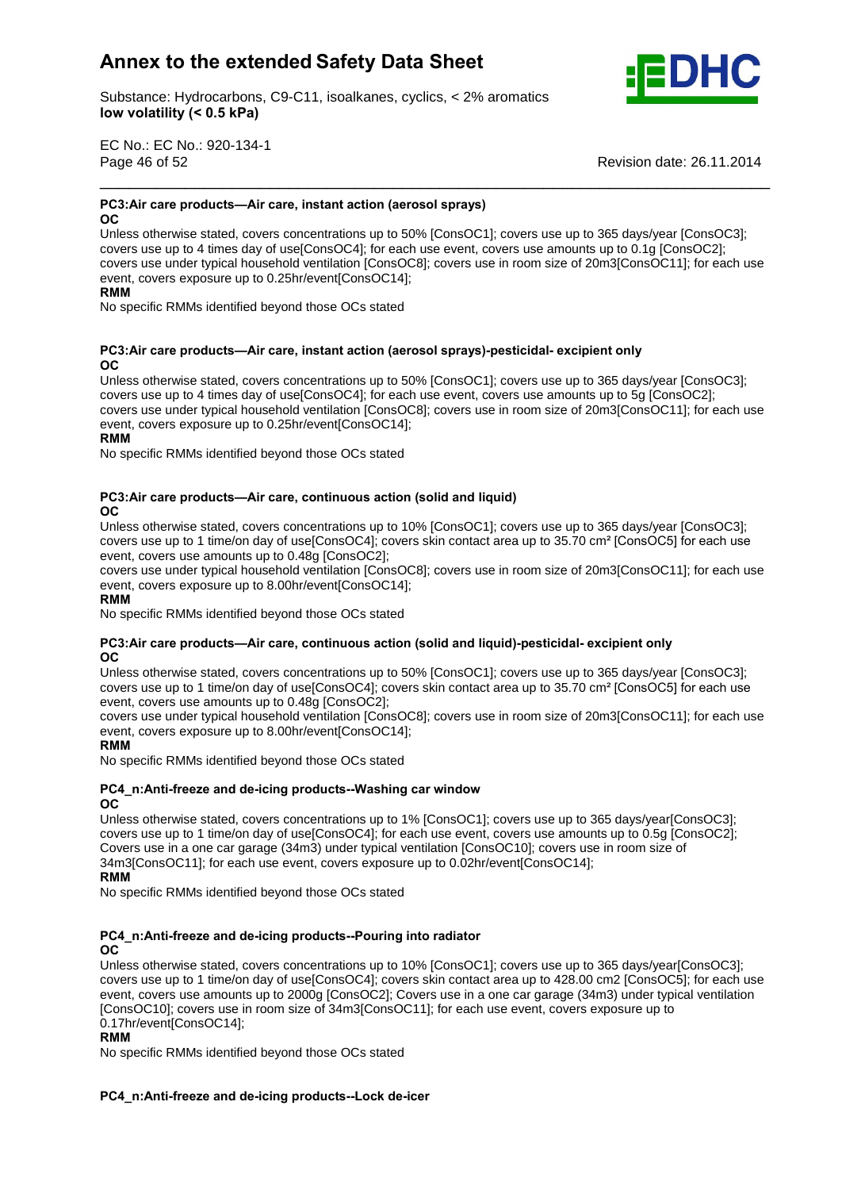**PC3:Air care products—Air care, instant action (aerosol sprays)**

**OC**

Unless otherwise stated, covers concentrations up to 50% [ConsOC1]; covers use up to 365 days/year [ConsOC3]; covers use up to 4 times day of use[ConsOC4]; for each use event, covers use amounts up to 0.1g [ConsOC2]; covers use under typical household ventilation [ConsOC8]; covers use in room size of 20m3[ConsOC11]; for each use event, covers exposure up to 0.25hr/event[ConsOC14];

**RMM**

No specific RMMs identified beyond those OCs stated

**PC3:Air care products—Air care, instant action (aerosol sprays)-pesticidal- excipient only**

**OC**

Unless otherwise stated, covers concentrations up to 50% [ConsOC1]; covers use up to 365 days/year [ConsOC3]; covers use up to 4 times day of use[ConsOC4]; for each use event, covers use amounts up to 5g [ConsOC2]; covers use under typical household ventilation [ConsOC8]; covers use in room size of 20m3[ConsOC11]; for each use event, covers exposure up to 0.25hr/event[ConsOC14];

**RMM**

No specific RMMs identified beyond those OCs stated

**PC3:Air care products—Air care, continuous action (solid and liquid)**

**OC**

Unless otherwise stated, covers concentrations up to 10% [ConsOC1]; covers use up to 365 days/year [ConsOC3]; covers use up to 1 time/on day of use[ConsOC4]; covers skin contact area up to 35.70 cm² [ConsOC5] for each use event, covers use amounts up to 0.48g [ConsOC2];
covers use under typical household ventilation [ConsOC8]; covers use in room size of 20m3[ConsOC11]; for each use event, covers exposure up to 8.00hr/event[ConsOC14];

**RMM**

No specific RMMs identified beyond those OCs stated

**PC3:Air care products—Air care, continuous action (solid and liquid)-pesticidal- excipient only**

**OC**

Unless otherwise stated, covers concentrations up to 50% [ConsOC1]; covers use up to 365 days/year [ConsOC3]; covers use up to 1 time/on day of use[ConsOC4]; covers skin contact area up to 35.70 cm² [ConsOC5] for each use event, covers use amounts up to 0.48g [ConsOC2];
covers use under typical household ventilation [ConsOC8]; covers use in room size of 20m3[ConsOC11]; for each use event, covers exposure up to 8.00hr/event[ConsOC14];

**RMM**

No specific RMMs identified beyond those OCs stated

**PC4_n:Anti-freeze and de-icing products--Washing car window**

**OC**

Unless otherwise stated, covers concentrations up to 1% [ConsOC1]; covers use up to 365 days/year[ConsOC3]; covers use up to 1 time/on day of use[ConsOC4]; for each use event, covers use amounts up to 0.5g [ConsOC2]; Covers use in a one car garage (34m3) under typical ventilation [ConsOC10]; covers use in room size of 34m3[ConsOC11]; for each use event, covers exposure up to 0.02hr/event[ConsOC14];

**RMM**

No specific RMMs identified beyond those OCs stated

**PC4_n:Anti-freeze and de-icing products--Pouring into radiator**

**OC**

Unless otherwise stated, covers concentrations up to 10% [ConsOC1]; covers use up to 365 days/year[ConsOC3]; covers use up to 1 time/on day of use[ConsOC4]; covers skin contact area up to 428.00 cm2 [ConsOC5]; for each use event, covers use amounts up to 2000g [ConsOC2]; Covers use in a one car garage (34m3) under typical ventilation [ConsOC10]; covers use in room size of 34m3[ConsOC11]; for each use event, covers exposure up to 0.17hr/event[ConsOC14];

**RMM**

No specific RMMs identified beyond those OCs stated

**PC4_n:Anti-freeze and de-icing products--Lock de-icer**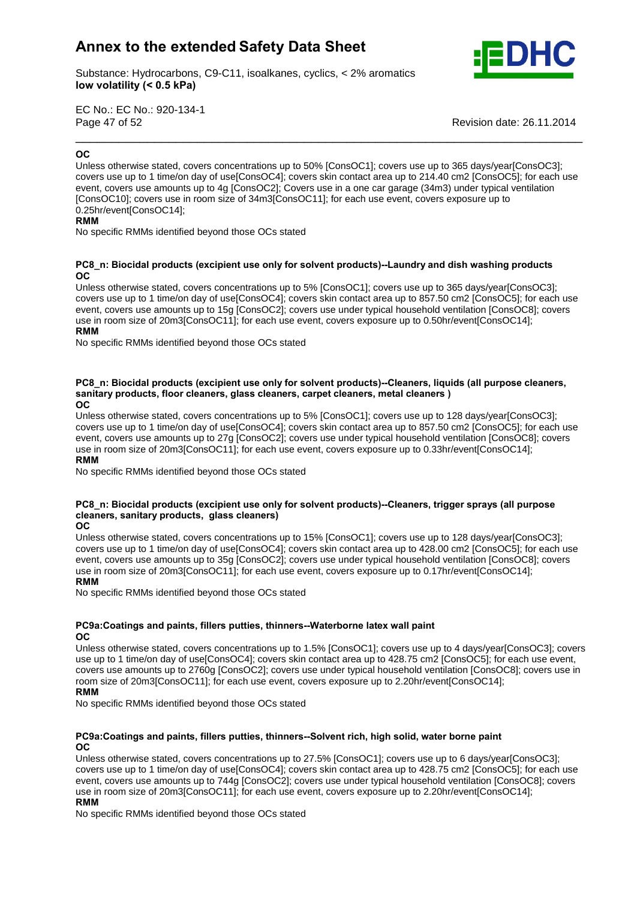**OC**

Unless otherwise stated, covers concentrations up to 50% [ConsOC1]; covers use up to 365 days/year[ConsOC3]; covers use up to 1 time/on day of use[ConsOC4]; covers skin contact area up to 214.40 cm2 [ConsOC5]; for each use event, covers use amounts up to 4g [ConsOC2]; Covers use in a one car garage (34m3) under typical ventilation [ConsOC10]; covers use in room size of 34m3[ConsOC11]; for each use event, covers exposure up to 0.25hr/event[ConsOC14];

**RMM**

No specific RMMs identified beyond those OCs stated

**PC8_n: Biocidal products (excipient use only for solvent products)--Laundry and dish washing products**

**OC**

Unless otherwise stated, covers concentrations up to 5% [ConsOC1]; covers use up to 365 days/year[ConsOC3]; covers use up to 1 time/on day of use[ConsOC4]; covers skin contact area up to 857.50 cm2 [ConsOC5]; for each use event, covers use amounts up to 15g [ConsOC2]; covers use under typical household ventilation [ConsOC8]; covers use in room size of 20m3[ConsOC11]; for each use event, covers exposure up to 0.50hr/event[ConsOC14];

**RMM**

No specific RMMs identified beyond those OCs stated

**PC8_n: Biocidal products (excipient use only for solvent products)--Cleaners, liquids (all purpose cleaners, sanitary products, floor cleaners, glass cleaners, carpet cleaners, metal cleaners )**

**OC**

Unless otherwise stated, covers concentrations up to 5% [ConsOC1]; covers use up to 128 days/year[ConsOC3]; covers use up to 1 time/on day of use[ConsOC4]; covers skin contact area up to 857.50 cm2 [ConsOC5]; for each use event, covers use amounts up to 27g [ConsOC2]; covers use under typical household ventilation [ConsOC8]; covers use in room size of 20m3[ConsOC11]; for each use event, covers exposure up to 0.33hr/event[ConsOC14];

**RMM**

No specific RMMs identified beyond those OCs stated

**PC8_n: Biocidal products (excipient use only for solvent products)--Cleaners, trigger sprays (all purpose cleaners, sanitary products, glass cleaners)**

**OC**

Unless otherwise stated, covers concentrations up to 15% [ConsOC1]; covers use up to 128 days/year[ConsOC3]; covers use up to 1 time/on day of use[ConsOC4]; covers skin contact area up to 428.00 cm2 [ConsOC5]; for each use event, covers use amounts up to 35g [ConsOC2]; covers use under typical household ventilation [ConsOC8]; covers use in room size of 20m3[ConsOC11]; for each use event, covers exposure up to 0.17hr/event[ConsOC14];

**RMM**

No specific RMMs identified beyond those OCs stated

**PC9a:Coatings and paints, fillers putties, thinners--Waterborne latex wall paint**

**OC**

Unless otherwise stated, covers concentrations up to 1.5% [ConsOC1]; covers use up to 4 days/year[ConsOC3]; covers use up to 1 time/on day of use[ConsOC4]; covers skin contact area up to 428.75 cm2 [ConsOC5]; for each use event, covers use amounts up to 2760g [ConsOC2]; covers use under typical household ventilation [ConsOC8]; covers use in room size of 20m3[ConsOC11]; for each use event, covers exposure up to 2.20hr/event[ConsOC14];

**RMM**

No specific RMMs identified beyond those OCs stated

**PC9a:Coatings and paints, fillers putties, thinners--Solvent rich, high solid, water borne paint**

**OC**

Unless otherwise stated, covers concentrations up to 27.5% [ConsOC1]; covers use up to 6 days/year[ConsOC3]; covers use up to 1 time/on day of use[ConsOC4]; covers skin contact area up to 428.75 cm2 [ConsOC5]; for each use event, covers use amounts up to 744g [ConsOC2]; covers use under typical household ventilation [ConsOC8]; covers use in room size of 20m3[ConsOC11]; for each use event, covers exposure up to 2.20hr/event[ConsOC14];

**RMM**

No specific RMMs identified beyond those OCs stated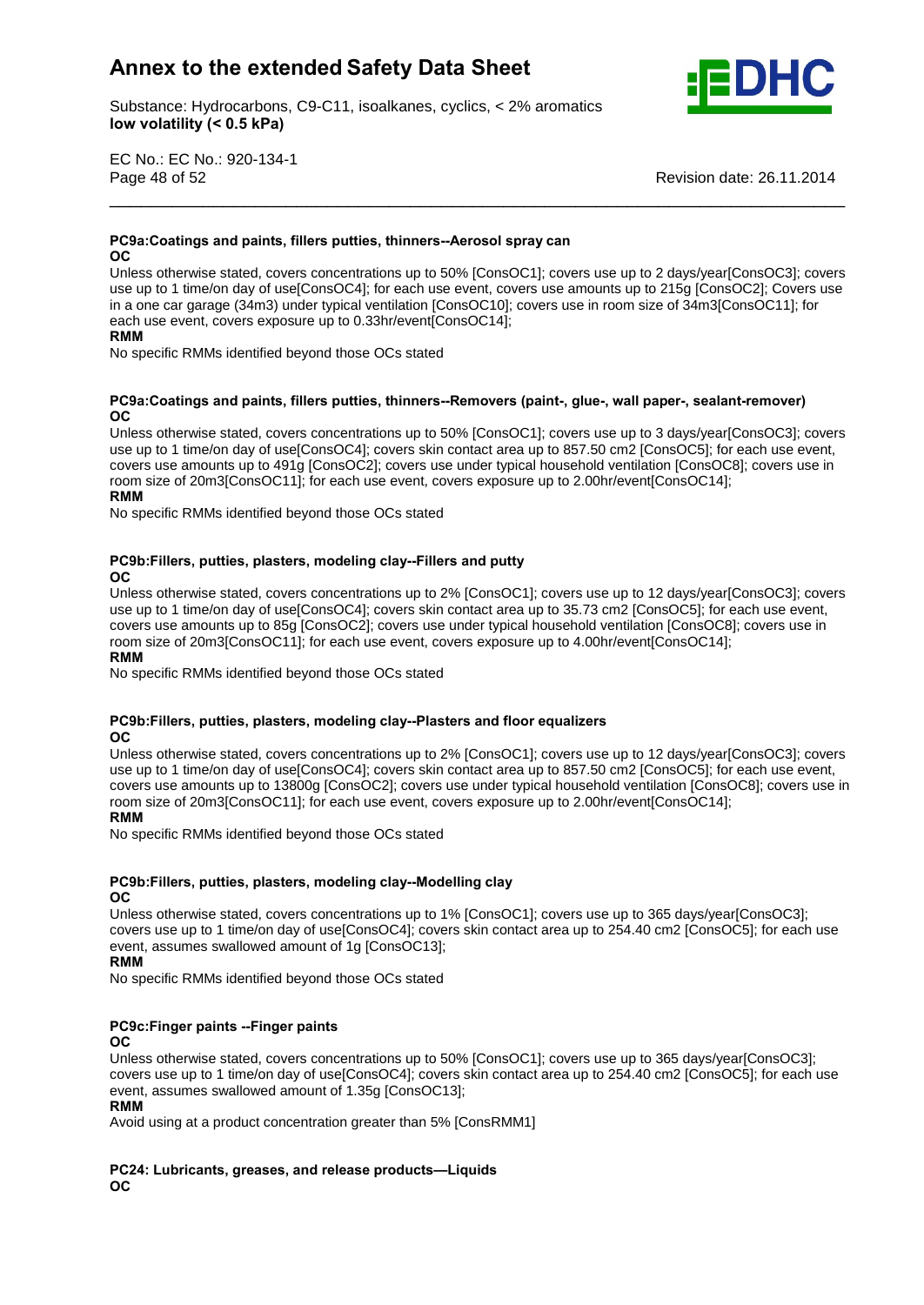**PC9a:Coatings and paints, fillers putties, thinners--Aerosol spray can**

**OC**

Unless otherwise stated, covers concentrations up to 50% [ConsOC1]; covers use up to 2 days/year[ConsOC3]; covers use up to 1 time/on day of use[ConsOC4]; for each use event, covers use amounts up to 215g [ConsOC2]; Covers use in a one car garage (34m3) under typical ventilation [ConsOC10]; covers use in room size of 34m3[ConsOC11]; for each use event, covers exposure up to 0.33hr/event[ConsOC14];

**RMM**

No specific RMMs identified beyond those OCs stated

**PC9a:Coatings and paints, fillers putties, thinners--Removers (paint-, glue-, wall paper-, sealant-remover)**

**OC**

Unless otherwise stated, covers concentrations up to 50% [ConsOC1]; covers use up to 3 days/year[ConsOC3]; covers use up to 1 time/on day of use[ConsOC4]; covers skin contact area up to 857.50 cm2 [ConsOC5]; for each use event, covers use amounts up to 491g [ConsOC2]; covers use under typical household ventilation [ConsOC8]; covers use in room size of 20m3[ConsOC11]; for each use event, covers exposure up to 2.00hr/event[ConsOC14];

**RMM**

No specific RMMs identified beyond those OCs stated

**PC9b:Fillers, putties, plasters, modeling clay--Fillers and putty**

**OC**

Unless otherwise stated, covers concentrations up to 2% [ConsOC1]; covers use up to 12 days/year[ConsOC3]; covers use up to 1 time/on day of use[ConsOC4]; covers skin contact area up to 35.73 cm2 [ConsOC5]; for each use event, covers use amounts up to 85g [ConsOC2]; covers use under typical household ventilation [ConsOC8]; covers use in room size of 20m3[ConsOC11]; for each use event, covers exposure up to 4.00hr/event[ConsOC14];

**RMM**

No specific RMMs identified beyond those OCs stated

**PC9b:Fillers, putties, plasters, modeling clay--Plasters and floor equalizers**

**OC**

Unless otherwise stated, covers concentrations up to 2% [ConsOC1]; covers use up to 12 days/year[ConsOC3]; covers use up to 1 time/on day of use[ConsOC4]; covers skin contact area up to 857.50 cm2 [ConsOC5]; for each use event, covers use amounts up to 13800g [ConsOC2]; covers use under typical household ventilation [ConsOC8]; covers use in room size of 20m3[ConsOC11]; for each use event, covers exposure up to 2.00hr/event[ConsOC14];

**RMM**

No specific RMMs identified beyond those OCs stated

**PC9b:Fillers, putties, plasters, modeling clay--Modelling clay**

**OC**

Unless otherwise stated, covers concentrations up to 1% [ConsOC1]; covers use up to 365 days/year[ConsOC3]; covers use up to 1 time/on day of use[ConsOC4]; covers skin contact area up to 254.40 cm2 [ConsOC5]; for each use event, assumes swallowed amount of 1g [ConsOC13];

**RMM**

No specific RMMs identified beyond those OCs stated

**PC9c:Finger paints --Finger paints**

**OC**

Unless otherwise stated, covers concentrations up to 50% [ConsOC1]; covers use up to 365 days/year[ConsOC3]; covers use up to 1 time/on day of use[ConsOC4]; covers skin contact area up to 254.40 cm2 [ConsOC5]; for each use event, assumes swallowed amount of 1.35g [ConsOC13];

**RMM**

Avoid using at a product concentration greater than 5% [ConsRMM1]

**PC24: Lubricants, greases, and release products—Liquids**

**OC**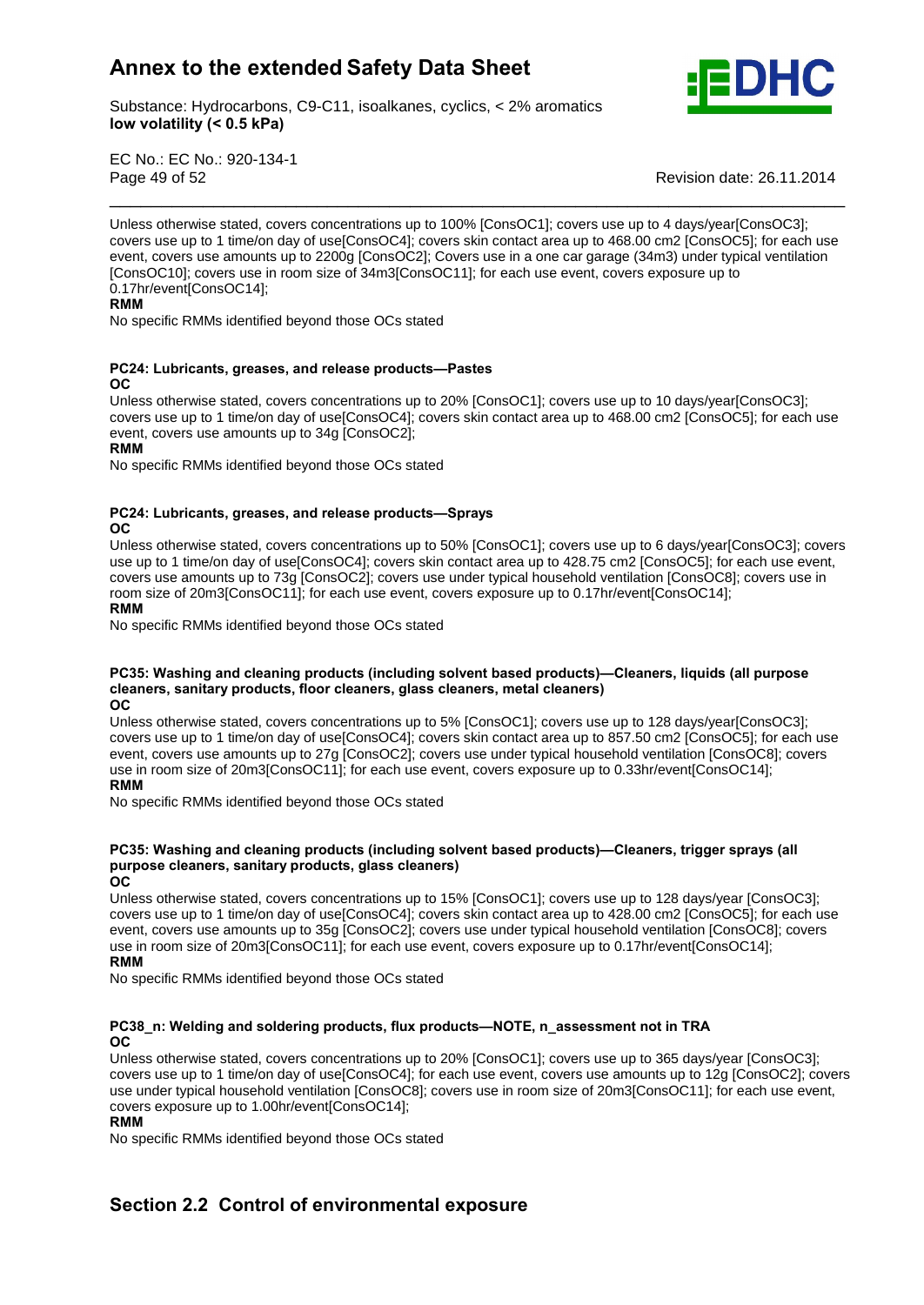Unless otherwise stated, covers concentrations up to 100% [ConsOC1]; covers use up to 4 days/year[ConsOC3]; covers use up to 1 time/on day of use[ConsOC4]; covers skin contact area up to 468.00 cm2 [ConsOC5]; for each use event, covers use amounts up to 2200g [ConsOC2]; Covers use in a one car garage (34m3) under typical ventilation [ConsOC10]; covers use in room size of 34m3[ConsOC11]; for each use event, covers exposure up to 0.17hr/event[ConsOC14];

**RMM**

No specific RMMs identified beyond those OCs stated

**PC24: Lubricants, greases, and release products—Pastes**

**OC**

Unless otherwise stated, covers concentrations up to 20% [ConsOC1]; covers use up to 10 days/year[ConsOC3]; covers use up to 1 time/on day of use[ConsOC4]; covers skin contact area up to 468.00 cm2 [ConsOC5]; for each use event, covers use amounts up to 34g [ConsOC2];

**RMM**

No specific RMMs identified beyond those OCs stated

**PC24: Lubricants, greases, and release products—Sprays**

**OC**

Unless otherwise stated, covers concentrations up to 50% [ConsOC1]; covers use up to 6 days/year[ConsOC3]; covers use up to 1 time/on day of use[ConsOC4]; covers skin contact area up to 428.75 cm2 [ConsOC5]; for each use event, covers use amounts up to 73g [ConsOC2]; covers use under typical household ventilation [ConsOC8]; covers use in room size of 20m3[ConsOC11]; for each use event, covers exposure up to 0.17hr/event[ConsOC14];

**RMM**

No specific RMMs identified beyond those OCs stated

**PC35: Washing and cleaning products (including solvent based products)—Cleaners, liquids (all purpose cleaners, sanitary products, floor cleaners, glass cleaners, metal cleaners)**

**OC**

Unless otherwise stated, covers concentrations up to 5% [ConsOC1]; covers use up to 128 days/year[ConsOC3]; covers use up to 1 time/on day of use[ConsOC4]; covers skin contact area up to 857.50 cm2 [ConsOC5]; for each use event, covers use amounts up to 27g [ConsOC2]; covers use under typical household ventilation [ConsOC8]; covers use in room size of 20m3[ConsOC11]; for each use event, covers exposure up to 0.33hr/event[ConsOC14];

**RMM**

No specific RMMs identified beyond those OCs stated

**PC35: Washing and cleaning products (including solvent based products)—Cleaners, trigger sprays (all purpose cleaners, sanitary products, glass cleaners)**

**OC**

Unless otherwise stated, covers concentrations up to 15% [ConsOC1]; covers use up to 128 days/year [ConsOC3]; covers use up to 1 time/on day of use[ConsOC4]; covers skin contact area up to 428.00 cm2 [ConsOC5]; for each use event, covers use amounts up to 35g [ConsOC2]; covers use under typical household ventilation [ConsOC8]; covers use in room size of 20m3[ConsOC11]; for each use event, covers exposure up to 0.17hr/event[ConsOC14];

**RMM**

No specific RMMs identified beyond those OCs stated

**PC38_n: Welding and soldering products, flux products—NOTE, n_assessment not in TRA**

**OC**

Unless otherwise stated, covers concentrations up to 20% [ConsOC1]; covers use up to 365 days/year [ConsOC3]; covers use up to 1 time/on day of use[ConsOC4]; for each use event, covers use amounts up to 12g [ConsOC2]; covers use under typical household ventilation [ConsOC8]; covers use in room size of 20m3[ConsOC11]; for each use event, covers exposure up to 1.00hr/event[ConsOC14];

**RMM**

No specific RMMs identified beyond those OCs stated

## Section 2.2 Control of environmental exposure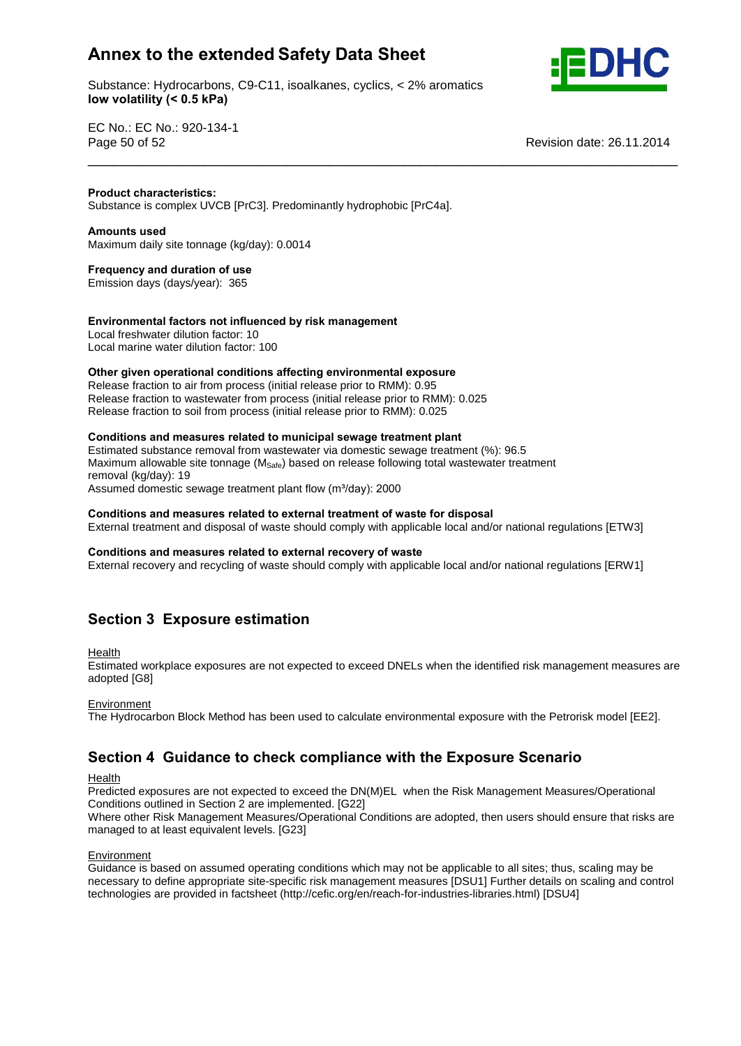**Product characteristics:**
Substance is complex UVCB [PrC3]. Predominantly hydrophobic [PrC4a].

**Amounts used**
Maximum daily site tonnage (kg/day): 0.0014

**Frequency and duration of use**
Emission days (days/year): 365

**Environmental factors not influenced by risk management**
Local freshwater dilution factor: 10
Local marine water dilution factor: 100

**Other given operational conditions affecting environmental exposure**
Release fraction to air from process (initial release prior to RMM): 0.95
Release fraction to wastewater from process (initial release prior to RMM): 0.025
Release fraction to soil from process (initial release prior to RMM): 0.025

**Conditions and measures related to municipal sewage treatment plant**
Estimated substance removal from wastewater via domestic sewage treatment (%): 96.5
Maximum allowable site tonnage ($M_{Safe}$) based on release following total wastewater treatment removal (kg/day): 19
Assumed domestic sewage treatment plant flow (m³/day): 2000

**Conditions and measures related to external treatment of waste for disposal**
External treatment and disposal of waste should comply with applicable local and/or national regulations [ETW3]

**Conditions and measures related to external recovery of waste**
External recovery and recycling of waste should comply with applicable local and/or national regulations [ERW1]

## Section 3 Exposure estimation

Health
Estimated workplace exposures are not expected to exceed DNELs when the identified risk management measures are adopted [G8]

Environment
The Hydrocarbon Block Method has been used to calculate environmental exposure with the Petrorisk model [EE2].

## Section 4 Guidance to check compliance with the Exposure Scenario

Health
Predicted exposures are not expected to exceed the DN(M)EL when the Risk Management Measures/Operational Conditions outlined in Section 2 are implemented. [G22]
Where other Risk Management Measures/Operational Conditions are adopted, then users should ensure that risks are managed to at least equivalent levels. [G23]

Environment
Guidance is based on assumed operating conditions which may not be applicable to all sites; thus, scaling may be necessary to define appropriate site-specific risk management measures [DSU1] Further details on scaling and control technologies are provided in factsheet (http://cefic.org/en/reach-for-industries-libraries.html) [DSU4]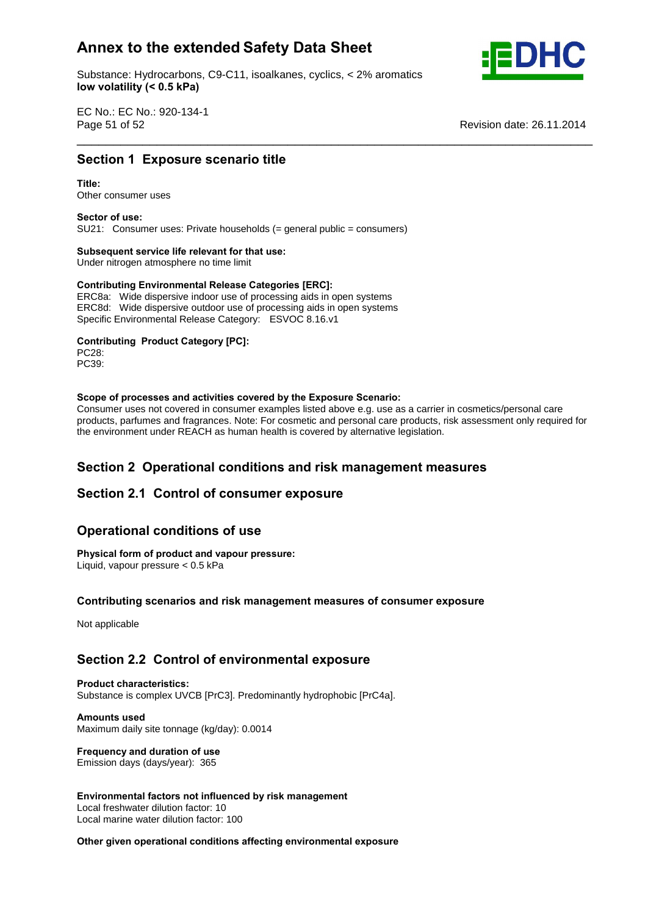## Section 1 Exposure scenario title

**Title:**
Other consumer uses

**Sector of use:**
SU21: Consumer uses: Private households (= general public = consumers)

**Subsequent service life relevant for that use:**
Under nitrogen atmosphere no time limit

**Contributing Environmental Release Categories [ERC]:**
ERC8a: Wide dispersive indoor use of processing aids in open systems
ERC8d: Wide dispersive outdoor use of processing aids in open systems
Specific Environmental Release Category: ESVOC 8.16.v1

**Contributing Product Category [PC]:**
PC28:
PC39:

**Scope of processes and activities covered by the Exposure Scenario:**
Consumer uses not covered in consumer examples listed above e.g. use as a carrier in cosmetics/personal care products, parfumes and fragrances. Note: For cosmetic and personal care products, risk assessment only required for the environment under REACH as human health is covered by alternative legislation.

## Section 2 Operational conditions and risk management measures

### Section 2.1 Control of consumer exposure

### Operational conditions of use

**Physical form of product and vapour pressure:**
Liquid, vapour pressure < 0.5 kPa

**Contributing scenarios and risk management measures of consumer exposure**

Not applicable

### Section 2.2 Control of environmental exposure

**Product characteristics:**
Substance is complex UVCB [PrC3]. Predominantly hydrophobic [PrC4a].

**Amounts used**
Maximum daily site tonnage (kg/day): 0.0014

**Frequency and duration of use**
Emission days (days/year): 365

**Environmental factors not influenced by risk management**
Local freshwater dilution factor: 10
Local marine water dilution factor: 100

**Other given operational conditions affecting environmental exposure**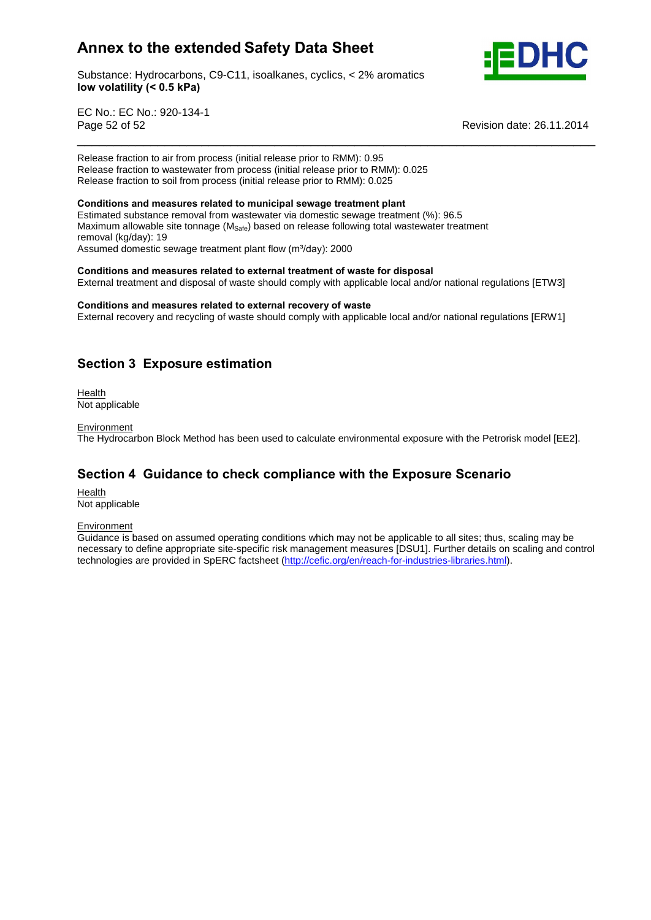Release fraction to air from process (initial release prior to RMM): 0.95
Release fraction to wastewater from process (initial release prior to RMM): 0.025
Release fraction to soil from process (initial release prior to RMM): 0.025

**Conditions and measures related to municipal sewage treatment plant**

Estimated substance removal from wastewater via domestic sewage treatment (%): 96.5
Maximum allowable site tonnage ($M_{Safe}$) based on release following total wastewater treatment removal (kg/day): 19
Assumed domestic sewage treatment plant flow (m³/day): 2000

**Conditions and measures related to external treatment of waste for disposal**

External treatment and disposal of waste should comply with applicable local and/or national regulations [ETW3]

**Conditions and measures related to external recovery of waste**

External recovery and recycling of waste should comply with applicable local and/or national regulations [ERW1]

## Section 3 Exposure estimation

Health
Not applicable

Environment
The Hydrocarbon Block Method has been used to calculate environmental exposure with the Petrorisk model [EE2].

## Section 4 Guidance to check compliance with the Exposure Scenario

Health
Not applicable

Environment
Guidance is based on assumed operating conditions which may not be applicable to all sites; thus, scaling may be necessary to define appropriate site-specific risk management measures [DSU1]. Further details on scaling and control technologies are provided in SpERC factsheet (http://cefic.org/en/reach-for-industries-libraries.html).